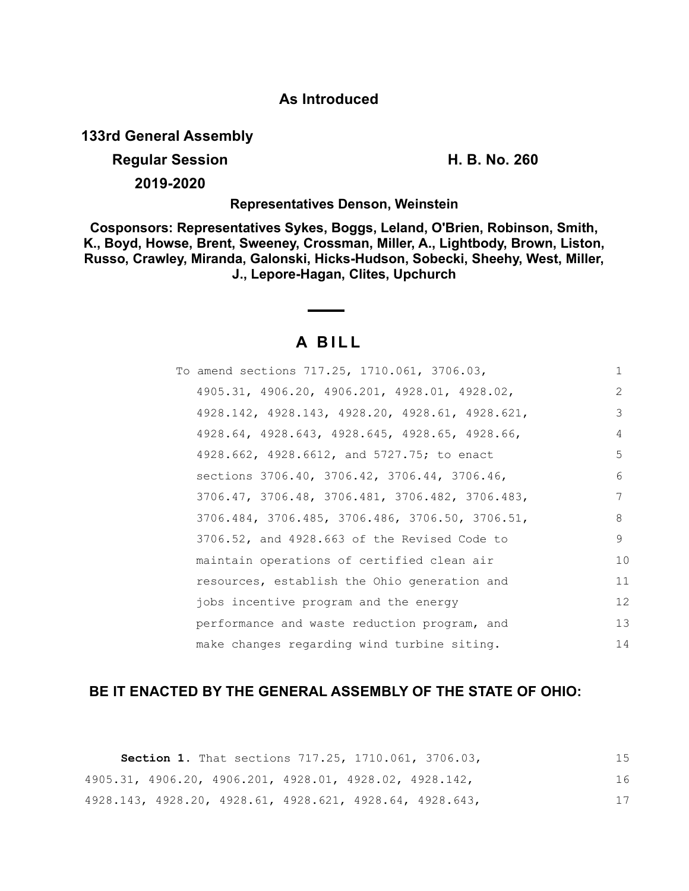**As Introduced**

**133rd General Assembly**

**Regular Session** **H. B. No. 260**

**2019-2020**

**Representatives Denson, Weinstein**

**Cosponsors: Representatives Sykes, Boggs, Leland, O'Brien, Robinson, Smith, K., Boyd, Howse, Brent, Sweeney, Crossman, Miller, A., Lightbody, Brown, Liston, Russo, Crawley, Miranda, Galonski, Hicks-Hudson, Sobecki, Sheehy, West, Miller, J., Lepore-Hagan, Clites, Upchurch**

# A BILL

To amend sections 717.25, 1710.061, 3706.03, 4905.31, 4906.20, 4906.201, 4928.01, 4928.02, 4928.142, 4928.143, 4928.20, 4928.61, 4928.621, 4928.64, 4928.643, 4928.645, 4928.65, 4928.66, 4928.662, 4928.6612, and 5727.75; to enact sections 3706.40, 3706.42, 3706.44, 3706.46, 3706.47, 3706.48, 3706.481, 3706.482, 3706.483, 3706.484, 3706.485, 3706.486, 3706.50, 3706.51, 3706.52, and 4928.663 of the Revised Code to maintain operations of certified clean air resources, establish the Ohio generation and jobs incentive program and the energy performance and waste reduction program, and make changes regarding wind turbine siting.

**BE IT ENACTED BY THE GENERAL ASSEMBLY OF THE STATE OF OHIO:**

**Section 1.** That sections 717.25, 1710.061, 3706.03, 4905.31, 4906.20, 4906.201, 4928.01, 4928.02, 4928.142, 4928.143, 4928.20, 4928.61, 4928.621, 4928.64, 4928.643,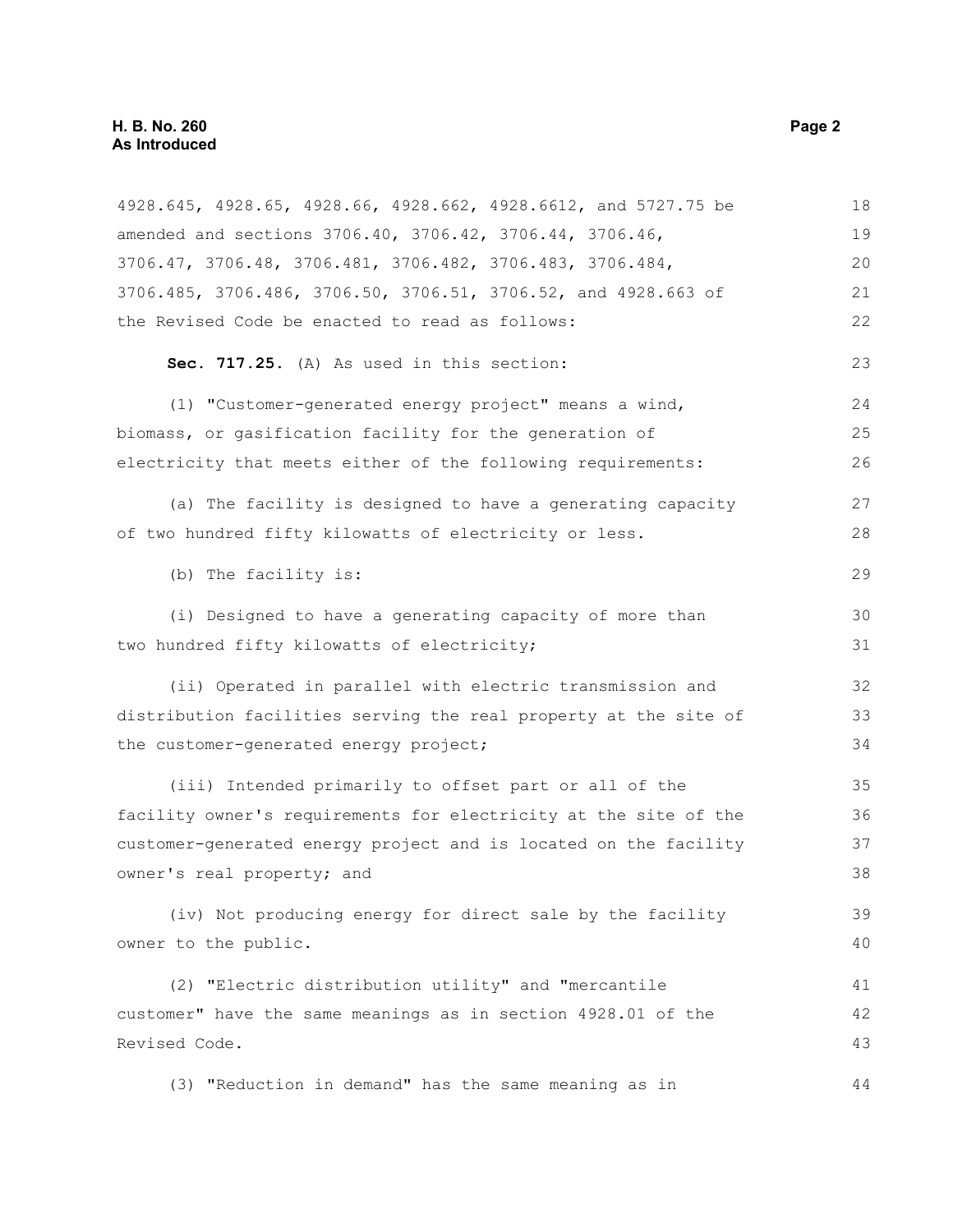4928.645, 4928.65, 4928.66, 4928.662, 4928.6612, and 5727.75 be amended and sections 3706.40, 3706.42, 3706.44, 3706.46, 3706.47, 3706.48, 3706.481, 3706.482, 3706.483, 3706.484, 3706.485, 3706.486, 3706.50, 3706.51, 3706.52, and 4928.663 of the Revised Code be enacted to read as follows:

**Sec. 717.25.** (A) As used in this section:

(1) "Customer-generated energy project" means a wind, biomass, or gasification facility for the generation of electricity that meets either of the following requirements:

(a) The facility is designed to have a generating capacity of two hundred fifty kilowatts of electricity or less.

(b) The facility is:

(i) Designed to have a generating capacity of more than two hundred fifty kilowatts of electricity;

(ii) Operated in parallel with electric transmission and distribution facilities serving the real property at the site of the customer-generated energy project;

(iii) Intended primarily to offset part or all of the facility owner's requirements for electricity at the site of the customer-generated energy project and is located on the facility owner's real property; and

(iv) Not producing energy for direct sale by the facility owner to the public.

(2) "Electric distribution utility" and "mercantile customer" have the same meanings as in section 4928.01 of the Revised Code.

(3) "Reduction in demand" has the same meaning as in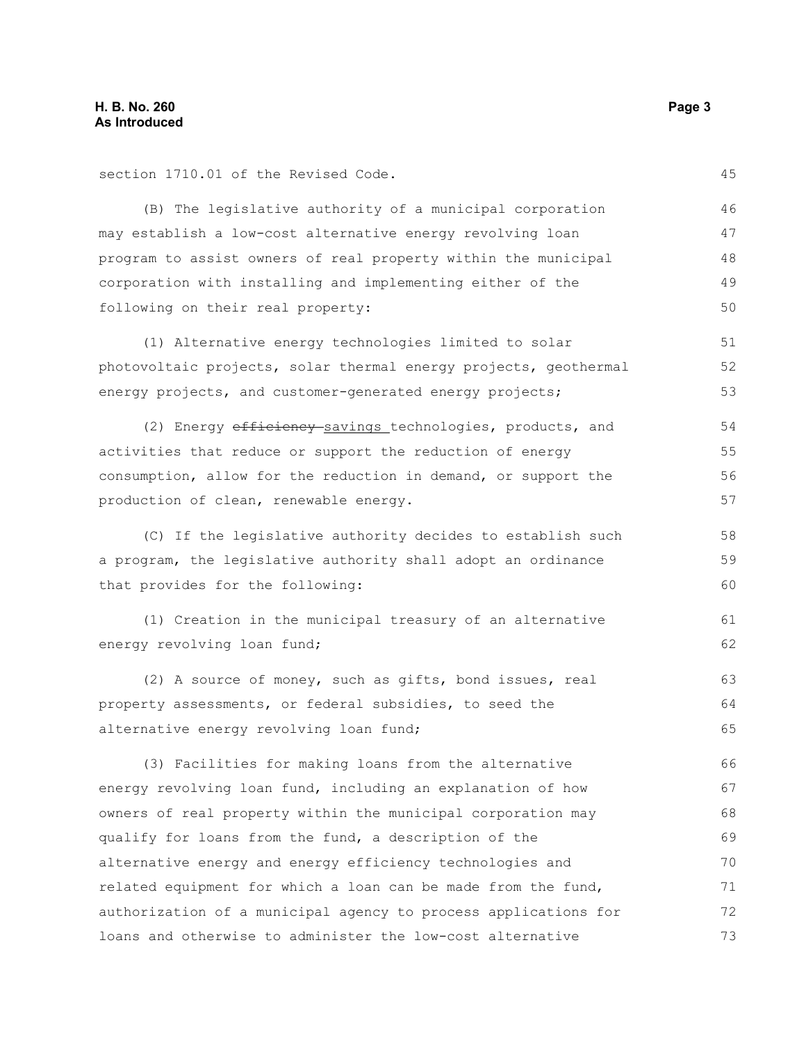section 1710.01 of the Revised Code.

(B) The legislative authority of a municipal corporation may establish a low-cost alternative energy revolving loan program to assist owners of real property within the municipal corporation with installing and implementing either of the following on their real property:

(1) Alternative energy technologies limited to solar photovoltaic projects, solar thermal energy projects, geothermal energy projects, and customer-generated energy projects;

(2) Energy ~~efficiency~~ savings technologies, products, and activities that reduce or support the reduction of energy consumption, allow for the reduction in demand, or support the production of clean, renewable energy.

(C) If the legislative authority decides to establish such a program, the legislative authority shall adopt an ordinance that provides for the following:

(1) Creation in the municipal treasury of an alternative energy revolving loan fund;

(2) A source of money, such as gifts, bond issues, real property assessments, or federal subsidies, to seed the alternative energy revolving loan fund;

(3) Facilities for making loans from the alternative energy revolving loan fund, including an explanation of how owners of real property within the municipal corporation may qualify for loans from the fund, a description of the alternative energy and energy efficiency technologies and related equipment for which a loan can be made from the fund, authorization of a municipal agency to process applications for loans and otherwise to administer the low-cost alternative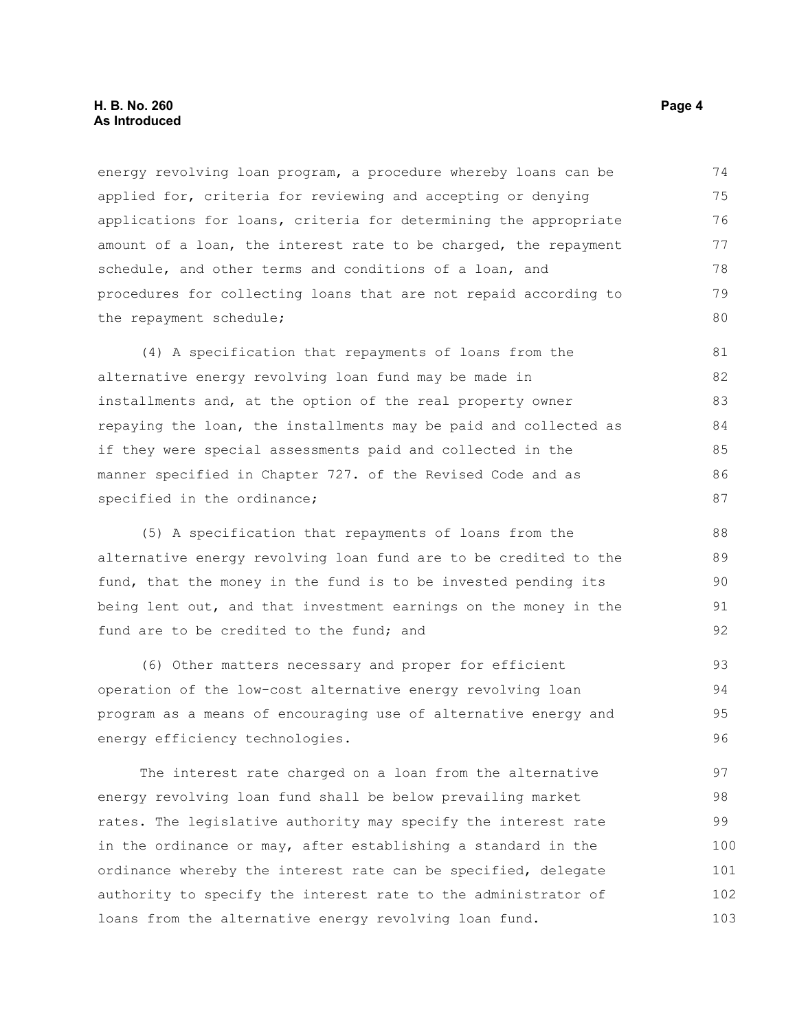energy revolving loan program, a procedure whereby loans can be applied for, criteria for reviewing and accepting or denying applications for loans, criteria for determining the appropriate amount of a loan, the interest rate to be charged, the repayment schedule, and other terms and conditions of a loan, and procedures for collecting loans that are not repaid according to the repayment schedule;

(4) A specification that repayments of loans from the alternative energy revolving loan fund may be made in installments and, at the option of the real property owner repaying the loan, the installments may be paid and collected as if they were special assessments paid and collected in the manner specified in Chapter 727. of the Revised Code and as specified in the ordinance;

(5) A specification that repayments of loans from the alternative energy revolving loan fund are to be credited to the fund, that the money in the fund is to be invested pending its being lent out, and that investment earnings on the money in the fund are to be credited to the fund; and

(6) Other matters necessary and proper for efficient operation of the low-cost alternative energy revolving loan program as a means of encouraging use of alternative energy and energy efficiency technologies.

The interest rate charged on a loan from the alternative energy revolving loan fund shall be below prevailing market rates. The legislative authority may specify the interest rate in the ordinance or may, after establishing a standard in the ordinance whereby the interest rate can be specified, delegate authority to specify the interest rate to the administrator of loans from the alternative energy revolving loan fund.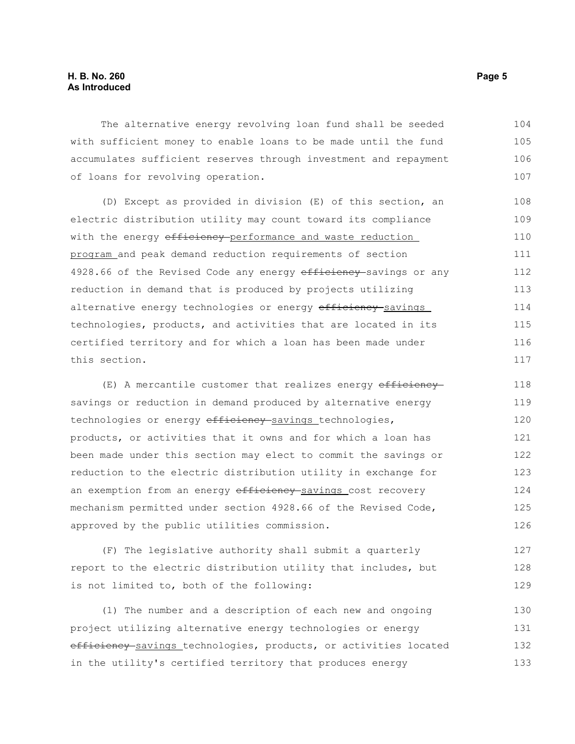The alternative energy revolving loan fund shall be seeded with sufficient money to enable loans to be made until the fund accumulates sufficient reserves through investment and repayment of loans for revolving operation.

(D) Except as provided in division (E) of this section, an electric distribution utility may count toward its compliance with the energy ~~efficiency~~ performance and waste reduction program and peak demand reduction requirements of section 4928.66 of the Revised Code any energy ~~efficiency~~ savings or any reduction in demand that is produced by projects utilizing alternative energy technologies or energy ~~efficiency~~ savings technologies, products, and activities that are located in its certified territory and for which a loan has been made under this section.

(E) A mercantile customer that realizes energy ~~efficiency~~ savings or reduction in demand produced by alternative energy technologies or energy ~~efficiency~~ savings technologies, products, or activities that it owns and for which a loan has been made under this section may elect to commit the savings or reduction to the electric distribution utility in exchange for an exemption from an energy ~~efficiency~~ savings cost recovery mechanism permitted under section 4928.66 of the Revised Code, approved by the public utilities commission.

(F) The legislative authority shall submit a quarterly report to the electric distribution utility that includes, but is not limited to, both of the following:

(1) The number and a description of each new and ongoing project utilizing alternative energy technologies or energy ~~efficiency~~ savings technologies, products, or activities located in the utility's certified territory that produces energy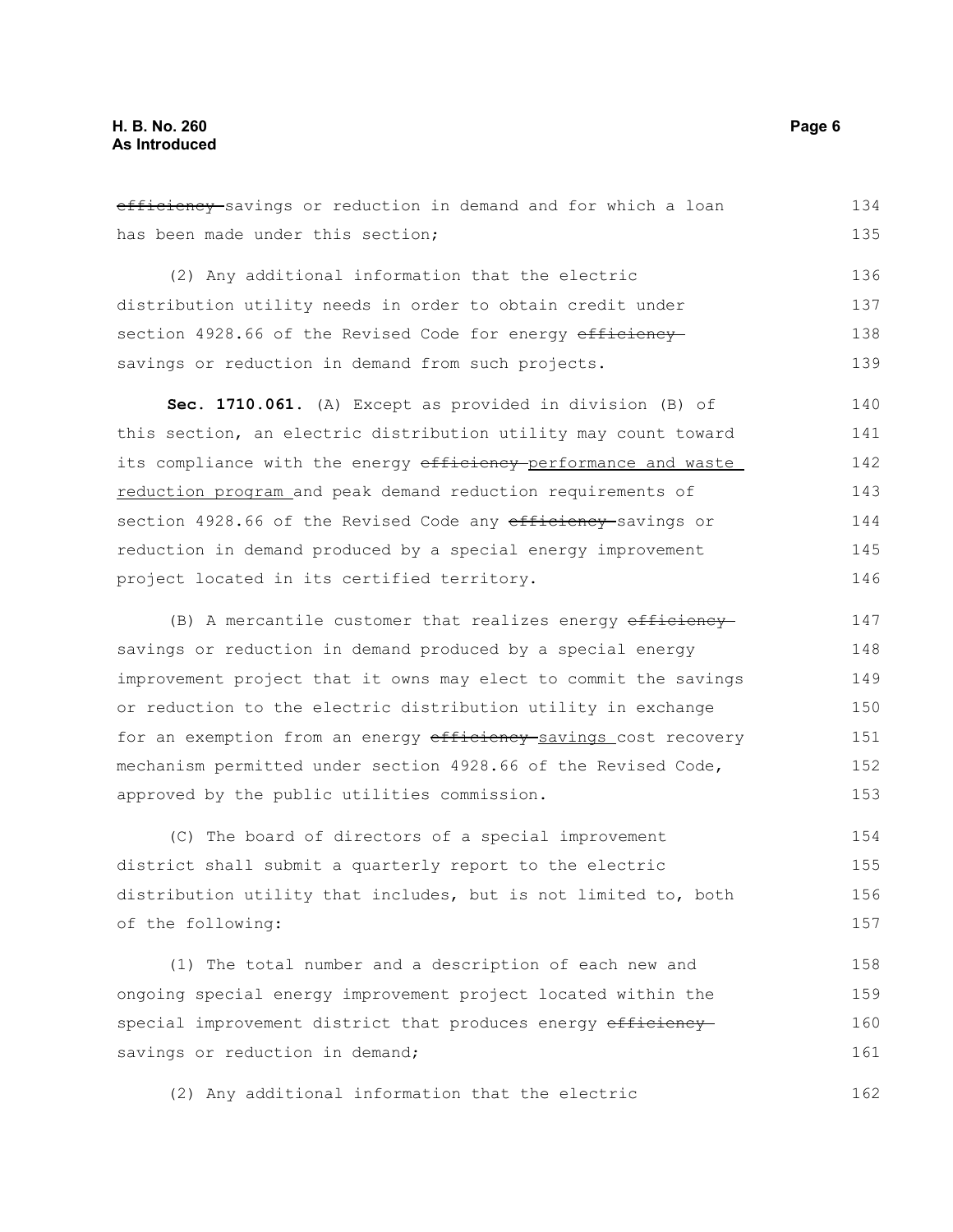~~efficiency~~ savings or reduction in demand and for which a loan has been made under this section;

(2) Any additional information that the electric distribution utility needs in order to obtain credit under section 4928.66 of the Revised Code for energy ~~efficiency~~ savings or reduction in demand from such projects.

**Sec. 1710.061.** (A) Except as provided in division (B) of this section, an electric distribution utility may count toward its compliance with the energy ~~efficiency~~ performance and waste reduction program and peak demand reduction requirements of section 4928.66 of the Revised Code any ~~efficiency~~ savings or reduction in demand produced by a special energy improvement project located in its certified territory.

(B) A mercantile customer that realizes energy ~~efficiency~~ savings or reduction in demand produced by a special energy improvement project that it owns may elect to commit the savings or reduction to the electric distribution utility in exchange for an exemption from an energy ~~efficiency~~ savings cost recovery mechanism permitted under section 4928.66 of the Revised Code, approved by the public utilities commission.

(C) The board of directors of a special improvement district shall submit a quarterly report to the electric distribution utility that includes, but is not limited to, both of the following:

(1) The total number and a description of each new and ongoing special energy improvement project located within the special improvement district that produces energy ~~efficiency~~ savings or reduction in demand;

(2) Any additional information that the electric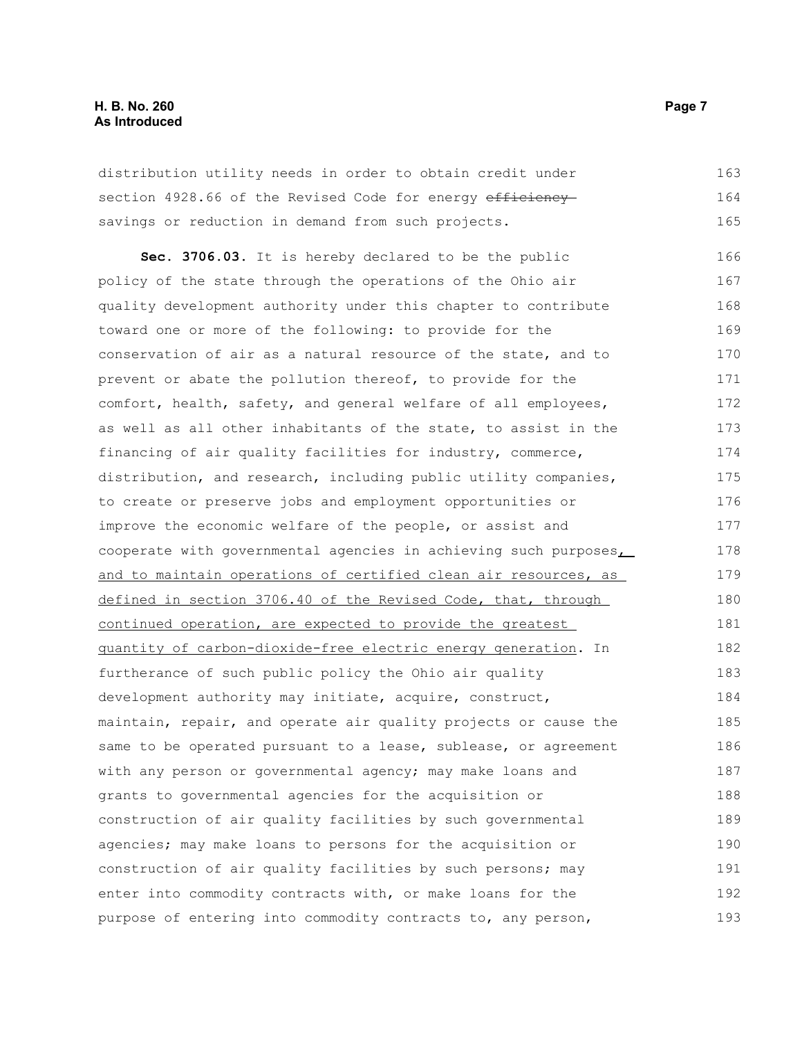distribution utility needs in order to obtain credit under section 4928.66 of the Revised Code for energy ~~efficiency~~ savings or reduction in demand from such projects.

**Sec. 3706.03.** It is hereby declared to be the public policy of the state through the operations of the Ohio air quality development authority under this chapter to contribute toward one or more of the following: to provide for the conservation of air as a natural resource of the state, and to prevent or abate the pollution thereof, to provide for the comfort, health, safety, and general welfare of all employees, as well as all other inhabitants of the state, to assist in the financing of air quality facilities for industry, commerce, distribution, and research, including public utility companies, to create or preserve jobs and employment opportunities or improve the economic welfare of the people, or assist and cooperate with governmental agencies in achieving such purposes<u>, and to maintain operations of certified clean air resources, as defined in section 3706.40 of the Revised Code, that, through continued operation, are expected to provide the greatest quantity of carbon-dioxide-free electric energy generation</u>. In furtherance of such public policy the Ohio air quality development authority may initiate, acquire, construct, maintain, repair, and operate air quality projects or cause the same to be operated pursuant to a lease, sublease, or agreement with any person or governmental agency; may make loans and grants to governmental agencies for the acquisition or construction of air quality facilities by such governmental agencies; may make loans to persons for the acquisition or construction of air quality facilities by such persons; may enter into commodity contracts with, or make loans for the purpose of entering into commodity contracts to, any person,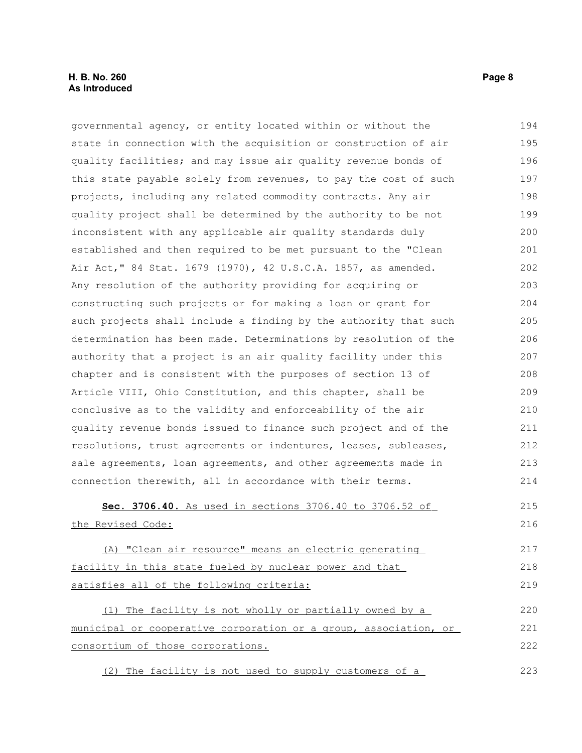governmental agency, or entity located within or without the state in connection with the acquisition or construction of air quality facilities; and may issue air quality revenue bonds of this state payable solely from revenues, to pay the cost of such projects, including any related commodity contracts. Any air quality project shall be determined by the authority to be not inconsistent with any applicable air quality standards duly established and then required to be met pursuant to the "Clean Air Act," 84 Stat. 1679 (1970), 42 U.S.C.A. 1857, as amended. Any resolution of the authority providing for acquiring or constructing such projects or for making a loan or grant for such projects shall include a finding by the authority that such determination has been made. Determinations by resolution of the authority that a project is an air quality facility under this chapter and is consistent with the purposes of section 13 of Article VIII, Ohio Constitution, and this chapter, shall be conclusive as to the validity and enforceability of the air quality revenue bonds issued to finance such project and of the resolutions, trust agreements or indentures, leases, subleases, sale agreements, loan agreements, and other agreements made in connection therewith, all in accordance with their terms.

**Sec. 3706.40.** As used in sections 3706.40 to 3706.52 of the Revised Code:

(A) "Clean air resource" means an electric generating facility in this state fueled by nuclear power and that satisfies all of the following criteria:

(1) The facility is not wholly or partially owned by a municipal or cooperative corporation or a group, association, or consortium of those corporations.

(2) The facility is not used to supply customers of a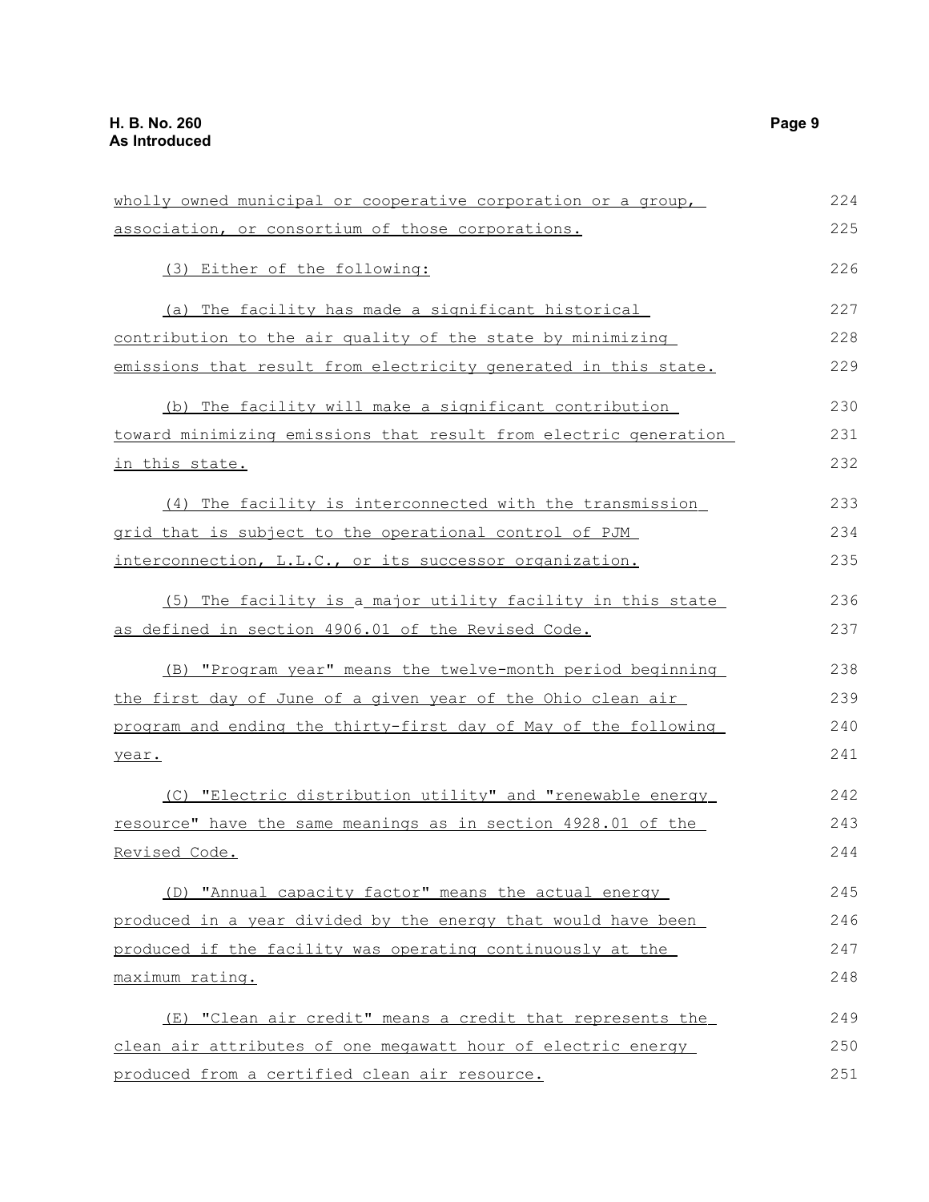wholly owned municipal or cooperative corporation or a group, association, or consortium of those corporations.

(3) Either of the following:

(a) The facility has made a significant historical contribution to the air quality of the state by minimizing emissions that result from electricity generated in this state.

(b) The facility will make a significant contribution toward minimizing emissions that result from electric generation in this state.

(4) The facility is interconnected with the transmission grid that is subject to the operational control of PJM interconnection, L.L.C., or its successor organization.

(5) The facility is a major utility facility in this state as defined in section 4906.01 of the Revised Code.

(B) "Program year" means the twelve-month period beginning the first day of June of a given year of the Ohio clean air program and ending the thirty-first day of May of the following year.

(C) "Electric distribution utility" and "renewable energy resource" have the same meanings as in section 4928.01 of the Revised Code.

(D) "Annual capacity factor" means the actual energy produced in a year divided by the energy that would have been produced if the facility was operating continuously at the maximum rating.

(E) "Clean air credit" means a credit that represents the clean air attributes of one megawatt hour of electric energy produced from a certified clean air resource.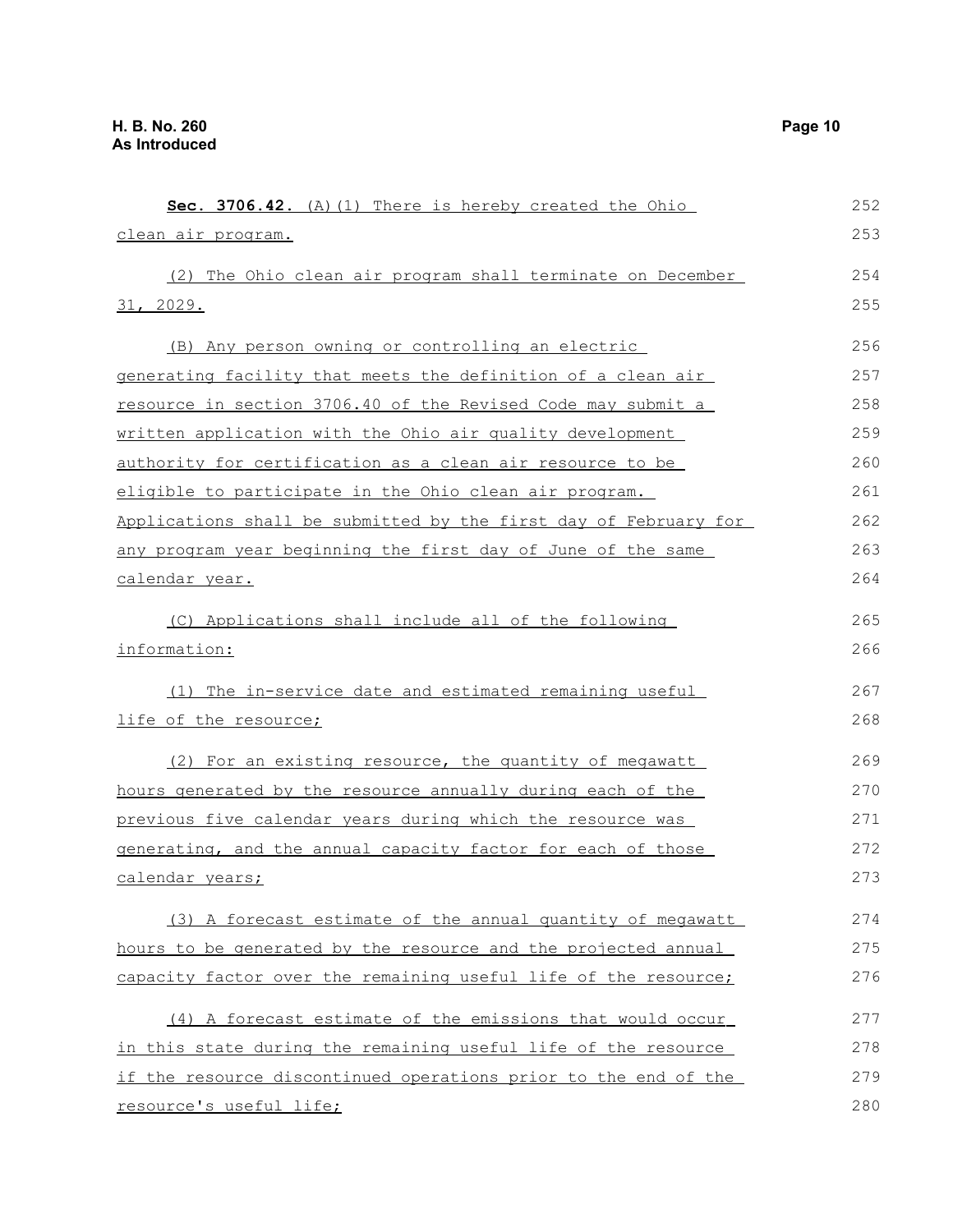**Sec. 3706.42.** (A)(1) There is hereby created the Ohio clean air program.

(2) The Ohio clean air program shall terminate on December 31, 2029.

(B) Any person owning or controlling an electric generating facility that meets the definition of a clean air resource in section 3706.40 of the Revised Code may submit a written application with the Ohio air quality development authority for certification as a clean air resource to be eligible to participate in the Ohio clean air program. Applications shall be submitted by the first day of February for any program year beginning the first day of June of the same calendar year.

(C) Applications shall include all of the following information:

(1) The in-service date and estimated remaining useful life of the resource;

(2) For an existing resource, the quantity of megawatt hours generated by the resource annually during each of the previous five calendar years during which the resource was generating, and the annual capacity factor for each of those calendar years;

(3) A forecast estimate of the annual quantity of megawatt hours to be generated by the resource and the projected annual capacity factor over the remaining useful life of the resource;

(4) A forecast estimate of the emissions that would occur in this state during the remaining useful life of the resource if the resource discontinued operations prior to the end of the resource's useful life;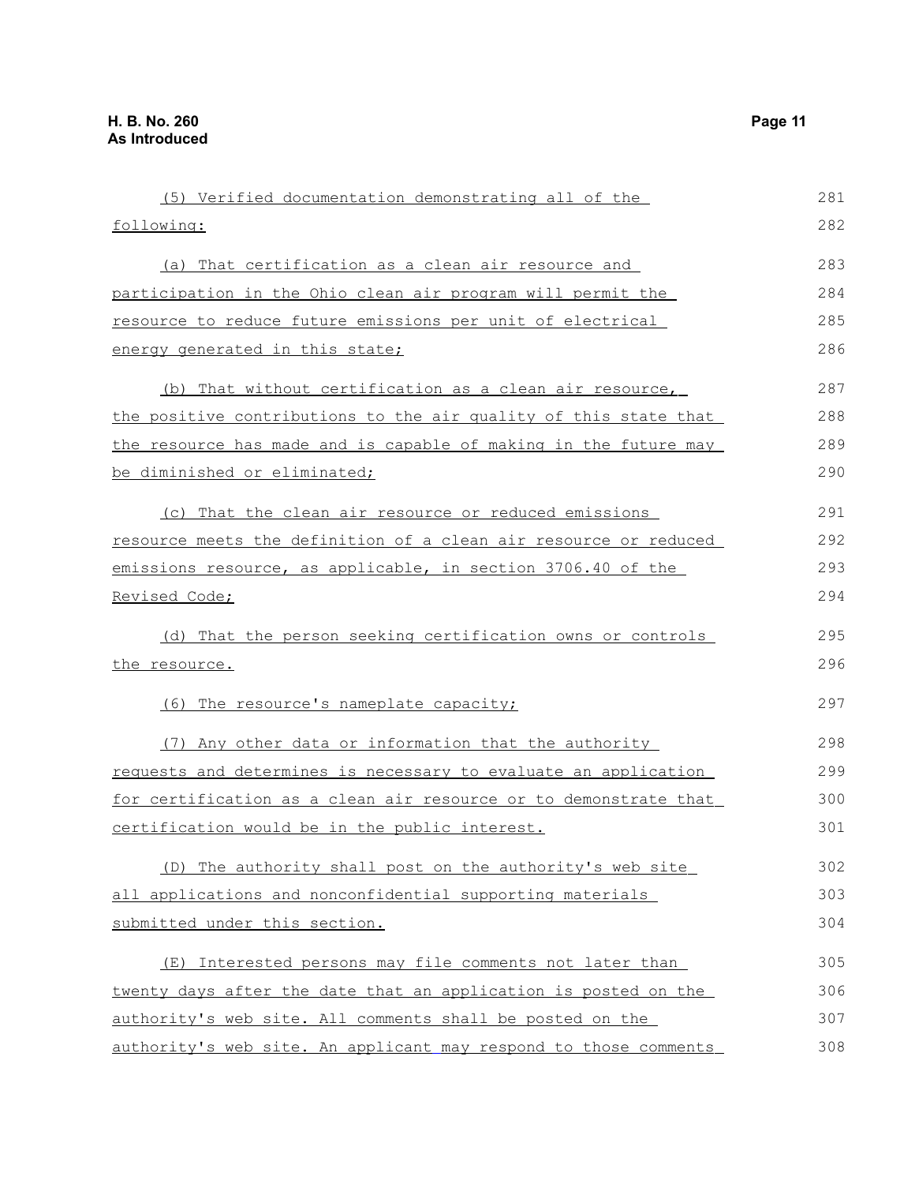(5) Verified documentation demonstrating all of the following:

(a) That certification as a clean air resource and participation in the Ohio clean air program will permit the resource to reduce future emissions per unit of electrical energy generated in this state;

(b) That without certification as a clean air resource, the positive contributions to the air quality of this state that the resource has made and is capable of making in the future may be diminished or eliminated;

(c) That the clean air resource or reduced emissions resource meets the definition of a clean air resource or reduced emissions resource, as applicable, in section 3706.40 of the Revised Code;

(d) That the person seeking certification owns or controls the resource.

(6) The resource's nameplate capacity;

(7) Any other data or information that the authority requests and determines is necessary to evaluate an application for certification as a clean air resource or to demonstrate that certification would be in the public interest.

(D) The authority shall post on the authority's web site all applications and nonconfidential supporting materials submitted under this section.

(E) Interested persons may file comments not later than twenty days after the date that an application is posted on the authority's web site. All comments shall be posted on the authority's web site. An applicant may respond to those comments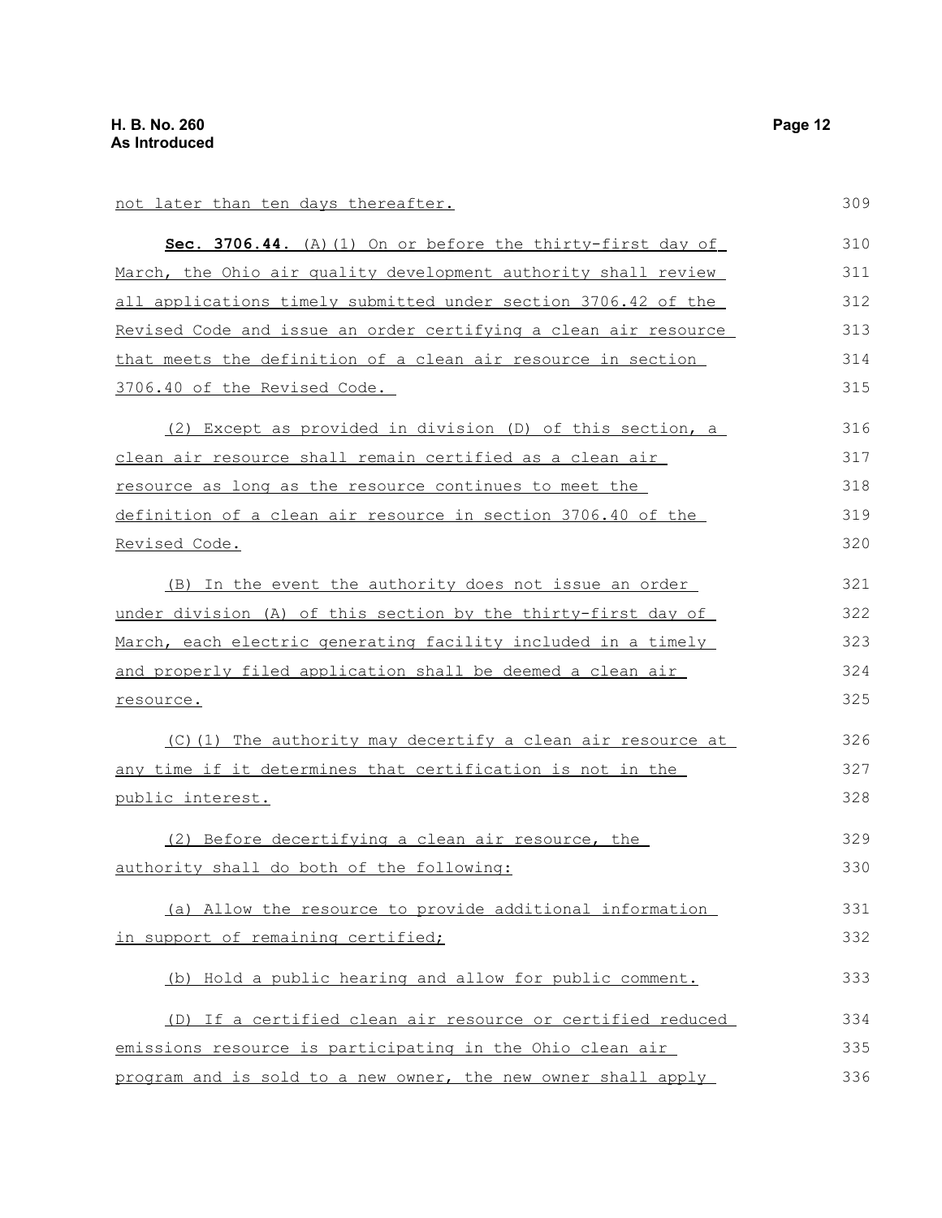not later than ten days thereafter.

**Sec. 3706.44.** (A)(1) On or before the thirty-first day of March, the Ohio air quality development authority shall review all applications timely submitted under section 3706.42 of the Revised Code and issue an order certifying a clean air resource that meets the definition of a clean air resource in section 3706.40 of the Revised Code.

(2) Except as provided in division (D) of this section, a clean air resource shall remain certified as a clean air resource as long as the resource continues to meet the definition of a clean air resource in section 3706.40 of the Revised Code.

(B) In the event the authority does not issue an order under division (A) of this section by the thirty-first day of March, each electric generating facility included in a timely and properly filed application shall be deemed a clean air resource.

(C)(1) The authority may decertify a clean air resource at any time if it determines that certification is not in the public interest.

(2) Before decertifying a clean air resource, the authority shall do both of the following:

(a) Allow the resource to provide additional information in support of remaining certified;

(b) Hold a public hearing and allow for public comment.

(D) If a certified clean air resource or certified reduced emissions resource is participating in the Ohio clean air program and is sold to a new owner, the new owner shall apply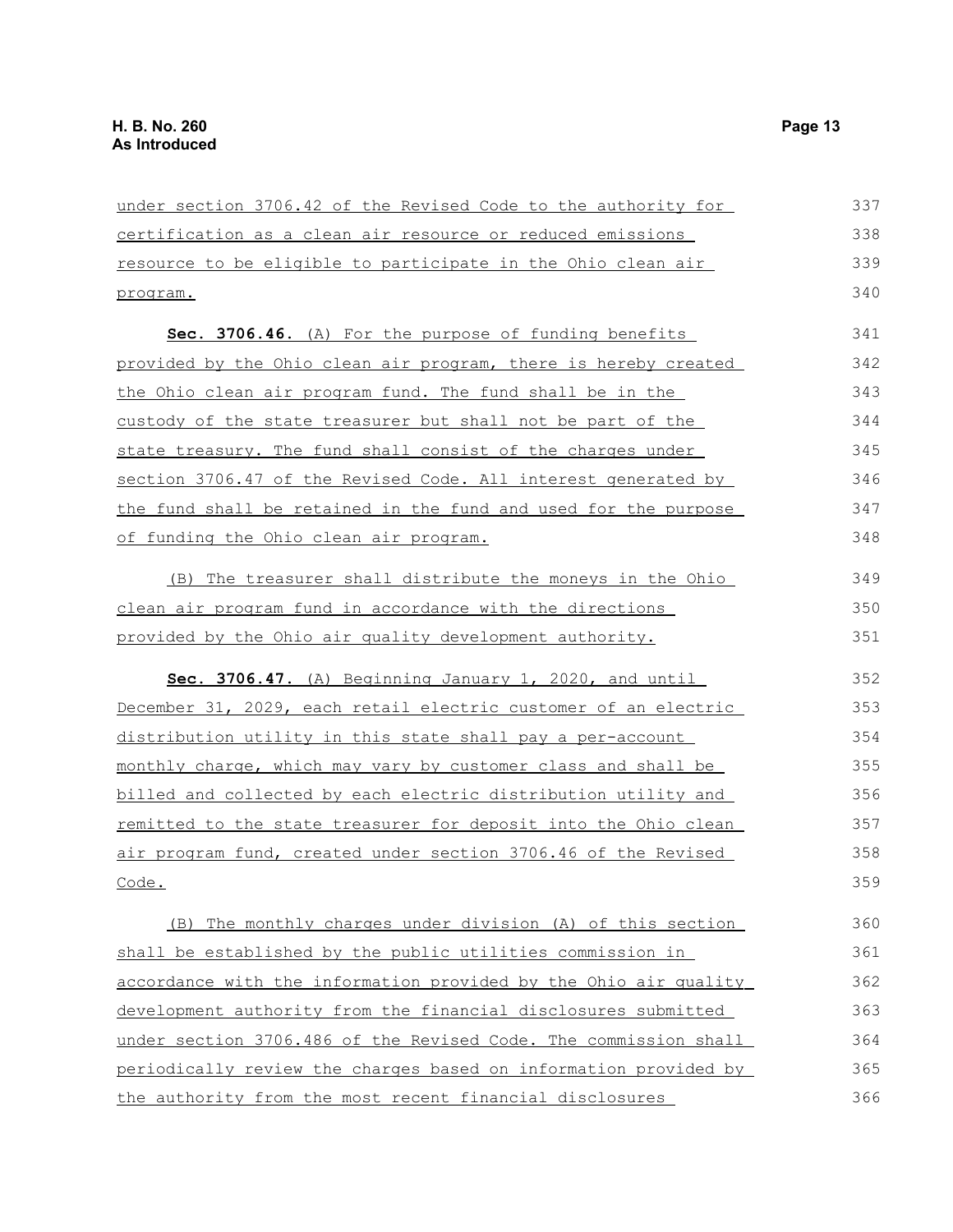under section 3706.42 of the Revised Code to the authority for certification as a clean air resource or reduced emissions resource to be eligible to participate in the Ohio clean air program.

**Sec. 3706.46.** (A) For the purpose of funding benefits provided by the Ohio clean air program, there is hereby created the Ohio clean air program fund. The fund shall be in the custody of the state treasurer but shall not be part of the state treasury. The fund shall consist of the charges under section 3706.47 of the Revised Code. All interest generated by the fund shall be retained in the fund and used for the purpose of funding the Ohio clean air program.

(B) The treasurer shall distribute the moneys in the Ohio clean air program fund in accordance with the directions provided by the Ohio air quality development authority.

**Sec. 3706.47.** (A) Beginning January 1, 2020, and until December 31, 2029, each retail electric customer of an electric distribution utility in this state shall pay a per-account monthly charge, which may vary by customer class and shall be billed and collected by each electric distribution utility and remitted to the state treasurer for deposit into the Ohio clean air program fund, created under section 3706.46 of the Revised Code.

(B) The monthly charges under division (A) of this section shall be established by the public utilities commission in accordance with the information provided by the Ohio air quality development authority from the financial disclosures submitted under section 3706.486 of the Revised Code. The commission shall periodically review the charges based on information provided by the authority from the most recent financial disclosures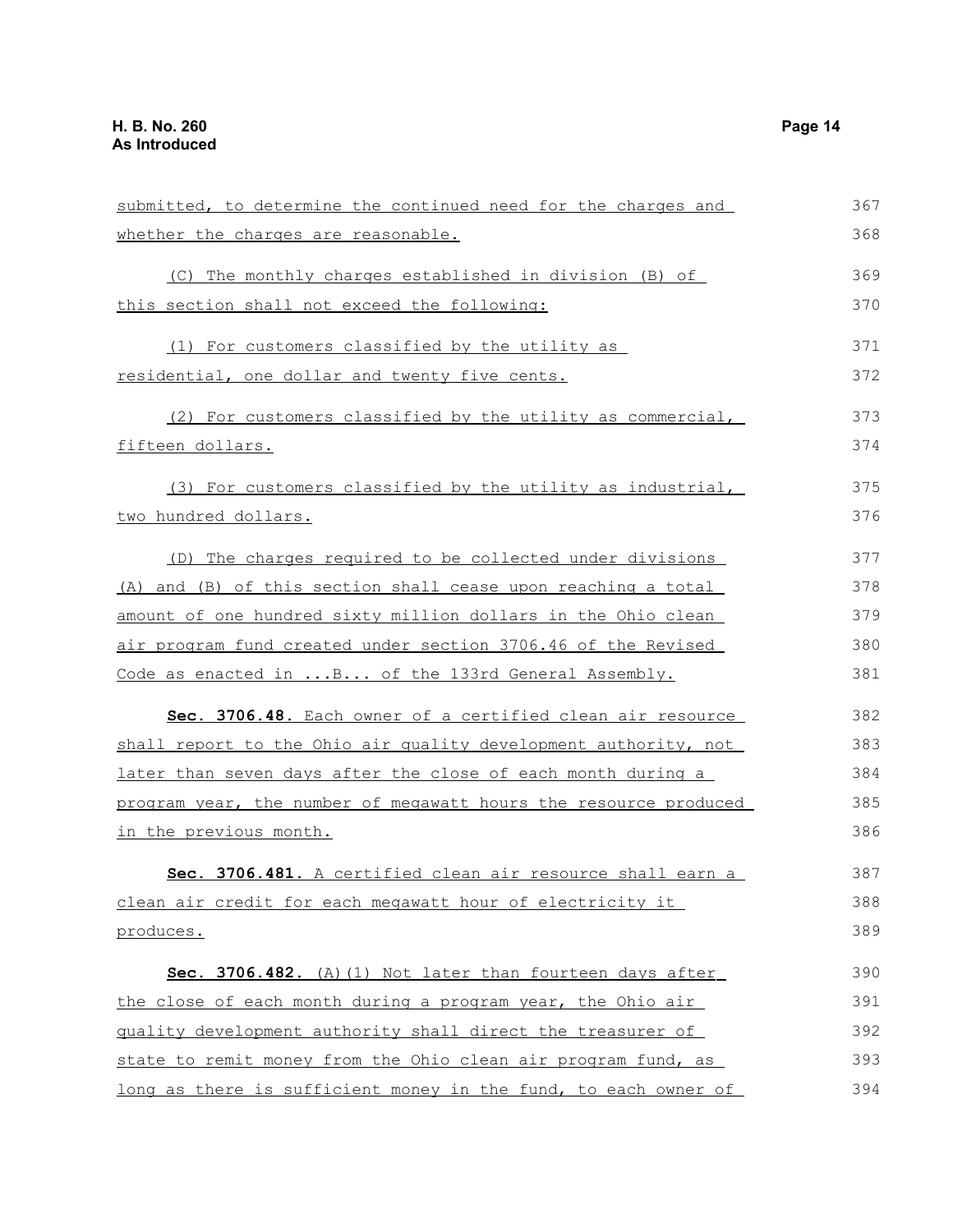submitted, to determine the continued need for the charges and whether the charges are reasonable.

(C) The monthly charges established in division (B) of this section shall not exceed the following:

(1) For customers classified by the utility as residential, one dollar and twenty five cents.

(2) For customers classified by the utility as commercial, fifteen dollars.

(3) For customers classified by the utility as industrial, two hundred dollars.

(D) The charges required to be collected under divisions (A) and (B) of this section shall cease upon reaching a total amount of one hundred sixty million dollars in the Ohio clean air program fund created under section 3706.46 of the Revised Code as enacted in ...B... of the 133rd General Assembly.

**Sec. 3706.48.** Each owner of a certified clean air resource shall report to the Ohio air quality development authority, not later than seven days after the close of each month during a program year, the number of megawatt hours the resource produced in the previous month.

**Sec. 3706.481.** A certified clean air resource shall earn a clean air credit for each megawatt hour of electricity it produces.

**Sec. 3706.482.** (A)(1) Not later than fourteen days after the close of each month during a program year, the Ohio air quality development authority shall direct the treasurer of state to remit money from the Ohio clean air program fund, as long as there is sufficient money in the fund, to each owner of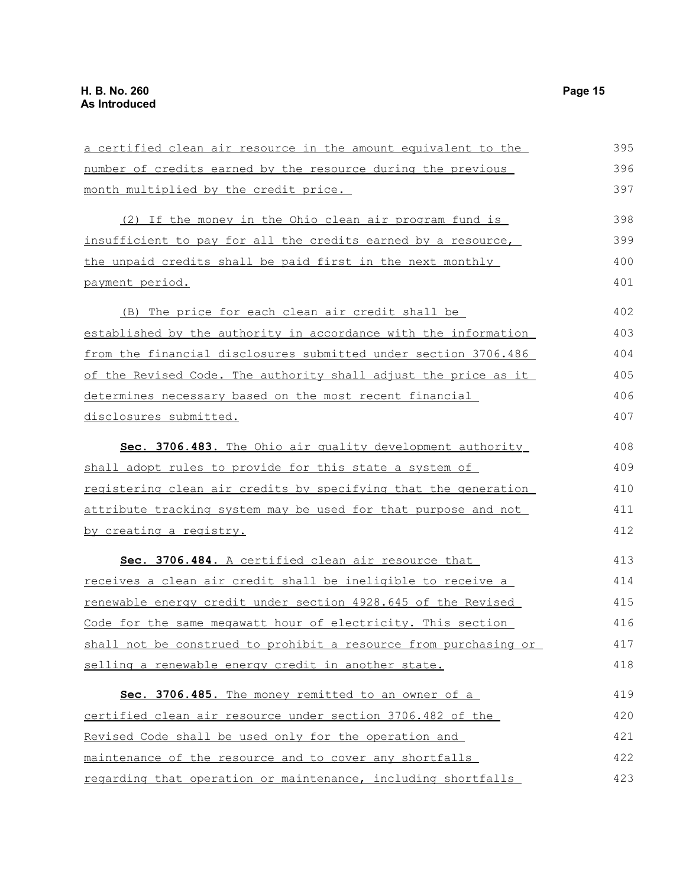a certified clean air resource in the amount equivalent to the number of credits earned by the resource during the previous month multiplied by the credit price.

(2) If the money in the Ohio clean air program fund is insufficient to pay for all the credits earned by a resource, the unpaid credits shall be paid first in the next monthly payment period.

(B) The price for each clean air credit shall be established by the authority in accordance with the information from the financial disclosures submitted under section 3706.486 of the Revised Code. The authority shall adjust the price as it determines necessary based on the most recent financial disclosures submitted.

**Sec. 3706.483.** The Ohio air quality development authority shall adopt rules to provide for this state a system of registering clean air credits by specifying that the generation attribute tracking system may be used for that purpose and not by creating a registry.

**Sec. 3706.484.** A certified clean air resource that receives a clean air credit shall be ineligible to receive a renewable energy credit under section 4928.645 of the Revised Code for the same megawatt hour of electricity. This section shall not be construed to prohibit a resource from purchasing or selling a renewable energy credit in another state.

**Sec. 3706.485.** The money remitted to an owner of a certified clean air resource under section 3706.482 of the Revised Code shall be used only for the operation and maintenance of the resource and to cover any shortfalls regarding that operation or maintenance, including shortfalls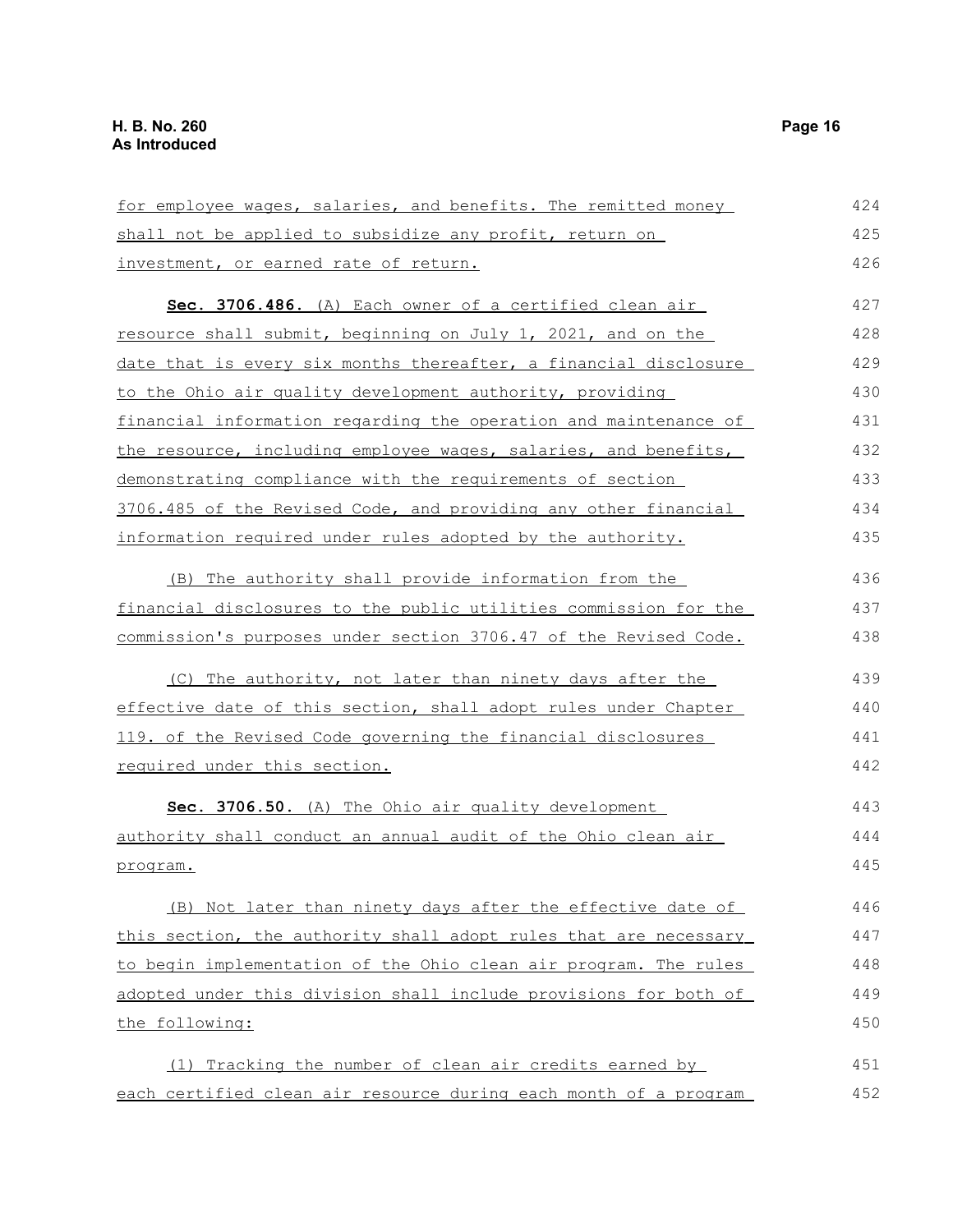for employee wages, salaries, and benefits. The remitted money shall not be applied to subsidize any profit, return on investment, or earned rate of return.

**Sec. 3706.486.** (A) Each owner of a certified clean air resource shall submit, beginning on July 1, 2021, and on the date that is every six months thereafter, a financial disclosure to the Ohio air quality development authority, providing financial information regarding the operation and maintenance of the resource, including employee wages, salaries, and benefits, demonstrating compliance with the requirements of section 3706.485 of the Revised Code, and providing any other financial information required under rules adopted by the authority.

(B) The authority shall provide information from the financial disclosures to the public utilities commission for the commission's purposes under section 3706.47 of the Revised Code.

(C) The authority, not later than ninety days after the effective date of this section, shall adopt rules under Chapter 119. of the Revised Code governing the financial disclosures required under this section.

**Sec. 3706.50.** (A) The Ohio air quality development authority shall conduct an annual audit of the Ohio clean air program.

(B) Not later than ninety days after the effective date of this section, the authority shall adopt rules that are necessary to begin implementation of the Ohio clean air program. The rules adopted under this division shall include provisions for both of the following:

(1) Tracking the number of clean air credits earned by each certified clean air resource during each month of a program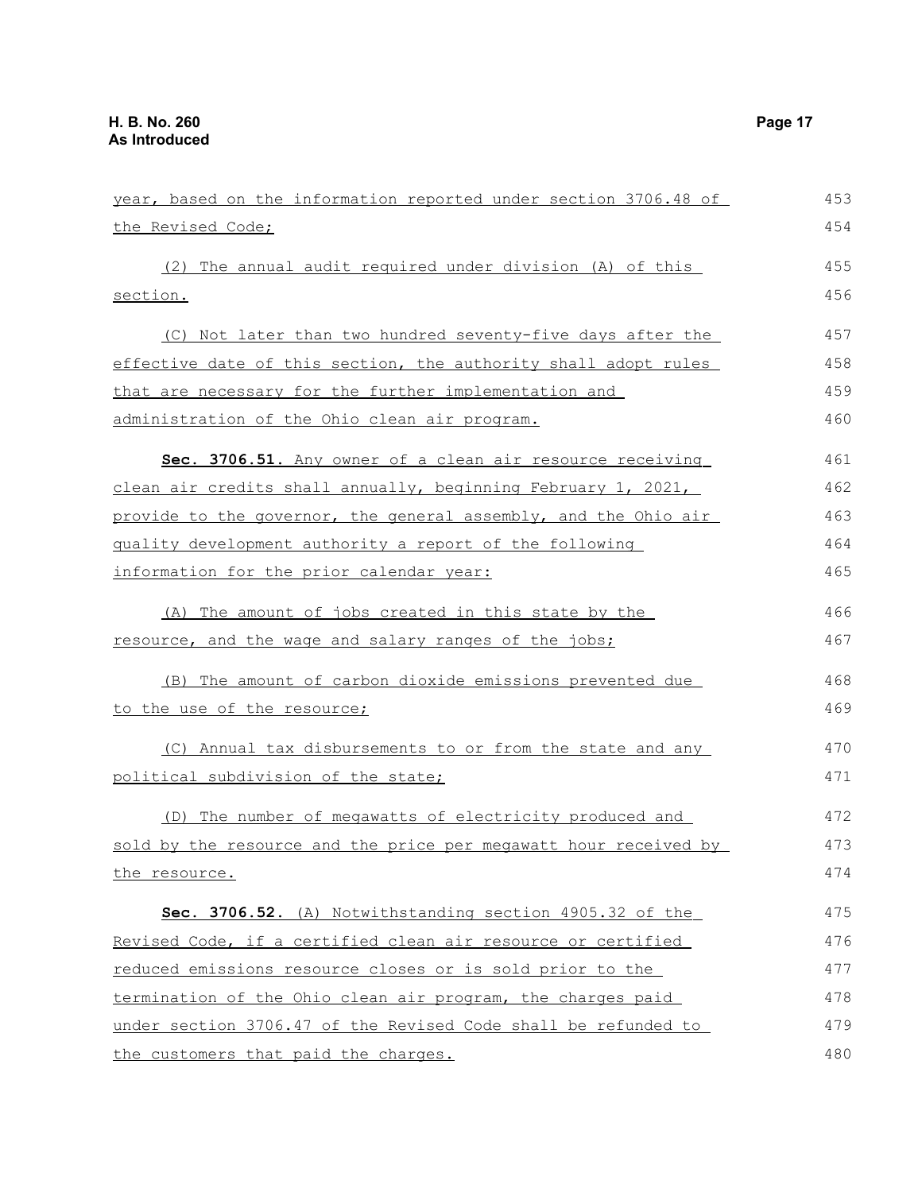year, based on the information reported under section 3706.48 of the Revised Code;

(2) The annual audit required under division (A) of this section.

(C) Not later than two hundred seventy-five days after the effective date of this section, the authority shall adopt rules that are necessary for the further implementation and administration of the Ohio clean air program.

**Sec. 3706.51.** Any owner of a clean air resource receiving clean air credits shall annually, beginning February 1, 2021, provide to the governor, the general assembly, and the Ohio air quality development authority a report of the following information for the prior calendar year:

(A) The amount of jobs created in this state by the resource, and the wage and salary ranges of the jobs;

(B) The amount of carbon dioxide emissions prevented due to the use of the resource;

(C) Annual tax disbursements to or from the state and any political subdivision of the state;

(D) The number of megawatts of electricity produced and sold by the resource and the price per megawatt hour received by the resource.

**Sec. 3706.52.** (A) Notwithstanding section 4905.32 of the Revised Code, if a certified clean air resource or certified reduced emissions resource closes or is sold prior to the termination of the Ohio clean air program, the charges paid under section 3706.47 of the Revised Code shall be refunded to the customers that paid the charges.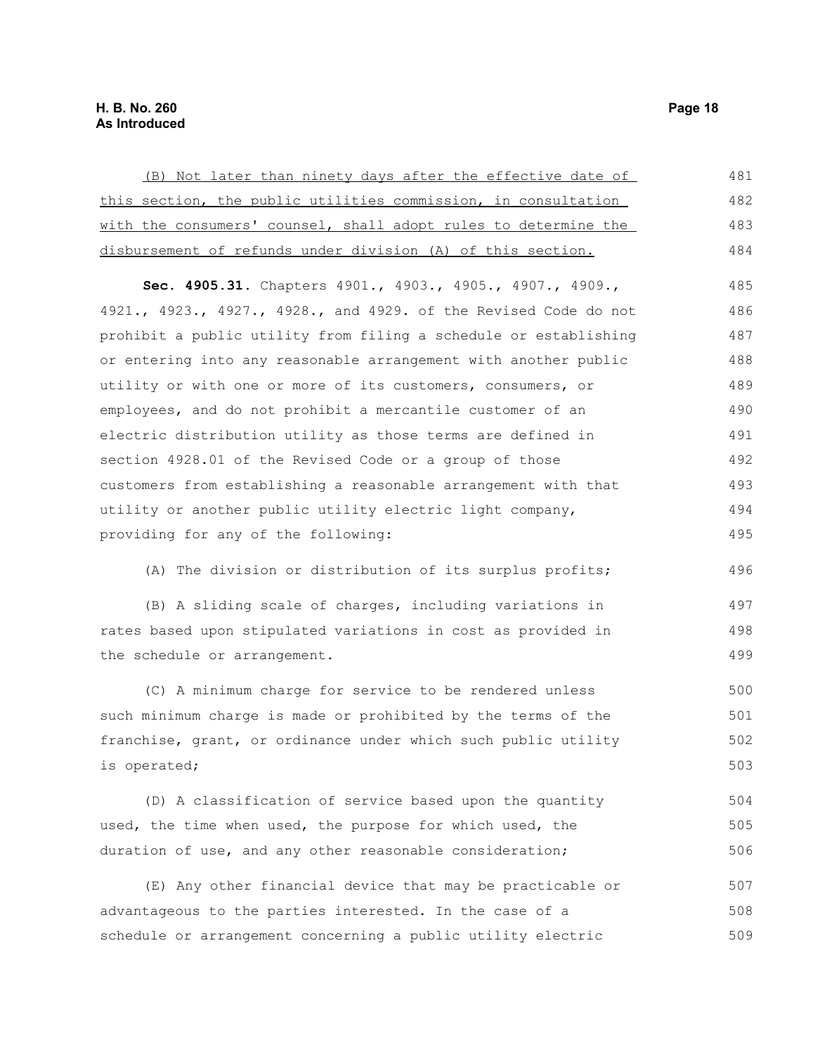<u>(B) Not later than ninety days after the effective date of this section, the public utilities commission, in consultation with the consumers' counsel, shall adopt rules to determine the disbursement of refunds under division (A) of this section.</u>

**Sec. 4905.31.** Chapters 4901., 4903., 4905., 4907., 4909., 4921., 4923., 4927., 4928., and 4929. of the Revised Code do not prohibit a public utility from filing a schedule or establishing or entering into any reasonable arrangement with another public utility or with one or more of its customers, consumers, or employees, and do not prohibit a mercantile customer of an electric distribution utility as those terms are defined in section 4928.01 of the Revised Code or a group of those customers from establishing a reasonable arrangement with that utility or another public utility electric light company, providing for any of the following:

(A) The division or distribution of its surplus profits;

(B) A sliding scale of charges, including variations in rates based upon stipulated variations in cost as provided in the schedule or arrangement.

(C) A minimum charge for service to be rendered unless such minimum charge is made or prohibited by the terms of the franchise, grant, or ordinance under which such public utility is operated;

(D) A classification of service based upon the quantity used, the time when used, the purpose for which used, the duration of use, and any other reasonable consideration;

(E) Any other financial device that may be practicable or advantageous to the parties interested. In the case of a schedule or arrangement concerning a public utility electric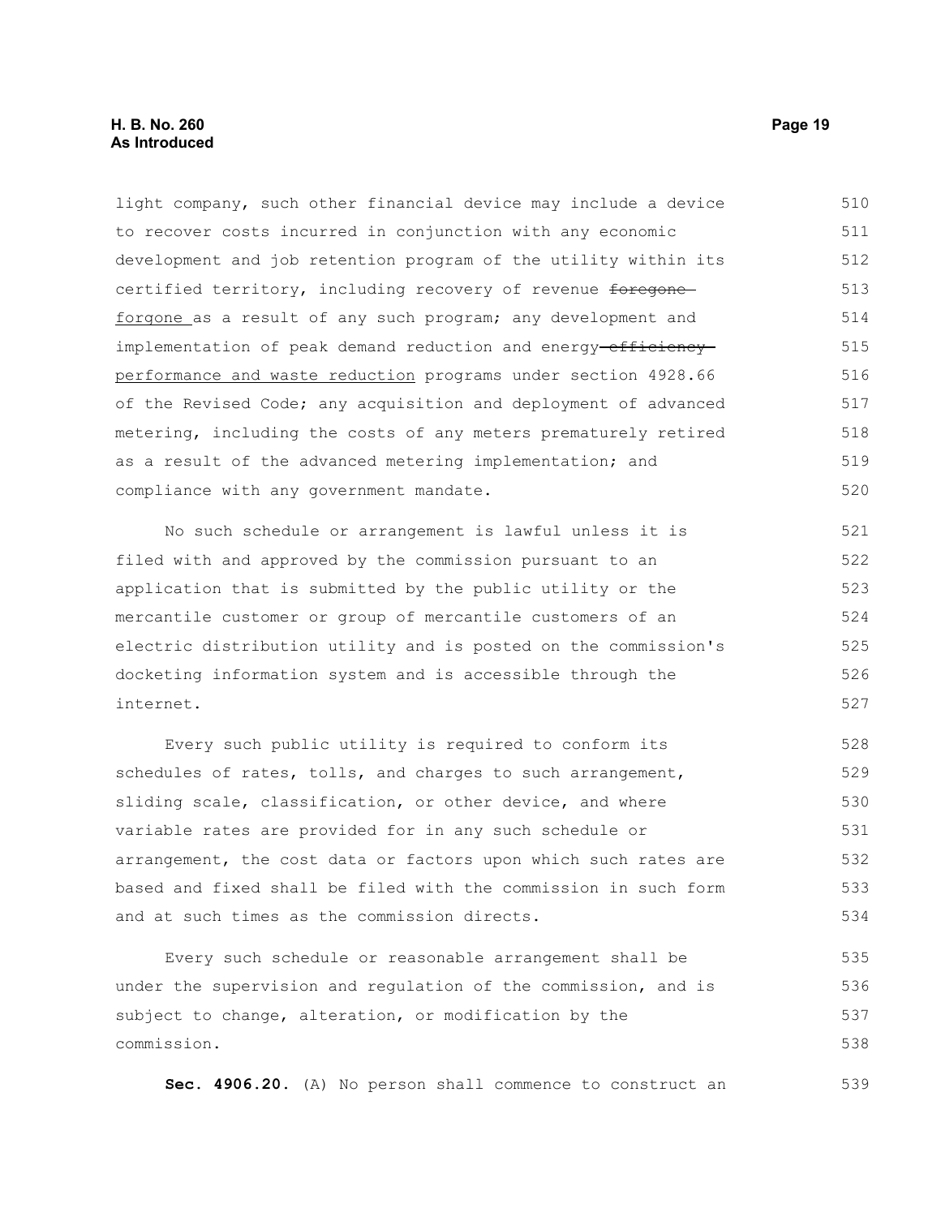light company, such other financial device may include a device to recover costs incurred in conjunction with any economic development and job retention program of the utility within its certified territory, including recovery of revenue ~~foregone~~ forgone as a result of any such program; any development and implementation of peak demand reduction and energy ~~efficiency~~ performance and waste reduction programs under section 4928.66 of the Revised Code; any acquisition and deployment of advanced metering, including the costs of any meters prematurely retired as a result of the advanced metering implementation; and compliance with any government mandate.

No such schedule or arrangement is lawful unless it is filed with and approved by the commission pursuant to an application that is submitted by the public utility or the mercantile customer or group of mercantile customers of an electric distribution utility and is posted on the commission's docketing information system and is accessible through the internet.

Every such public utility is required to conform its schedules of rates, tolls, and charges to such arrangement, sliding scale, classification, or other device, and where variable rates are provided for in any such schedule or arrangement, the cost data or factors upon which such rates are based and fixed shall be filed with the commission in such form and at such times as the commission directs.

Every such schedule or reasonable arrangement shall be under the supervision and regulation of the commission, and is subject to change, alteration, or modification by the commission.

**Sec. 4906.20.** (A) No person shall commence to construct an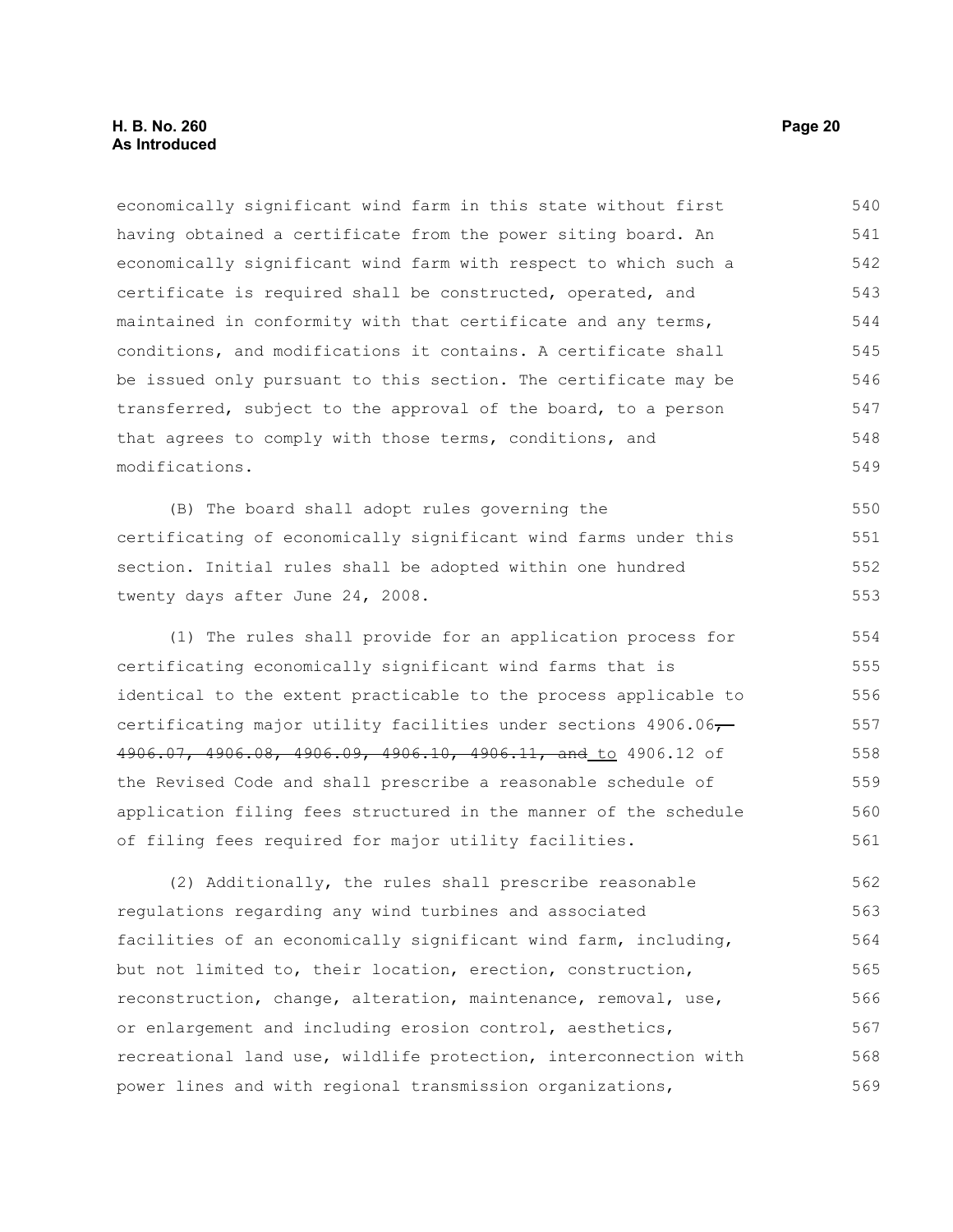economically significant wind farm in this state without first having obtained a certificate from the power siting board. An economically significant wind farm with respect to which such a certificate is required shall be constructed, operated, and maintained in conformity with that certificate and any terms, conditions, and modifications it contains. A certificate shall be issued only pursuant to this section. The certificate may be transferred, subject to the approval of the board, to a person that agrees to comply with those terms, conditions, and modifications.

(B) The board shall adopt rules governing the certificating of economically significant wind farms under this section. Initial rules shall be adopted within one hundred twenty days after June 24, 2008.

(1) The rules shall provide for an application process for certificating economically significant wind farms that is identical to the extent practicable to the process applicable to certificating major utility facilities under sections 4906.06~~, 4906.07, 4906.08, 4906.09, 4906.10, 4906.11, and~~ to 4906.12 of the Revised Code and shall prescribe a reasonable schedule of application filing fees structured in the manner of the schedule of filing fees required for major utility facilities.

(2) Additionally, the rules shall prescribe reasonable regulations regarding any wind turbines and associated facilities of an economically significant wind farm, including, but not limited to, their location, erection, construction, reconstruction, change, alteration, maintenance, removal, use, or enlargement and including erosion control, aesthetics, recreational land use, wildlife protection, interconnection with power lines and with regional transmission organizations,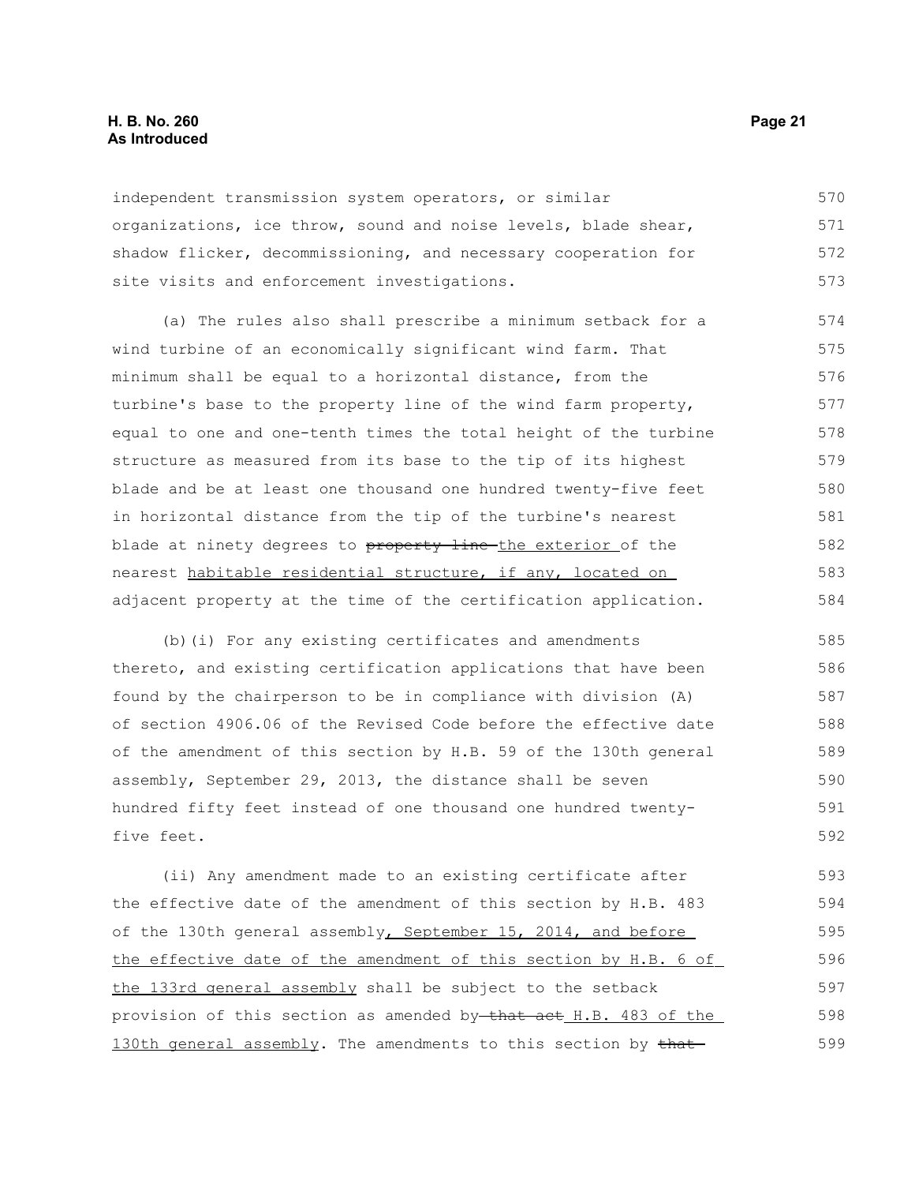independent transmission system operators, or similar organizations, ice throw, sound and noise levels, blade shear, shadow flicker, decommissioning, and necessary cooperation for site visits and enforcement investigations.

(a) The rules also shall prescribe a minimum setback for a wind turbine of an economically significant wind farm. That minimum shall be equal to a horizontal distance, from the turbine's base to the property line of the wind farm property, equal to one and one-tenth times the total height of the turbine structure as measured from its base to the tip of its highest blade and be at least one thousand one hundred twenty-five feet in horizontal distance from the tip of the turbine's nearest blade at ninety degrees to ~~property line~~ the exterior of the nearest habitable residential structure, if any, located on adjacent property at the time of the certification application.

(b)(i) For any existing certificates and amendments thereto, and existing certification applications that have been found by the chairperson to be in compliance with division (A) of section 4906.06 of the Revised Code before the effective date of the amendment of this section by H.B. 59 of the 130th general assembly, September 29, 2013, the distance shall be seven hundred fifty feet instead of one thousand one hundred twenty-five feet.

(ii) Any amendment made to an existing certificate after the effective date of the amendment of this section by H.B. 483 of the 130th general assembly, September 15, 2014, and before the effective date of the amendment of this section by H.B. 6 of the 133rd general assembly shall be subject to the setback provision of this section as amended by ~~that act~~ H.B. 483 of the 130th general assembly. The amendments to this section by ~~that~~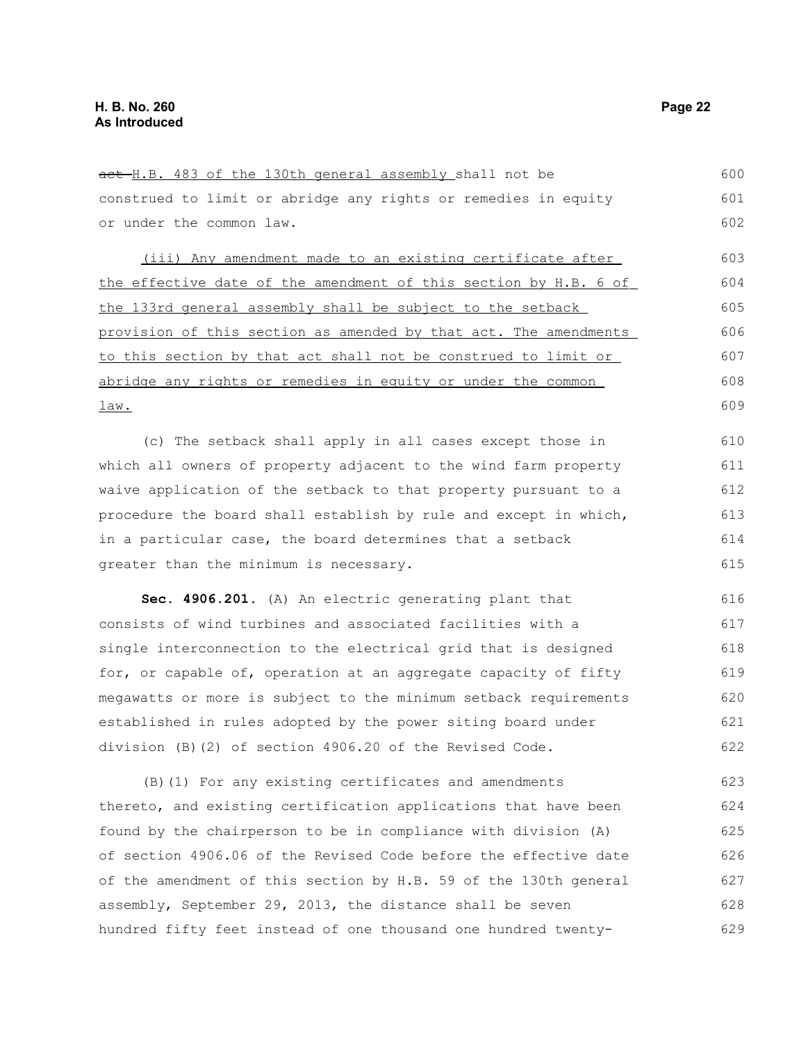~~act~~ <u>H.B. 483 of the 130th general assembly</u> shall not be construed to limit or abridge any rights or remedies in equity or under the common law.

<u>(iii) Any amendment made to an existing certificate after the effective date of the amendment of this section by H.B. 6 of the 133rd general assembly shall be subject to the setback provision of this section as amended by that act. The amendments to this section by that act shall not be construed to limit or abridge any rights or remedies in equity or under the common law.</u>

(c) The setback shall apply in all cases except those in which all owners of property adjacent to the wind farm property waive application of the setback to that property pursuant to a procedure the board shall establish by rule and except in which, in a particular case, the board determines that a setback greater than the minimum is necessary.

**Sec. 4906.201.** (A) An electric generating plant that consists of wind turbines and associated facilities with a single interconnection to the electrical grid that is designed for, or capable of, operation at an aggregate capacity of fifty megawatts or more is subject to the minimum setback requirements established in rules adopted by the power siting board under division (B)(2) of section 4906.20 of the Revised Code.

(B)(1) For any existing certificates and amendments thereto, and existing certification applications that have been found by the chairperson to be in compliance with division (A) of section 4906.06 of the Revised Code before the effective date of the amendment of this section by H.B. 59 of the 130th general assembly, September 29, 2013, the distance shall be seven hundred fifty feet instead of one thousand one hundred twenty-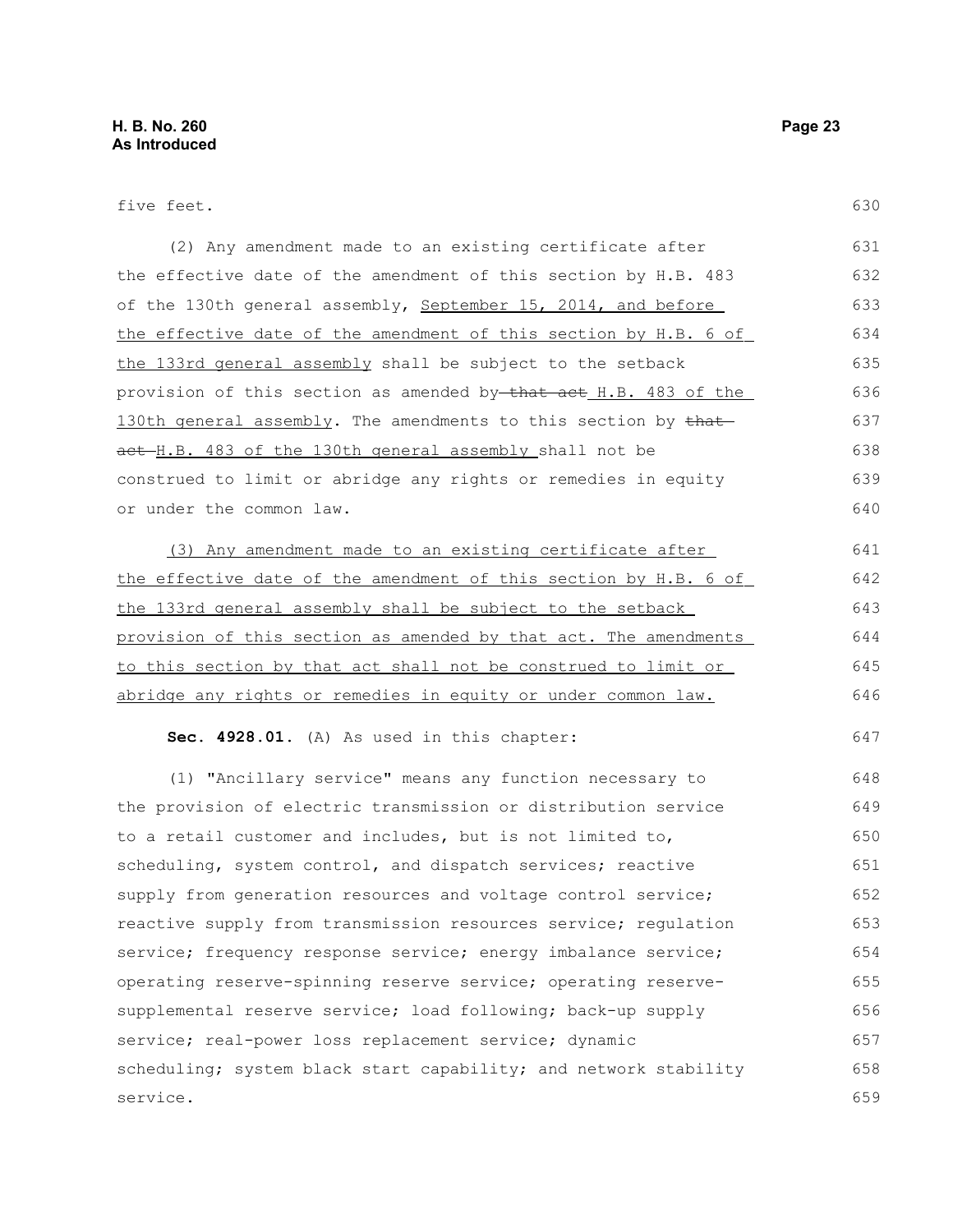five feet.

(2) Any amendment made to an existing certificate after the effective date of the amendment of this section by H.B. 483 of the 130th general assembly, <u>September 15, 2014, and before the effective date of the amendment of this section by H.B. 6 of the 133rd general assembly</u> shall be subject to the setback provision of this section as amended by ~~that act~~ <u>H.B. 483 of the 130th general assembly</u>. The amendments to this section by ~~that act~~ <u>H.B. 483 of the 130th general assembly</u> shall not be construed to limit or abridge any rights or remedies in equity or under the common law.

<u>(3) Any amendment made to an existing certificate after the effective date of the amendment of this section by H.B. 6 of the 133rd general assembly shall be subject to the setback provision of this section as amended by that act. The amendments to this section by that act shall not be construed to limit or abridge any rights or remedies in equity or under common law.</u>

**Sec. 4928.01.** (A) As used in this chapter:

(1) "Ancillary service" means any function necessary to the provision of electric transmission or distribution service to a retail customer and includes, but is not limited to, scheduling, system control, and dispatch services; reactive supply from generation resources and voltage control service; reactive supply from transmission resources service; regulation service; frequency response service; energy imbalance service; operating reserve-spinning reserve service; operating reserve-supplemental reserve service; load following; back-up supply service; real-power loss replacement service; dynamic scheduling; system black start capability; and network stability service.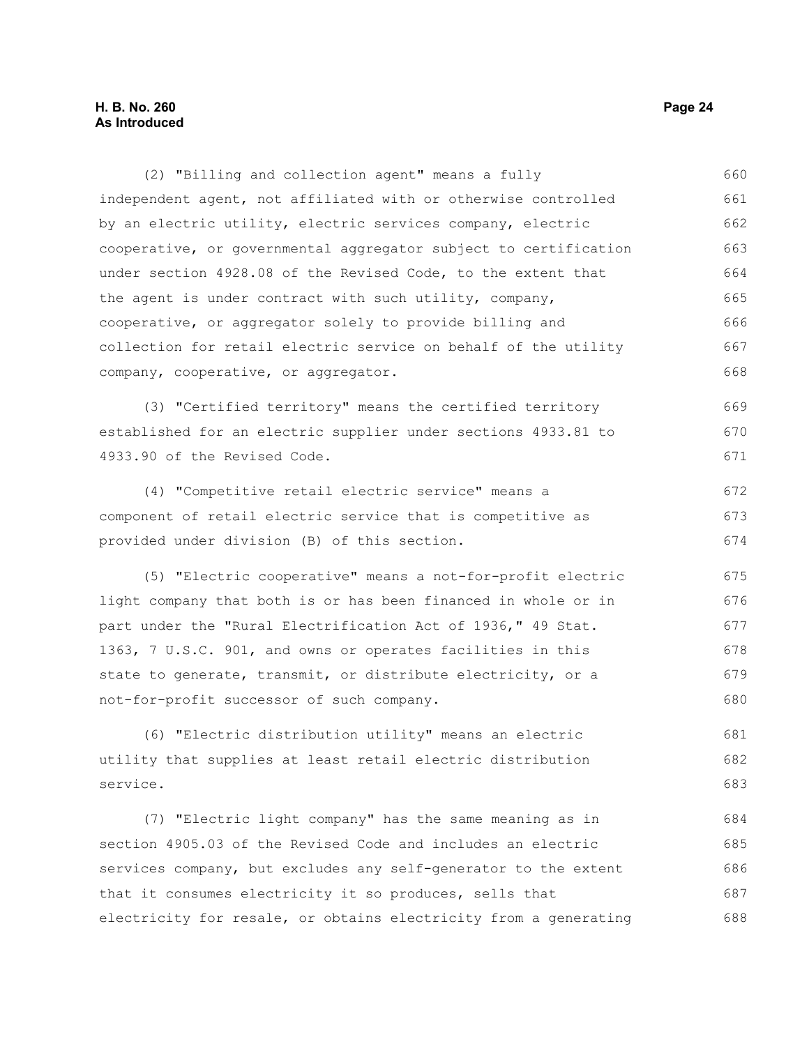(2) "Billing and collection agent" means a fully independent agent, not affiliated with or otherwise controlled by an electric utility, electric services company, electric cooperative, or governmental aggregator subject to certification under section 4928.08 of the Revised Code, to the extent that the agent is under contract with such utility, company, cooperative, or aggregator solely to provide billing and collection for retail electric service on behalf of the utility company, cooperative, or aggregator.

(3) "Certified territory" means the certified territory established for an electric supplier under sections 4933.81 to 4933.90 of the Revised Code.

(4) "Competitive retail electric service" means a component of retail electric service that is competitive as provided under division (B) of this section.

(5) "Electric cooperative" means a not-for-profit electric light company that both is or has been financed in whole or in part under the "Rural Electrification Act of 1936," 49 Stat. 1363, 7 U.S.C. 901, and owns or operates facilities in this state to generate, transmit, or distribute electricity, or a not-for-profit successor of such company.

(6) "Electric distribution utility" means an electric utility that supplies at least retail electric distribution service.

(7) "Electric light company" has the same meaning as in section 4905.03 of the Revised Code and includes an electric services company, but excludes any self-generator to the extent that it consumes electricity it so produces, sells that electricity for resale, or obtains electricity from a generating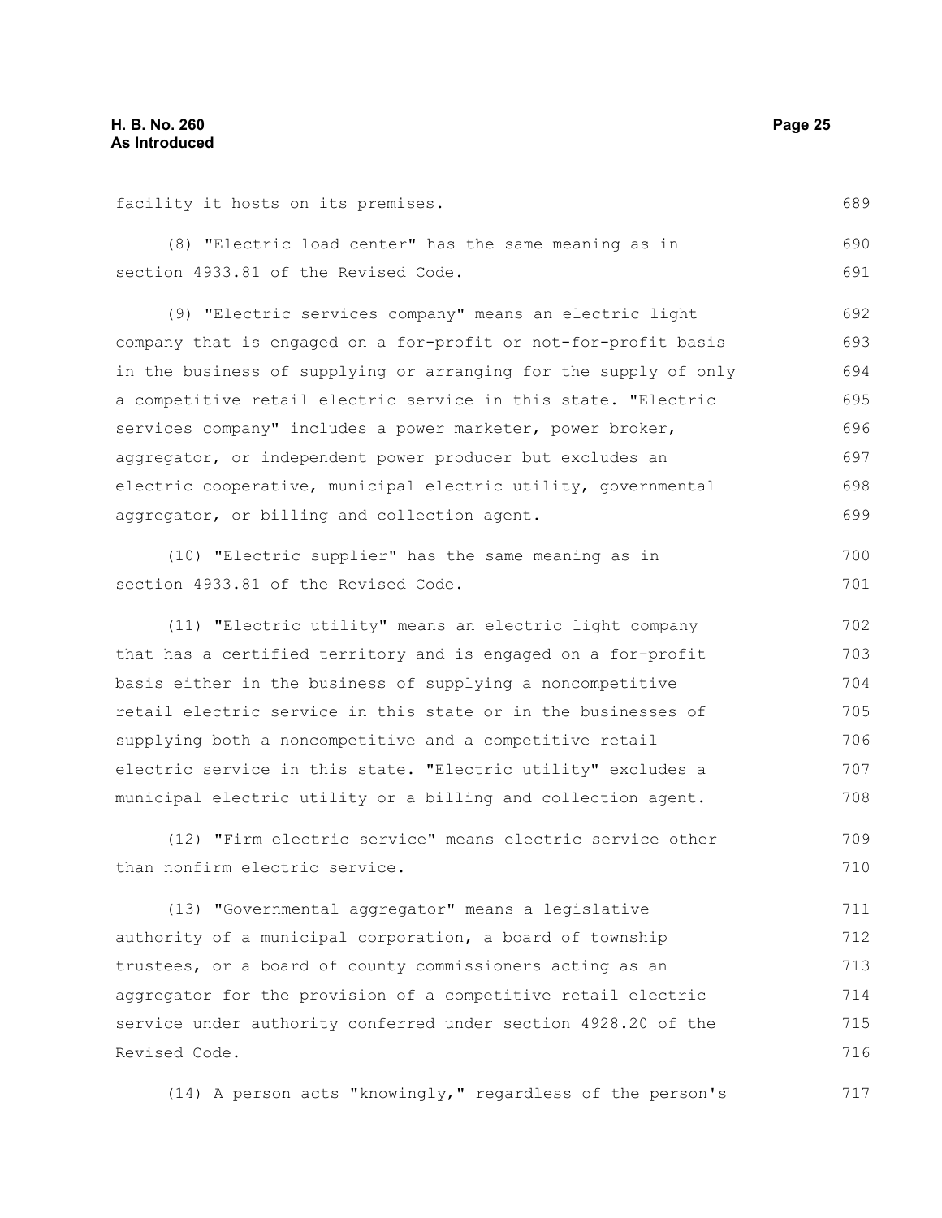facility it hosts on its premises.

(8) "Electric load center" has the same meaning as in section 4933.81 of the Revised Code.

(9) "Electric services company" means an electric light company that is engaged on a for-profit or not-for-profit basis in the business of supplying or arranging for the supply of only a competitive retail electric service in this state. "Electric services company" includes a power marketer, power broker, aggregator, or independent power producer but excludes an electric cooperative, municipal electric utility, governmental aggregator, or billing and collection agent.

(10) "Electric supplier" has the same meaning as in section 4933.81 of the Revised Code.

(11) "Electric utility" means an electric light company that has a certified territory and is engaged on a for-profit basis either in the business of supplying a noncompetitive retail electric service in this state or in the businesses of supplying both a noncompetitive and a competitive retail electric service in this state. "Electric utility" excludes a municipal electric utility or a billing and collection agent.

(12) "Firm electric service" means electric service other than nonfirm electric service.

(13) "Governmental aggregator" means a legislative authority of a municipal corporation, a board of township trustees, or a board of county commissioners acting as an aggregator for the provision of a competitive retail electric service under authority conferred under section 4928.20 of the Revised Code.

(14) A person acts "knowingly," regardless of the person's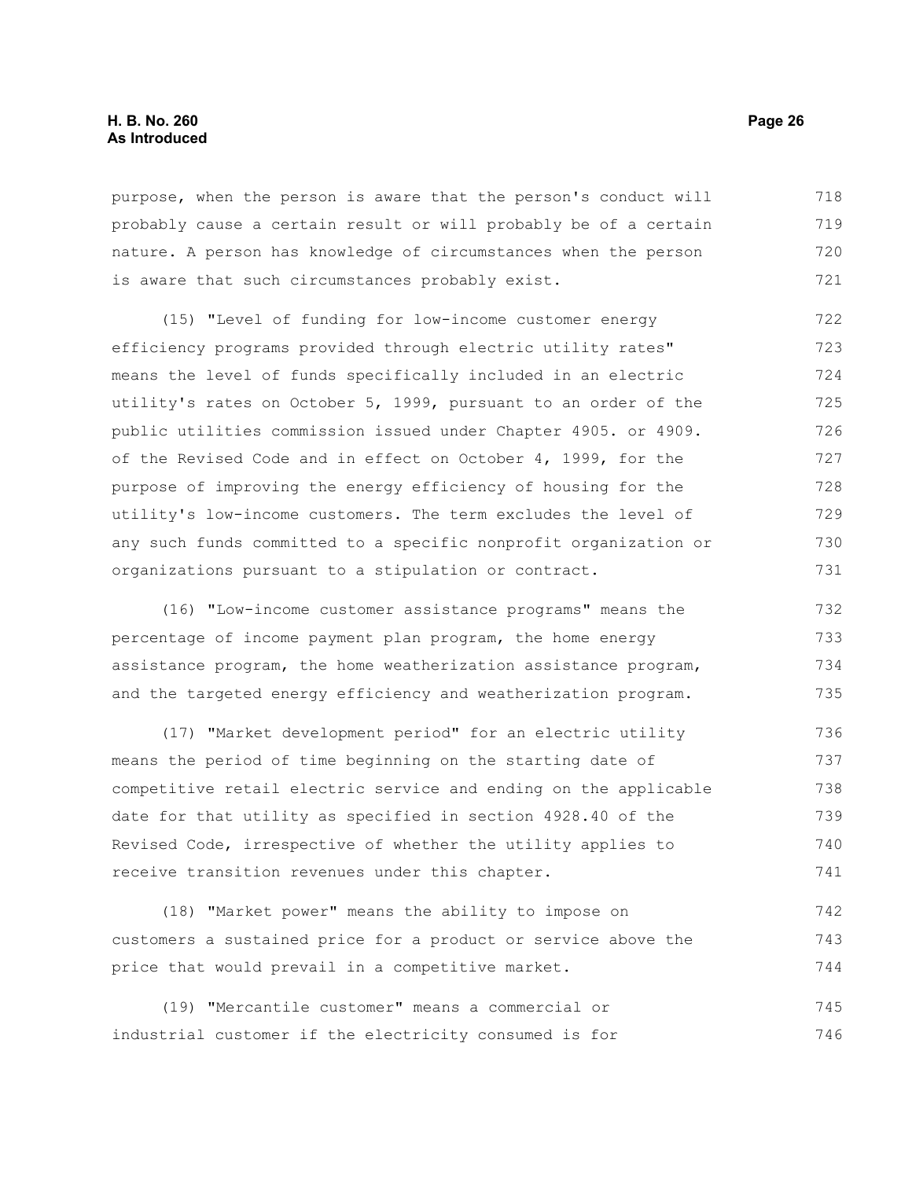purpose, when the person is aware that the person's conduct will probably cause a certain result or will probably be of a certain nature. A person has knowledge of circumstances when the person is aware that such circumstances probably exist.

(15) "Level of funding for low-income customer energy efficiency programs provided through electric utility rates" means the level of funds specifically included in an electric utility's rates on October 5, 1999, pursuant to an order of the public utilities commission issued under Chapter 4905. or 4909. of the Revised Code and in effect on October 4, 1999, for the purpose of improving the energy efficiency of housing for the utility's low-income customers. The term excludes the level of any such funds committed to a specific nonprofit organization or organizations pursuant to a stipulation or contract.

(16) "Low-income customer assistance programs" means the percentage of income payment plan program, the home energy assistance program, the home weatherization assistance program, and the targeted energy efficiency and weatherization program.

(17) "Market development period" for an electric utility means the period of time beginning on the starting date of competitive retail electric service and ending on the applicable date for that utility as specified in section 4928.40 of the Revised Code, irrespective of whether the utility applies to receive transition revenues under this chapter.

(18) "Market power" means the ability to impose on customers a sustained price for a product or service above the price that would prevail in a competitive market.

(19) "Mercantile customer" means a commercial or industrial customer if the electricity consumed is for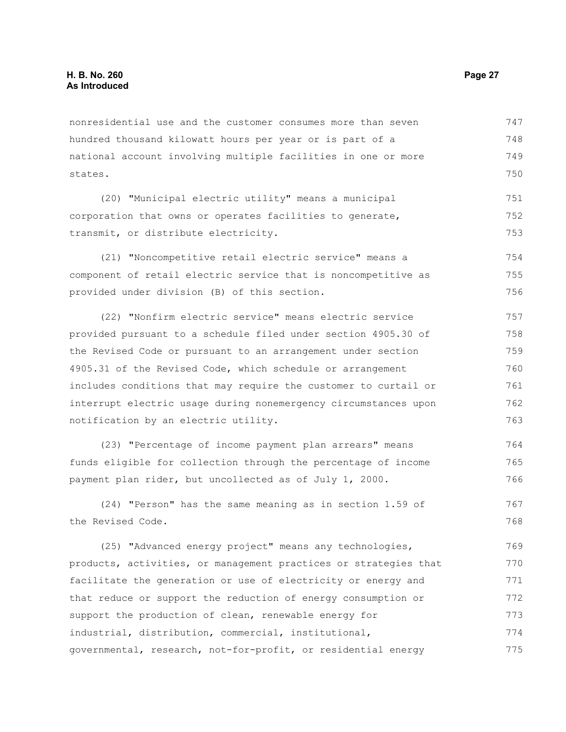nonresidential use and the customer consumes more than seven hundred thousand kilowatt hours per year or is part of a national account involving multiple facilities in one or more states.

(20) "Municipal electric utility" means a municipal corporation that owns or operates facilities to generate, transmit, or distribute electricity.

(21) "Noncompetitive retail electric service" means a component of retail electric service that is noncompetitive as provided under division (B) of this section.

(22) "Nonfirm electric service" means electric service provided pursuant to a schedule filed under section 4905.30 of the Revised Code or pursuant to an arrangement under section 4905.31 of the Revised Code, which schedule or arrangement includes conditions that may require the customer to curtail or interrupt electric usage during nonemergency circumstances upon notification by an electric utility.

(23) "Percentage of income payment plan arrears" means funds eligible for collection through the percentage of income payment plan rider, but uncollected as of July 1, 2000.

(24) "Person" has the same meaning as in section 1.59 of the Revised Code.

(25) "Advanced energy project" means any technologies, products, activities, or management practices or strategies that facilitate the generation or use of electricity or energy and that reduce or support the reduction of energy consumption or support the production of clean, renewable energy for industrial, distribution, commercial, institutional, governmental, research, not-for-profit, or residential energy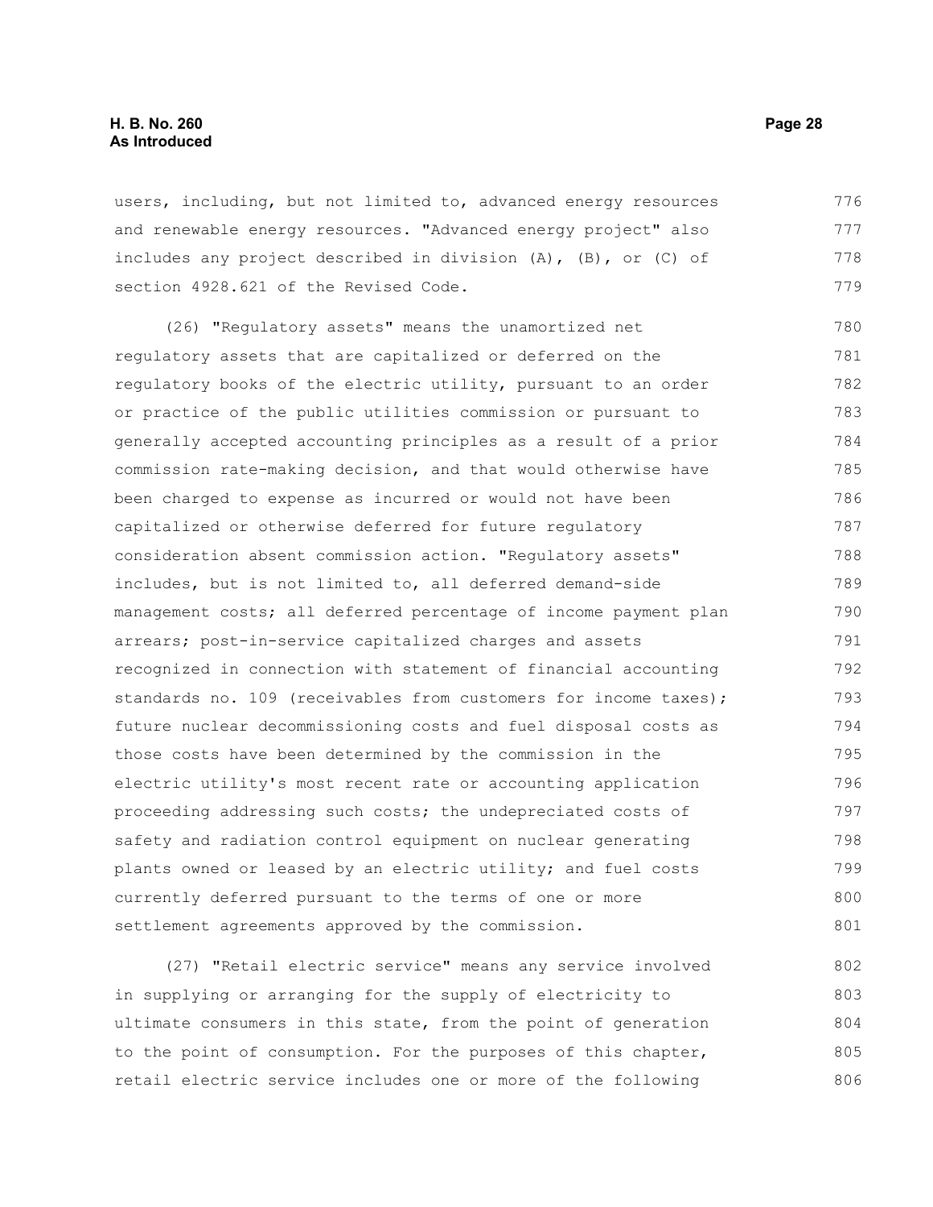users, including, but not limited to, advanced energy resources and renewable energy resources. "Advanced energy project" also includes any project described in division (A), (B), or (C) of section 4928.621 of the Revised Code.

(26) "Regulatory assets" means the unamortized net regulatory assets that are capitalized or deferred on the regulatory books of the electric utility, pursuant to an order or practice of the public utilities commission or pursuant to generally accepted accounting principles as a result of a prior commission rate-making decision, and that would otherwise have been charged to expense as incurred or would not have been capitalized or otherwise deferred for future regulatory consideration absent commission action. "Regulatory assets" includes, but is not limited to, all deferred demand-side management costs; all deferred percentage of income payment plan arrears; post-in-service capitalized charges and assets recognized in connection with statement of financial accounting standards no. 109 (receivables from customers for income taxes); future nuclear decommissioning costs and fuel disposal costs as those costs have been determined by the commission in the electric utility's most recent rate or accounting application proceeding addressing such costs; the undepreciated costs of safety and radiation control equipment on nuclear generating plants owned or leased by an electric utility; and fuel costs currently deferred pursuant to the terms of one or more settlement agreements approved by the commission.

(27) "Retail electric service" means any service involved in supplying or arranging for the supply of electricity to ultimate consumers in this state, from the point of generation to the point of consumption. For the purposes of this chapter, retail electric service includes one or more of the following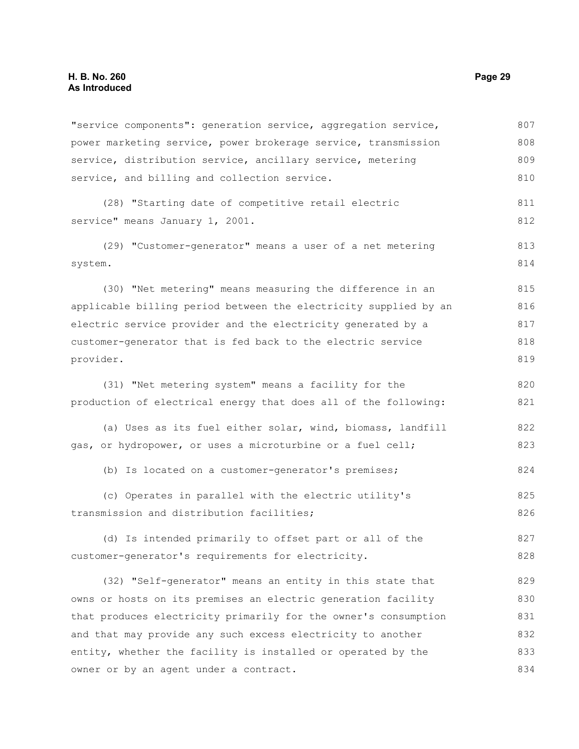"service components": generation service, aggregation service, power marketing service, power brokerage service, transmission service, distribution service, ancillary service, metering service, and billing and collection service.

(28) "Starting date of competitive retail electric service" means January 1, 2001.

(29) "Customer-generator" means a user of a net metering system.

(30) "Net metering" means measuring the difference in an applicable billing period between the electricity supplied by an electric service provider and the electricity generated by a customer-generator that is fed back to the electric service provider.

(31) "Net metering system" means a facility for the production of electrical energy that does all of the following:

(a) Uses as its fuel either solar, wind, biomass, landfill gas, or hydropower, or uses a microturbine or a fuel cell;

(b) Is located on a customer-generator's premises;

(c) Operates in parallel with the electric utility's transmission and distribution facilities;

(d) Is intended primarily to offset part or all of the customer-generator's requirements for electricity.

(32) "Self-generator" means an entity in this state that owns or hosts on its premises an electric generation facility that produces electricity primarily for the owner's consumption and that may provide any such excess electricity to another entity, whether the facility is installed or operated by the owner or by an agent under a contract.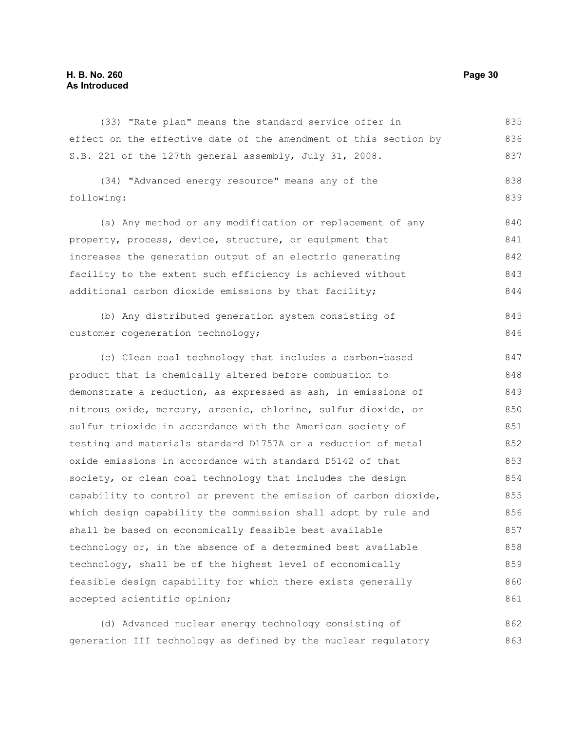(33) "Rate plan" means the standard service offer in effect on the effective date of the amendment of this section by S.B. 221 of the 127th general assembly, July 31, 2008.

(34) "Advanced energy resource" means any of the following:

(a) Any method or any modification or replacement of any property, process, device, structure, or equipment that increases the generation output of an electric generating facility to the extent such efficiency is achieved without additional carbon dioxide emissions by that facility;

(b) Any distributed generation system consisting of customer cogeneration technology;

(c) Clean coal technology that includes a carbon-based product that is chemically altered before combustion to demonstrate a reduction, as expressed as ash, in emissions of nitrous oxide, mercury, arsenic, chlorine, sulfur dioxide, or sulfur trioxide in accordance with the American society of testing and materials standard D1757A or a reduction of metal oxide emissions in accordance with standard D5142 of that society, or clean coal technology that includes the design capability to control or prevent the emission of carbon dioxide, which design capability the commission shall adopt by rule and shall be based on economically feasible best available technology or, in the absence of a determined best available technology, shall be of the highest level of economically feasible design capability for which there exists generally accepted scientific opinion;

(d) Advanced nuclear energy technology consisting of generation III technology as defined by the nuclear regulatory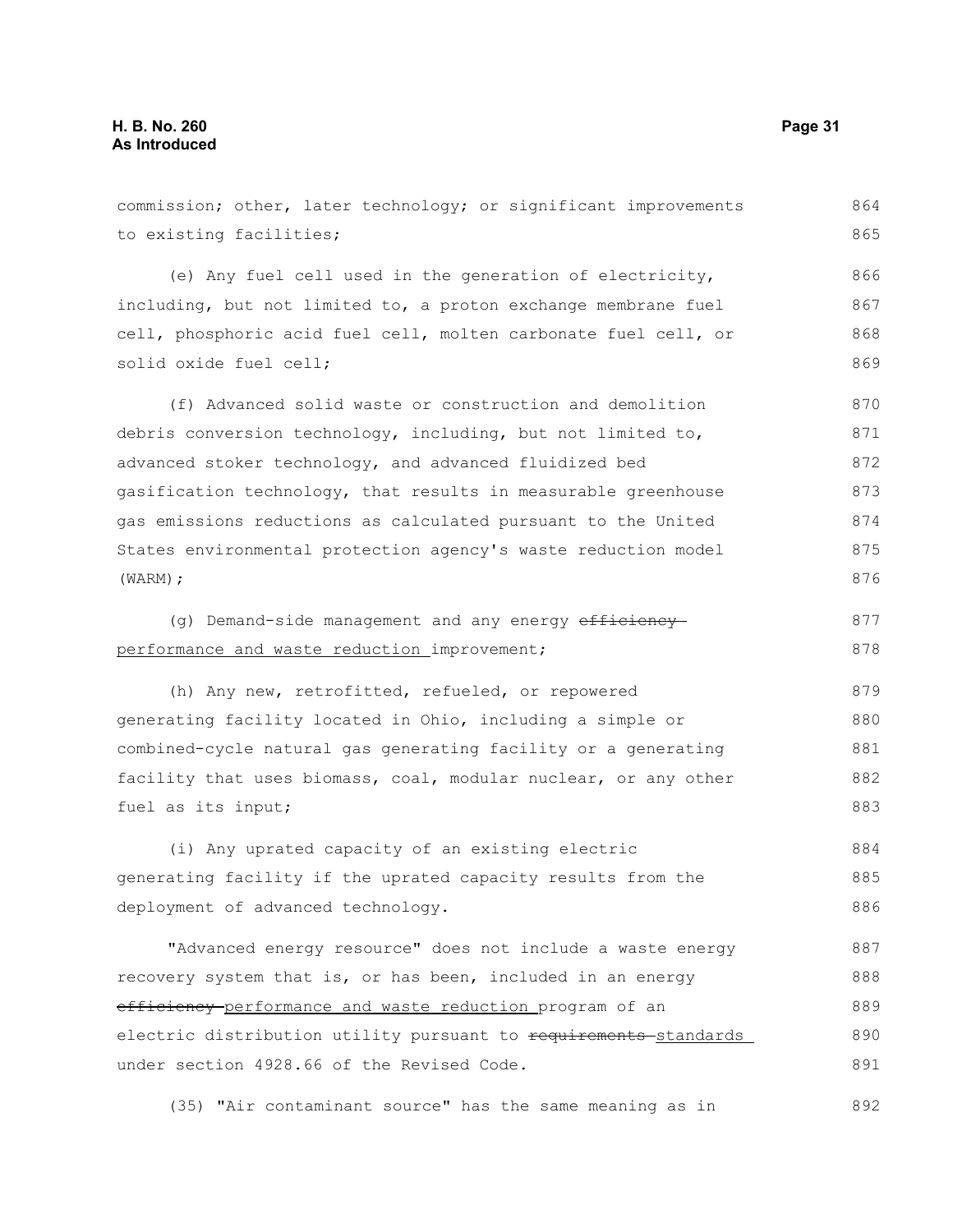commission; other, later technology; or significant improvements to existing facilities;

(e) Any fuel cell used in the generation of electricity, including, but not limited to, a proton exchange membrane fuel cell, phosphoric acid fuel cell, molten carbonate fuel cell, or solid oxide fuel cell;

(f) Advanced solid waste or construction and demolition debris conversion technology, including, but not limited to, advanced stoker technology, and advanced fluidized bed gasification technology, that results in measurable greenhouse gas emissions reductions as calculated pursuant to the United States environmental protection agency's waste reduction model (WARM);

(g) Demand-side management and any energy ~~efficiency~~ performance and waste reduction improvement;

(h) Any new, retrofitted, refueled, or repowered generating facility located in Ohio, including a simple or combined-cycle natural gas generating facility or a generating facility that uses biomass, coal, modular nuclear, or any other fuel as its input;

(i) Any uprated capacity of an existing electric generating facility if the uprated capacity results from the deployment of advanced technology.

"Advanced energy resource" does not include a waste energy recovery system that is, or has been, included in an energy ~~efficiency~~ performance and waste reduction program of an electric distribution utility pursuant to ~~requirements~~ standards under section 4928.66 of the Revised Code.

(35) "Air contaminant source" has the same meaning as in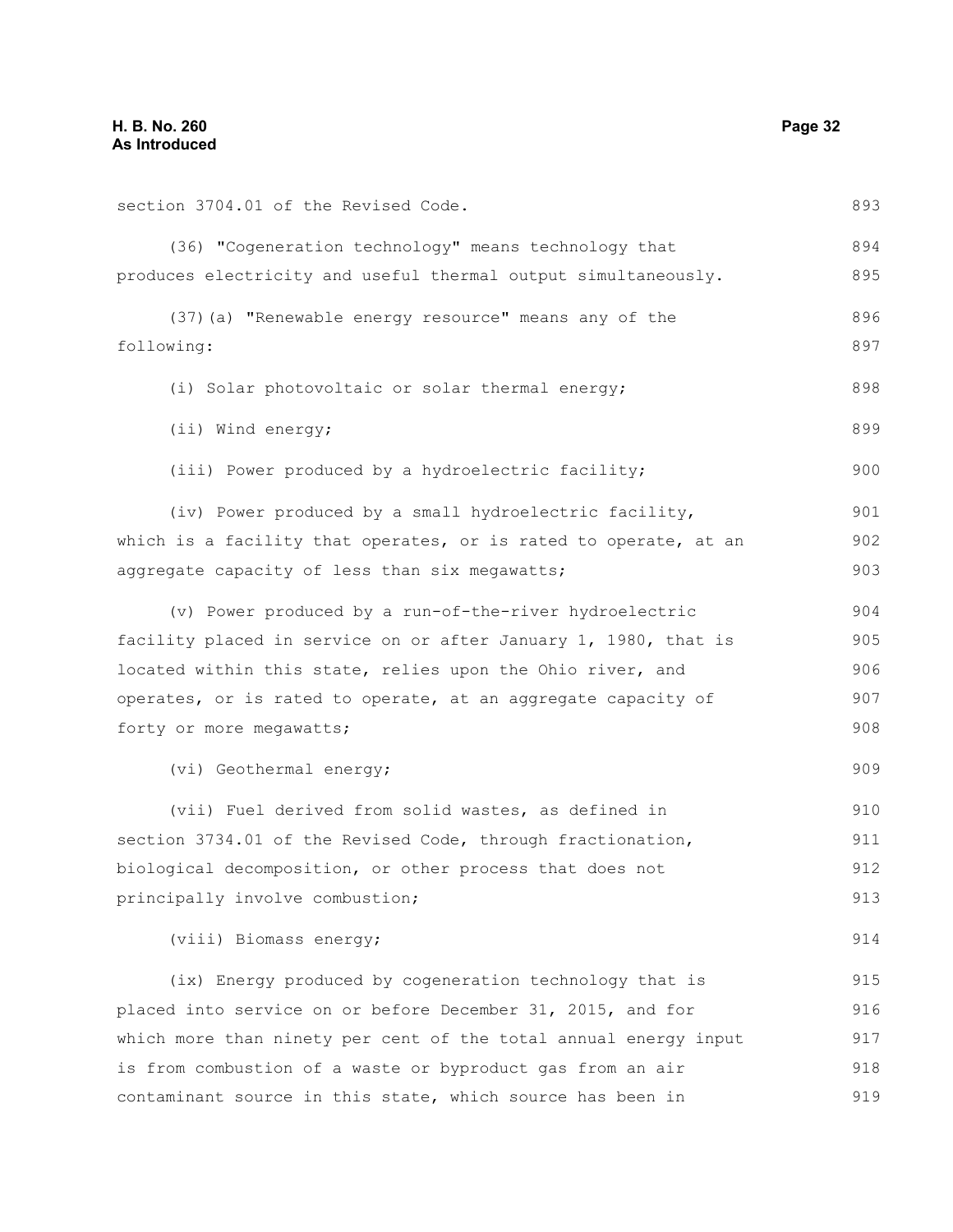section 3704.01 of the Revised Code.

(36) "Cogeneration technology" means technology that produces electricity and useful thermal output simultaneously.

(37)(a) "Renewable energy resource" means any of the following:

(i) Solar photovoltaic or solar thermal energy;

(ii) Wind energy;

(iii) Power produced by a hydroelectric facility;

(iv) Power produced by a small hydroelectric facility, which is a facility that operates, or is rated to operate, at an aggregate capacity of less than six megawatts;

(v) Power produced by a run-of-the-river hydroelectric facility placed in service on or after January 1, 1980, that is located within this state, relies upon the Ohio river, and operates, or is rated to operate, at an aggregate capacity of forty or more megawatts;

(vi) Geothermal energy;

(vii) Fuel derived from solid wastes, as defined in section 3734.01 of the Revised Code, through fractionation, biological decomposition, or other process that does not principally involve combustion;

(viii) Biomass energy;

(ix) Energy produced by cogeneration technology that is placed into service on or before December 31, 2015, and for which more than ninety per cent of the total annual energy input is from combustion of a waste or byproduct gas from an air contaminant source in this state, which source has been in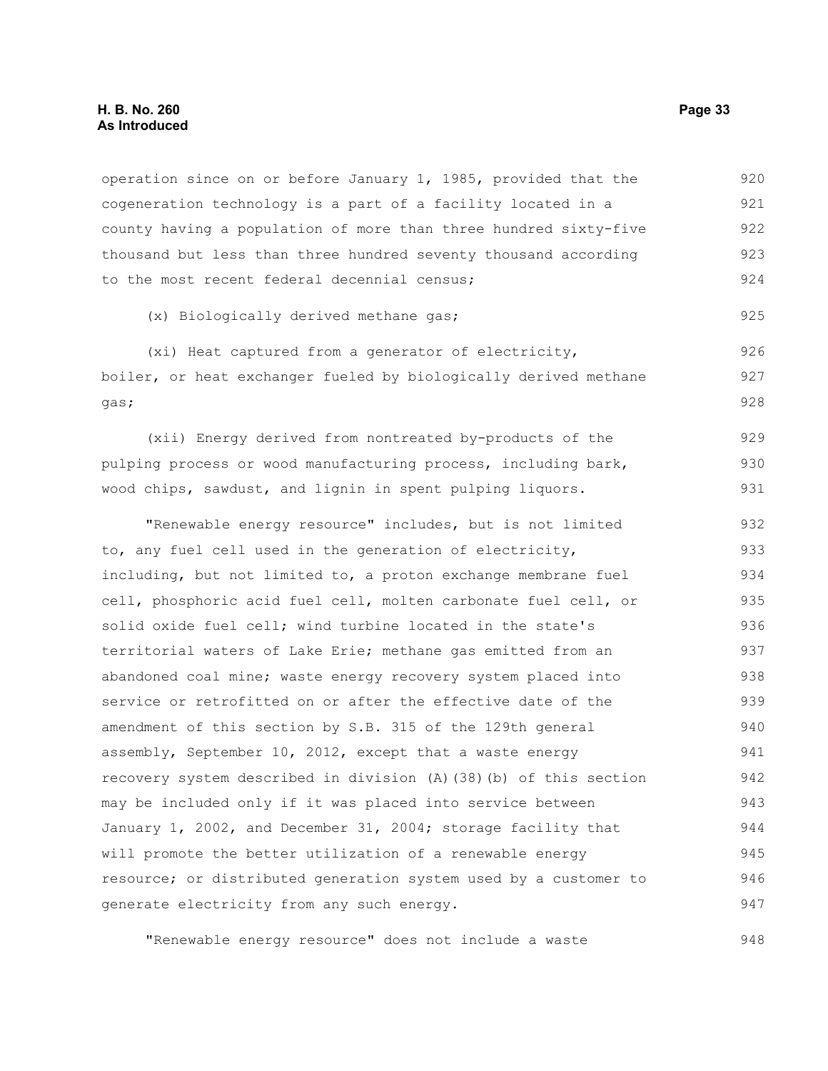operation since on or before January 1, 1985, provided that the cogeneration technology is a part of a facility located in a county having a population of more than three hundred sixty-five thousand but less than three hundred seventy thousand according to the most recent federal decennial census;

(x) Biologically derived methane gas;

(xi) Heat captured from a generator of electricity, boiler, or heat exchanger fueled by biologically derived methane gas;

(xii) Energy derived from nontreated by-products of the pulping process or wood manufacturing process, including bark, wood chips, sawdust, and lignin in spent pulping liquors.

"Renewable energy resource" includes, but is not limited to, any fuel cell used in the generation of electricity, including, but not limited to, a proton exchange membrane fuel cell, phosphoric acid fuel cell, molten carbonate fuel cell, or solid oxide fuel cell; wind turbine located in the state's territorial waters of Lake Erie; methane gas emitted from an abandoned coal mine; waste energy recovery system placed into service or retrofitted on or after the effective date of the amendment of this section by S.B. 315 of the 129th general assembly, September 10, 2012, except that a waste energy recovery system described in division (A)(38)(b) of this section may be included only if it was placed into service between January 1, 2002, and December 31, 2004; storage facility that will promote the better utilization of a renewable energy resource; or distributed generation system used by a customer to generate electricity from any such energy.

"Renewable energy resource" does not include a waste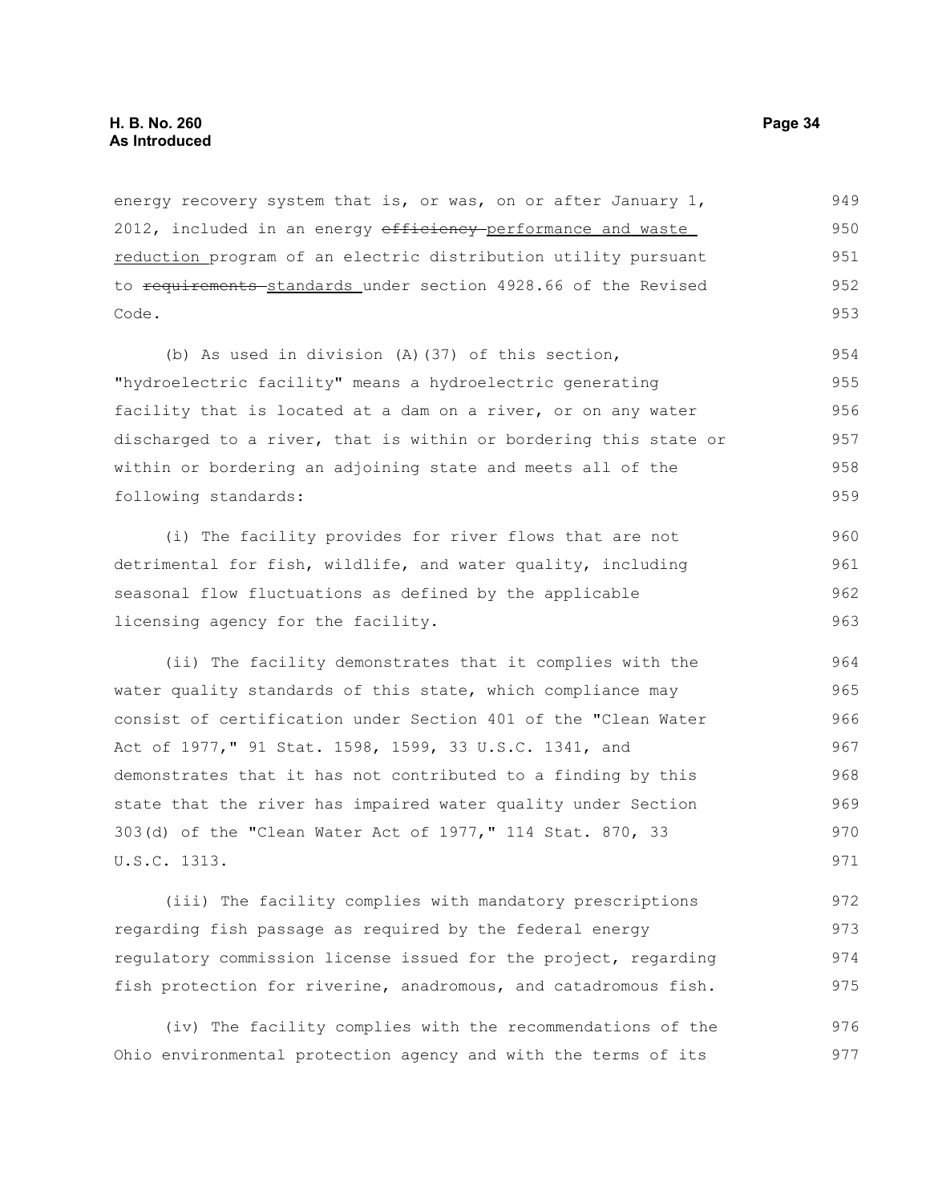energy recovery system that is, or was, on or after January 1, 2012, included in an energy ~~efficiency~~ performance and waste reduction program of an electric distribution utility pursuant to ~~requirements~~ standards under section 4928.66 of the Revised Code.

(b) As used in division (A)(37) of this section, "hydroelectric facility" means a hydroelectric generating facility that is located at a dam on a river, or on any water discharged to a river, that is within or bordering this state or within or bordering an adjoining state and meets all of the following standards:

(i) The facility provides for river flows that are not detrimental for fish, wildlife, and water quality, including seasonal flow fluctuations as defined by the applicable licensing agency for the facility.

(ii) The facility demonstrates that it complies with the water quality standards of this state, which compliance may consist of certification under Section 401 of the "Clean Water Act of 1977," 91 Stat. 1598, 1599, 33 U.S.C. 1341, and demonstrates that it has not contributed to a finding by this state that the river has impaired water quality under Section 303(d) of the "Clean Water Act of 1977," 114 Stat. 870, 33 U.S.C. 1313.

(iii) The facility complies with mandatory prescriptions regarding fish passage as required by the federal energy regulatory commission license issued for the project, regarding fish protection for riverine, anadromous, and catadromous fish.

(iv) The facility complies with the recommendations of the Ohio environmental protection agency and with the terms of its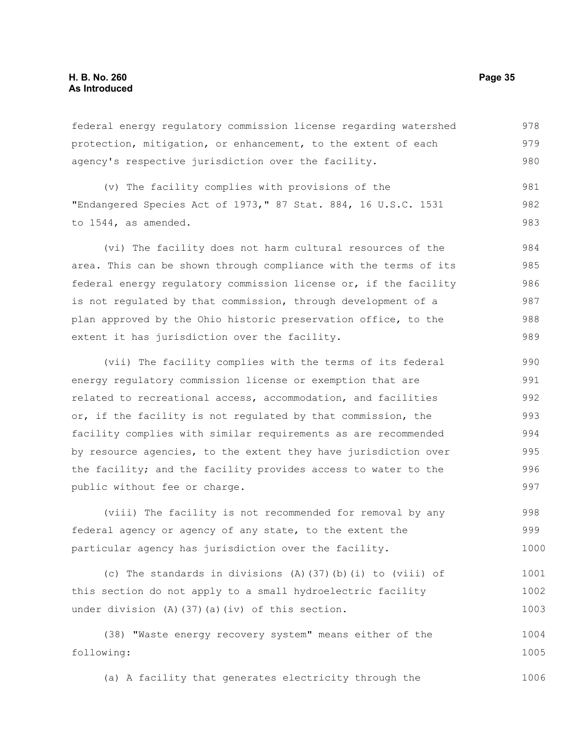federal energy regulatory commission license regarding watershed protection, mitigation, or enhancement, to the extent of each agency's respective jurisdiction over the facility.

(v) The facility complies with provisions of the "Endangered Species Act of 1973," 87 Stat. 884, 16 U.S.C. 1531 to 1544, as amended.

(vi) The facility does not harm cultural resources of the area. This can be shown through compliance with the terms of its federal energy regulatory commission license or, if the facility is not regulated by that commission, through development of a plan approved by the Ohio historic preservation office, to the extent it has jurisdiction over the facility.

(vii) The facility complies with the terms of its federal energy regulatory commission license or exemption that are related to recreational access, accommodation, and facilities or, if the facility is not regulated by that commission, the facility complies with similar requirements as are recommended by resource agencies, to the extent they have jurisdiction over the facility; and the facility provides access to water to the public without fee or charge.

(viii) The facility is not recommended for removal by any federal agency or agency of any state, to the extent the particular agency has jurisdiction over the facility.

(c) The standards in divisions (A)(37)(b)(i) to (viii) of this section do not apply to a small hydroelectric facility under division (A)(37)(a)(iv) of this section.

(38) "Waste energy recovery system" means either of the following:

(a) A facility that generates electricity through the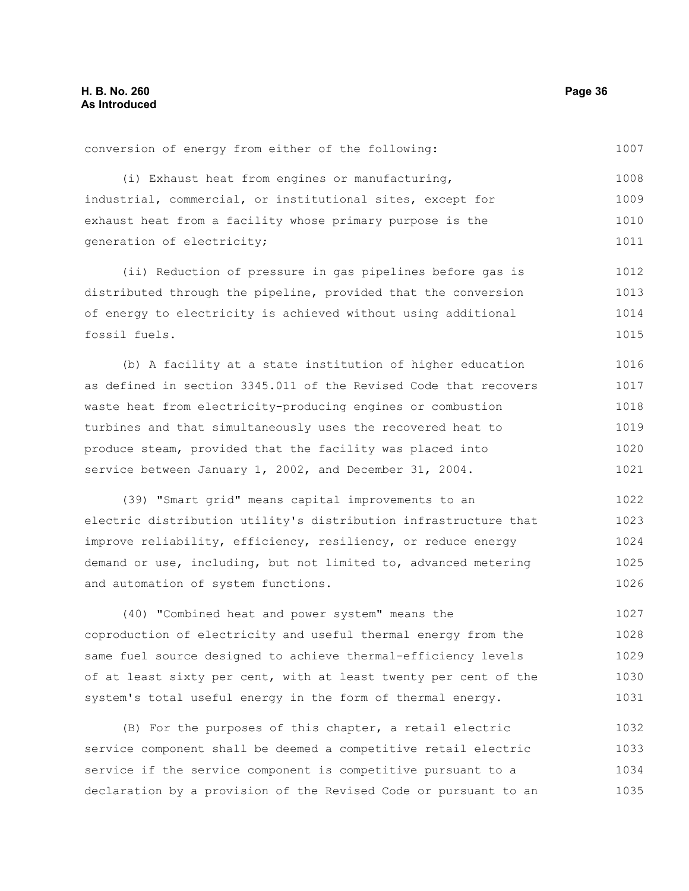conversion of energy from either of the following:

(i) Exhaust heat from engines or manufacturing, industrial, commercial, or institutional sites, except for exhaust heat from a facility whose primary purpose is the generation of electricity;

(ii) Reduction of pressure in gas pipelines before gas is distributed through the pipeline, provided that the conversion of energy to electricity is achieved without using additional fossil fuels.

(b) A facility at a state institution of higher education as defined in section 3345.011 of the Revised Code that recovers waste heat from electricity-producing engines or combustion turbines and that simultaneously uses the recovered heat to produce steam, provided that the facility was placed into service between January 1, 2002, and December 31, 2004.

(39) "Smart grid" means capital improvements to an electric distribution utility's distribution infrastructure that improve reliability, efficiency, resiliency, or reduce energy demand or use, including, but not limited to, advanced metering and automation of system functions.

(40) "Combined heat and power system" means the coproduction of electricity and useful thermal energy from the same fuel source designed to achieve thermal-efficiency levels of at least sixty per cent, with at least twenty per cent of the system's total useful energy in the form of thermal energy.

(B) For the purposes of this chapter, a retail electric service component shall be deemed a competitive retail electric service if the service component is competitive pursuant to a declaration by a provision of the Revised Code or pursuant to an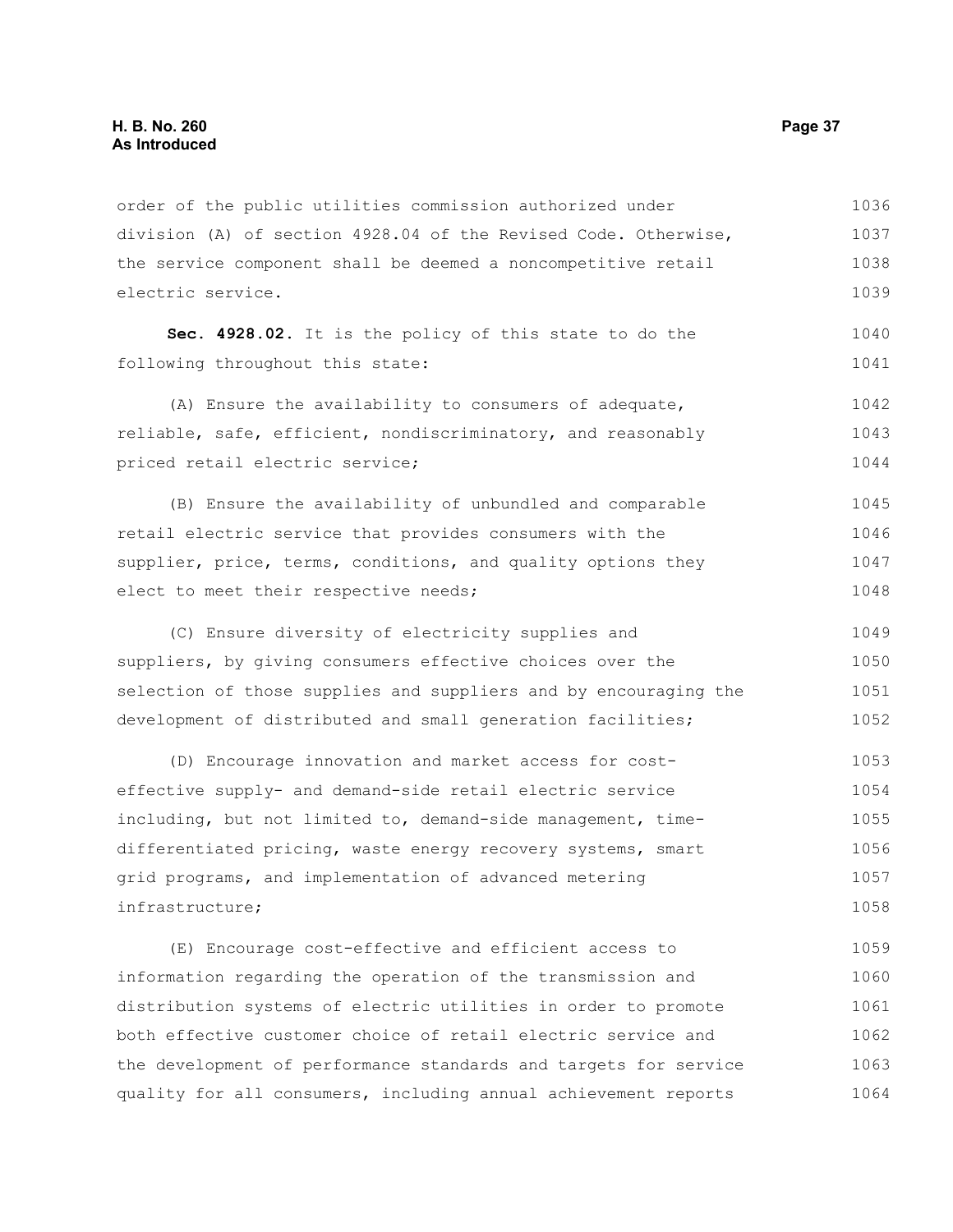order of the public utilities commission authorized under division (A) of section 4928.04 of the Revised Code. Otherwise, the service component shall be deemed a noncompetitive retail electric service.

**Sec. 4928.02.** It is the policy of this state to do the following throughout this state:

(A) Ensure the availability to consumers of adequate, reliable, safe, efficient, nondiscriminatory, and reasonably priced retail electric service;

(B) Ensure the availability of unbundled and comparable retail electric service that provides consumers with the supplier, price, terms, conditions, and quality options they elect to meet their respective needs;

(C) Ensure diversity of electricity supplies and suppliers, by giving consumers effective choices over the selection of those supplies and suppliers and by encouraging the development of distributed and small generation facilities;

(D) Encourage innovation and market access for cost-effective supply- and demand-side retail electric service including, but not limited to, demand-side management, time-differentiated pricing, waste energy recovery systems, smart grid programs, and implementation of advanced metering infrastructure;

(E) Encourage cost-effective and efficient access to information regarding the operation of the transmission and distribution systems of electric utilities in order to promote both effective customer choice of retail electric service and the development of performance standards and targets for service quality for all consumers, including annual achievement reports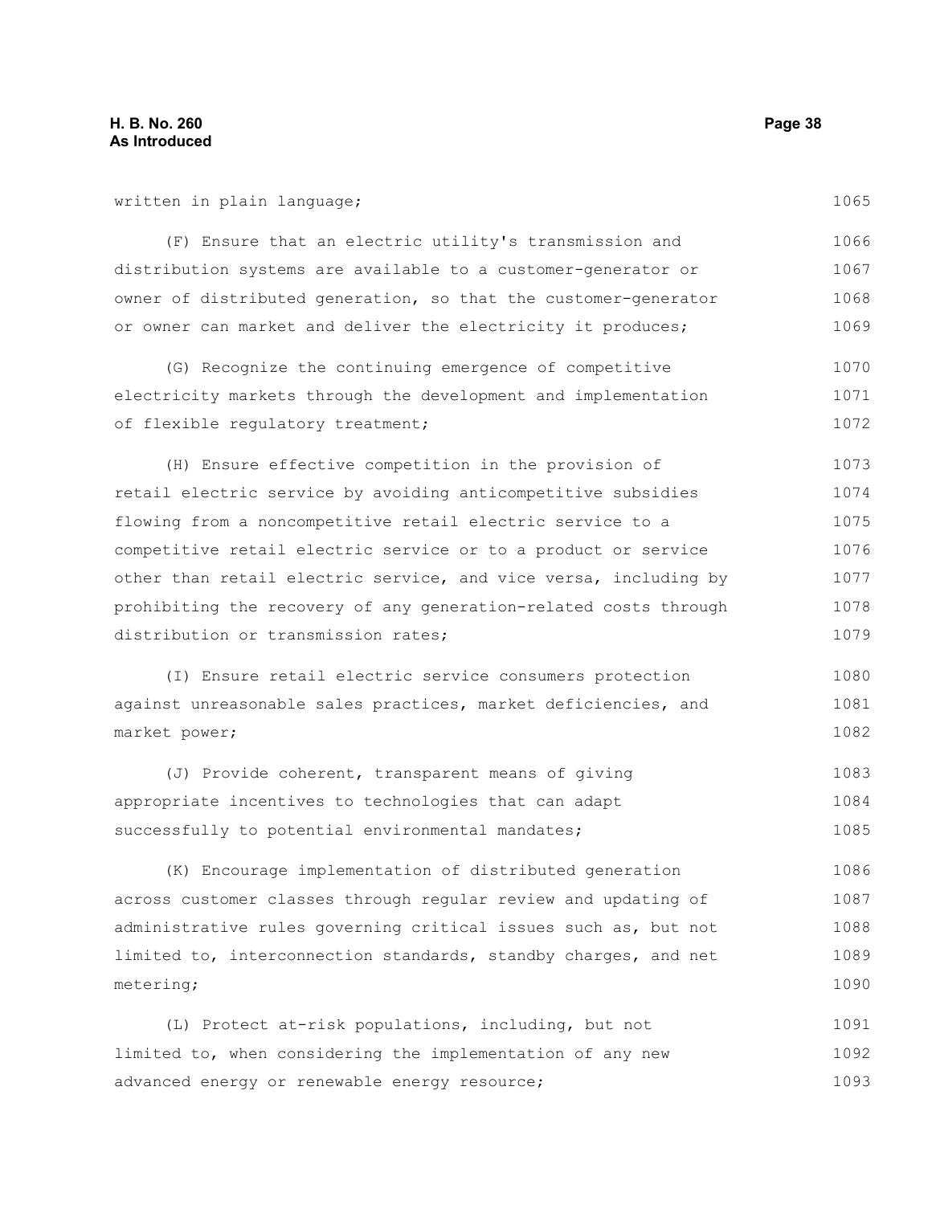written in plain language;

(F) Ensure that an electric utility's transmission and distribution systems are available to a customer-generator or owner of distributed generation, so that the customer-generator or owner can market and deliver the electricity it produces;

(G) Recognize the continuing emergence of competitive electricity markets through the development and implementation of flexible regulatory treatment;

(H) Ensure effective competition in the provision of retail electric service by avoiding anticompetitive subsidies flowing from a noncompetitive retail electric service to a competitive retail electric service or to a product or service other than retail electric service, and vice versa, including by prohibiting the recovery of any generation-related costs through distribution or transmission rates;

(I) Ensure retail electric service consumers protection against unreasonable sales practices, market deficiencies, and market power;

(J) Provide coherent, transparent means of giving appropriate incentives to technologies that can adapt successfully to potential environmental mandates;

(K) Encourage implementation of distributed generation across customer classes through regular review and updating of administrative rules governing critical issues such as, but not limited to, interconnection standards, standby charges, and net metering;

(L) Protect at-risk populations, including, but not limited to, when considering the implementation of any new advanced energy or renewable energy resource;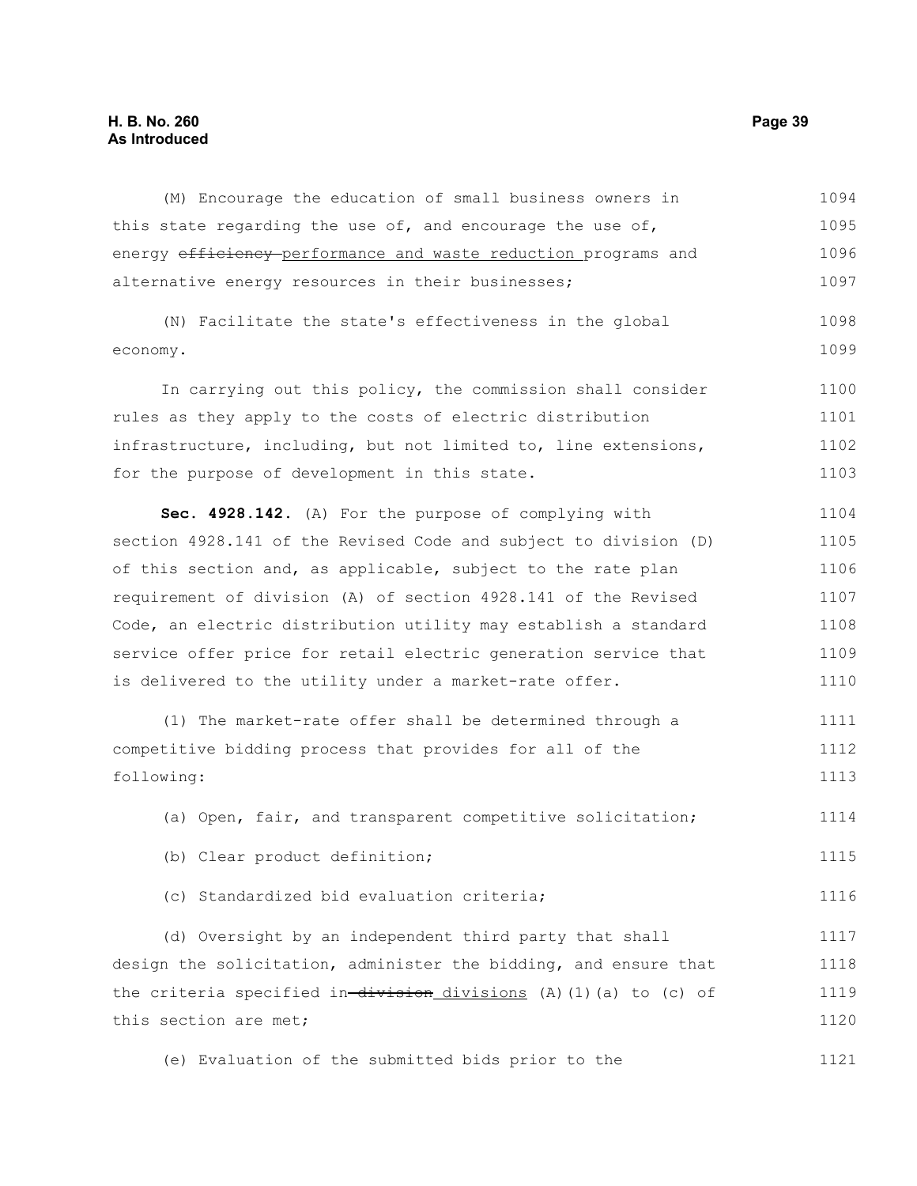(M) Encourage the education of small business owners in this state regarding the use of, and encourage the use of, energy ~~efficiency~~ performance and waste reduction programs and alternative energy resources in their businesses;

(N) Facilitate the state's effectiveness in the global economy.

In carrying out this policy, the commission shall consider rules as they apply to the costs of electric distribution infrastructure, including, but not limited to, line extensions, for the purpose of development in this state.

**Sec. 4928.142.** (A) For the purpose of complying with section 4928.141 of the Revised Code and subject to division (D) of this section and, as applicable, subject to the rate plan requirement of division (A) of section 4928.141 of the Revised Code, an electric distribution utility may establish a standard service offer price for retail electric generation service that is delivered to the utility under a market-rate offer.

(1) The market-rate offer shall be determined through a competitive bidding process that provides for all of the following:

(a) Open, fair, and transparent competitive solicitation;

(b) Clear product definition;

(c) Standardized bid evaluation criteria;

(d) Oversight by an independent third party that shall design the solicitation, administer the bidding, and ensure that the criteria specified in ~~division~~ divisions (A)(1)(a) to (c) of this section are met;

(e) Evaluation of the submitted bids prior to the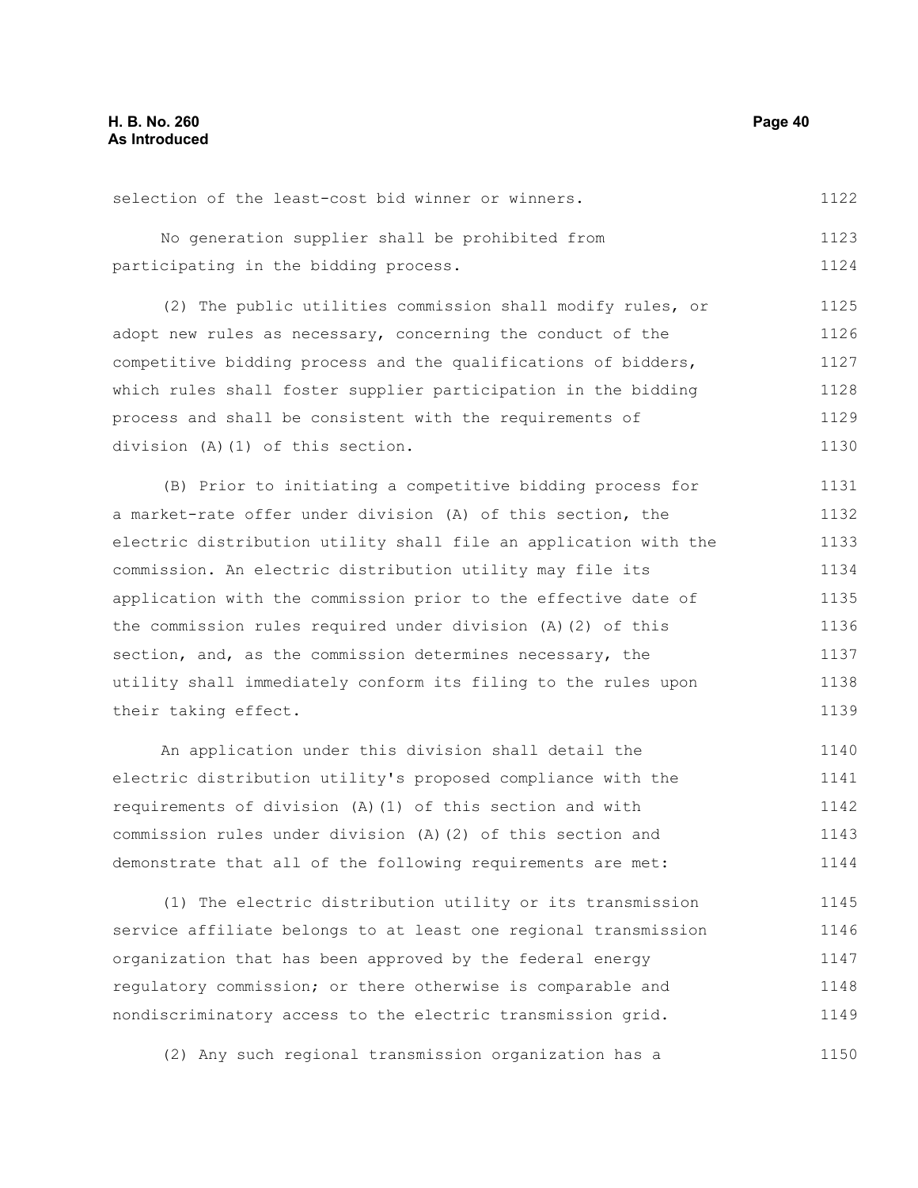selection of the least-cost bid winner or winners.

No generation supplier shall be prohibited from participating in the bidding process.

(2) The public utilities commission shall modify rules, or adopt new rules as necessary, concerning the conduct of the competitive bidding process and the qualifications of bidders, which rules shall foster supplier participation in the bidding process and shall be consistent with the requirements of division (A)(1) of this section.

(B) Prior to initiating a competitive bidding process for a market-rate offer under division (A) of this section, the electric distribution utility shall file an application with the commission. An electric distribution utility may file its application with the commission prior to the effective date of the commission rules required under division (A)(2) of this section, and, as the commission determines necessary, the utility shall immediately conform its filing to the rules upon their taking effect.

An application under this division shall detail the electric distribution utility's proposed compliance with the requirements of division (A)(1) of this section and with commission rules under division (A)(2) of this section and demonstrate that all of the following requirements are met:

(1) The electric distribution utility or its transmission service affiliate belongs to at least one regional transmission organization that has been approved by the federal energy regulatory commission; or there otherwise is comparable and nondiscriminatory access to the electric transmission grid.

(2) Any such regional transmission organization has a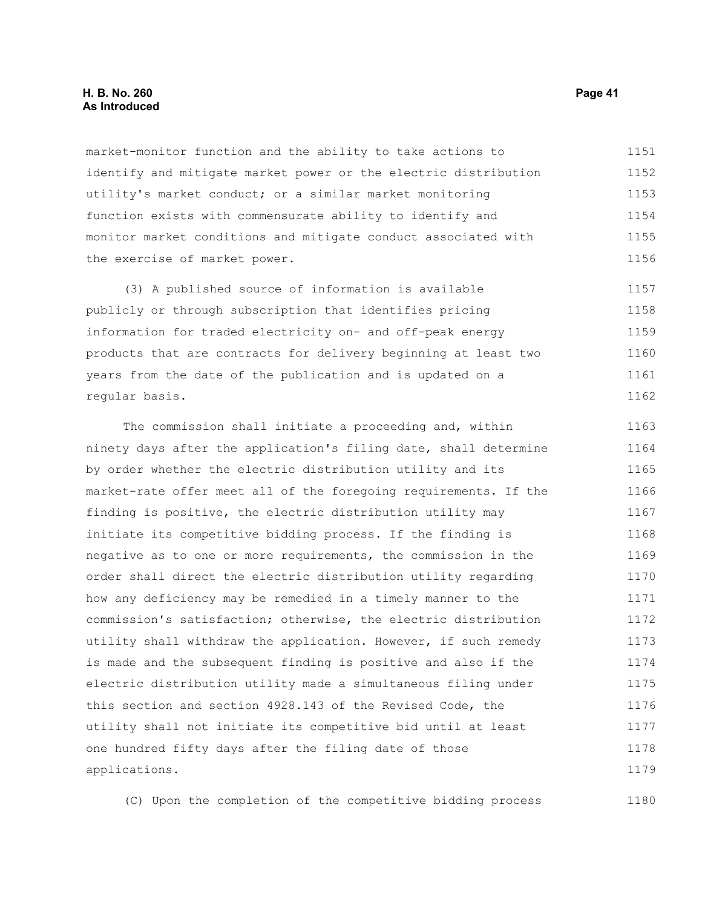market-monitor function and the ability to take actions to identify and mitigate market power or the electric distribution utility's market conduct; or a similar market monitoring function exists with commensurate ability to identify and monitor market conditions and mitigate conduct associated with the exercise of market power.

(3) A published source of information is available publicly or through subscription that identifies pricing information for traded electricity on- and off-peak energy products that are contracts for delivery beginning at least two years from the date of the publication and is updated on a regular basis.

The commission shall initiate a proceeding and, within ninety days after the application's filing date, shall determine by order whether the electric distribution utility and its market-rate offer meet all of the foregoing requirements. If the finding is positive, the electric distribution utility may initiate its competitive bidding process. If the finding is negative as to one or more requirements, the commission in the order shall direct the electric distribution utility regarding how any deficiency may be remedied in a timely manner to the commission's satisfaction; otherwise, the electric distribution utility shall withdraw the application. However, if such remedy is made and the subsequent finding is positive and also if the electric distribution utility made a simultaneous filing under this section and section 4928.143 of the Revised Code, the utility shall not initiate its competitive bid until at least one hundred fifty days after the filing date of those applications.

(C) Upon the completion of the competitive bidding process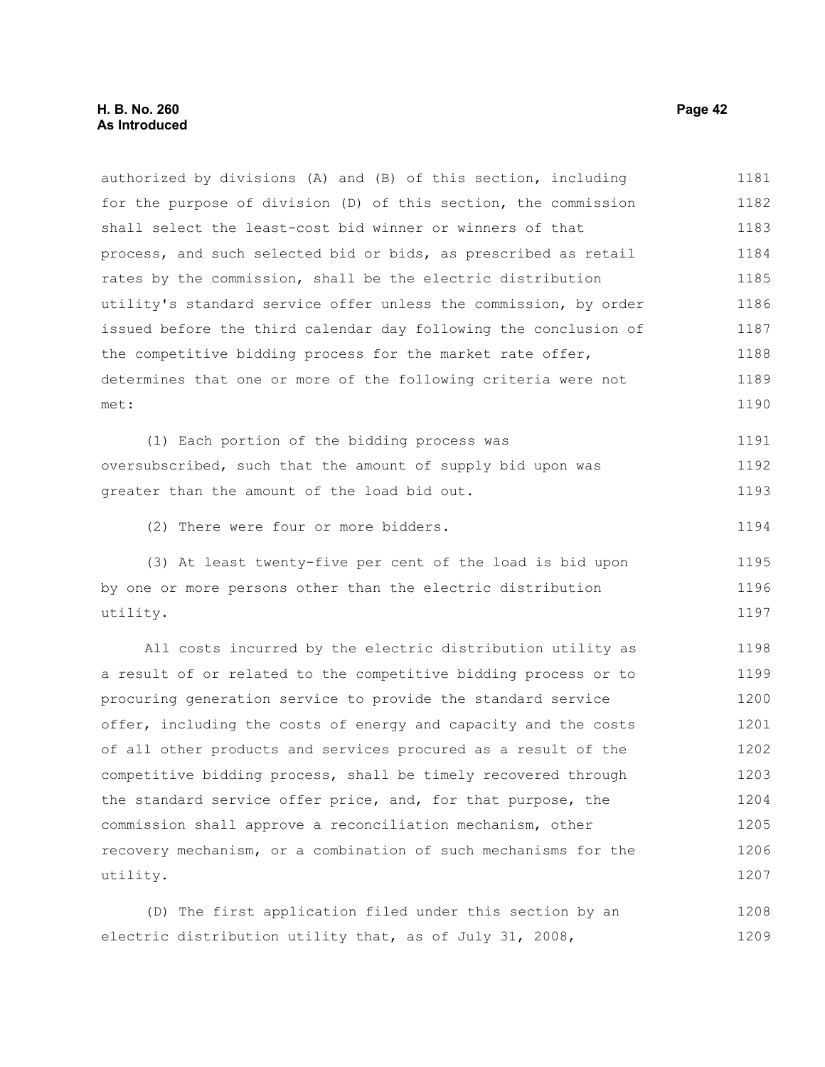authorized by divisions (A) and (B) of this section, including for the purpose of division (D) of this section, the commission shall select the least-cost bid winner or winners of that process, and such selected bid or bids, as prescribed as retail rates by the commission, shall be the electric distribution utility's standard service offer unless the commission, by order issued before the third calendar day following the conclusion of the competitive bidding process for the market rate offer, determines that one or more of the following criteria were not met:

(1) Each portion of the bidding process was oversubscribed, such that the amount of supply bid upon was greater than the amount of the load bid out.

(2) There were four or more bidders.

(3) At least twenty-five per cent of the load is bid upon by one or more persons other than the electric distribution utility.

All costs incurred by the electric distribution utility as a result of or related to the competitive bidding process or to procuring generation service to provide the standard service offer, including the costs of energy and capacity and the costs of all other products and services procured as a result of the competitive bidding process, shall be timely recovered through the standard service offer price, and, for that purpose, the commission shall approve a reconciliation mechanism, other recovery mechanism, or a combination of such mechanisms for the utility.

(D) The first application filed under this section by an electric distribution utility that, as of July 31, 2008,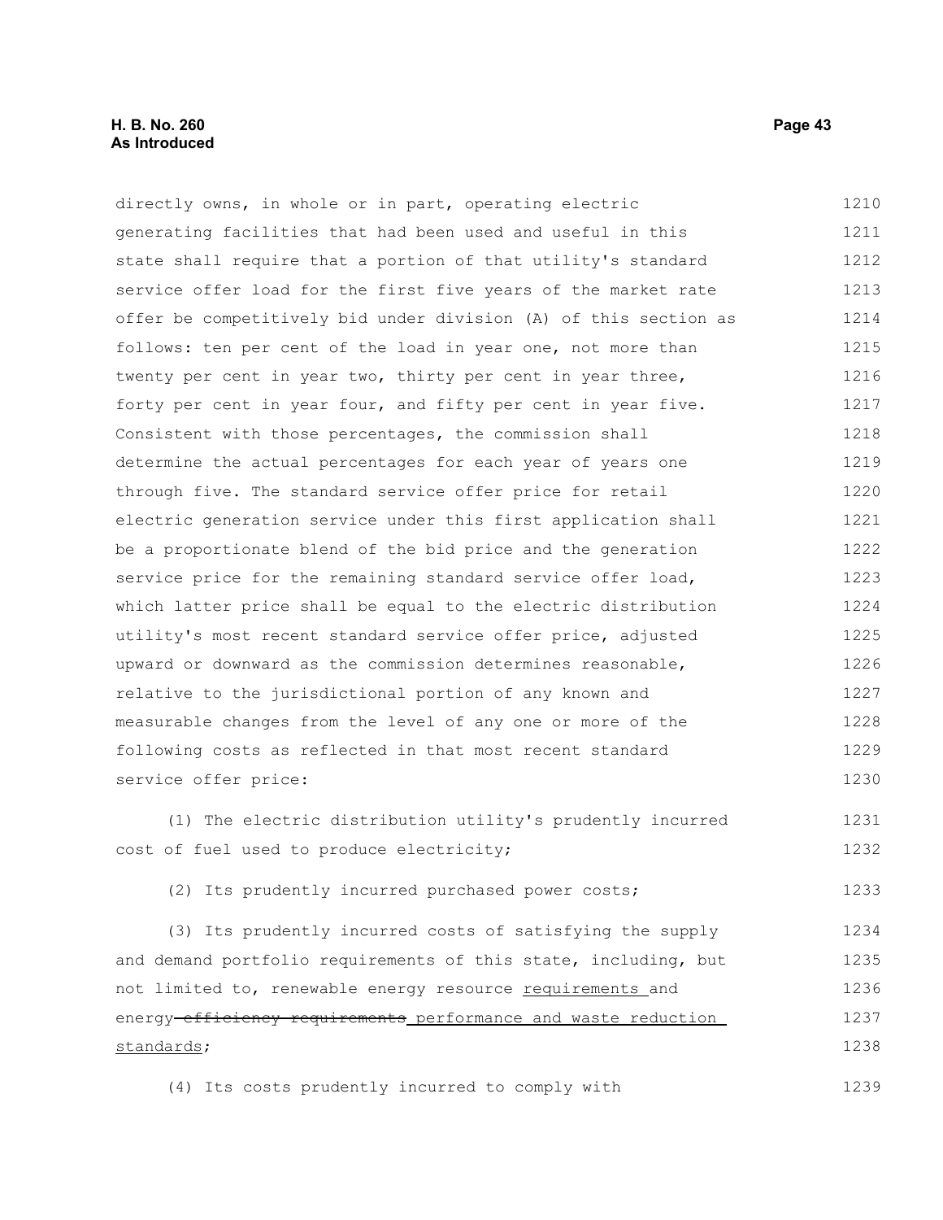directly owns, in whole or in part, operating electric generating facilities that had been used and useful in this state shall require that a portion of that utility's standard service offer load for the first five years of the market rate offer be competitively bid under division (A) of this section as follows: ten per cent of the load in year one, not more than twenty per cent in year two, thirty per cent in year three, forty per cent in year four, and fifty per cent in year five. Consistent with those percentages, the commission shall determine the actual percentages for each year of years one through five. The standard service offer price for retail electric generation service under this first application shall be a proportionate blend of the bid price and the generation service price for the remaining standard service offer load, which latter price shall be equal to the electric distribution utility's most recent standard service offer price, adjusted upward or downward as the commission determines reasonable, relative to the jurisdictional portion of any known and measurable changes from the level of any one or more of the following costs as reflected in that most recent standard service offer price:

(1) The electric distribution utility's prudently incurred cost of fuel used to produce electricity;

(2) Its prudently incurred purchased power costs;

(3) Its prudently incurred costs of satisfying the supply and demand portfolio requirements of this state, including, but not limited to, renewable energy resource requirements and energy ~~efficiency requirements~~ performance and waste reduction standards;

(4) Its costs prudently incurred to comply with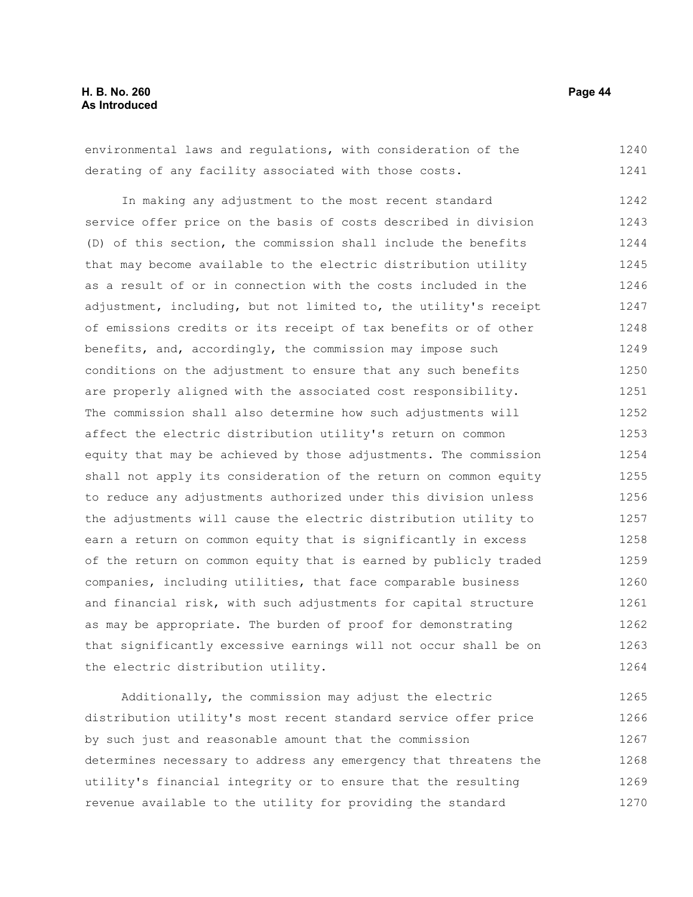environmental laws and regulations, with consideration of the derating of any facility associated with those costs.

In making any adjustment to the most recent standard service offer price on the basis of costs described in division (D) of this section, the commission shall include the benefits that may become available to the electric distribution utility as a result of or in connection with the costs included in the adjustment, including, but not limited to, the utility's receipt of emissions credits or its receipt of tax benefits or of other benefits, and, accordingly, the commission may impose such conditions on the adjustment to ensure that any such benefits are properly aligned with the associated cost responsibility. The commission shall also determine how such adjustments will affect the electric distribution utility's return on common equity that may be achieved by those adjustments. The commission shall not apply its consideration of the return on common equity to reduce any adjustments authorized under this division unless the adjustments will cause the electric distribution utility to earn a return on common equity that is significantly in excess of the return on common equity that is earned by publicly traded companies, including utilities, that face comparable business and financial risk, with such adjustments for capital structure as may be appropriate. The burden of proof for demonstrating that significantly excessive earnings will not occur shall be on the electric distribution utility.

Additionally, the commission may adjust the electric distribution utility's most recent standard service offer price by such just and reasonable amount that the commission determines necessary to address any emergency that threatens the utility's financial integrity or to ensure that the resulting revenue available to the utility for providing the standard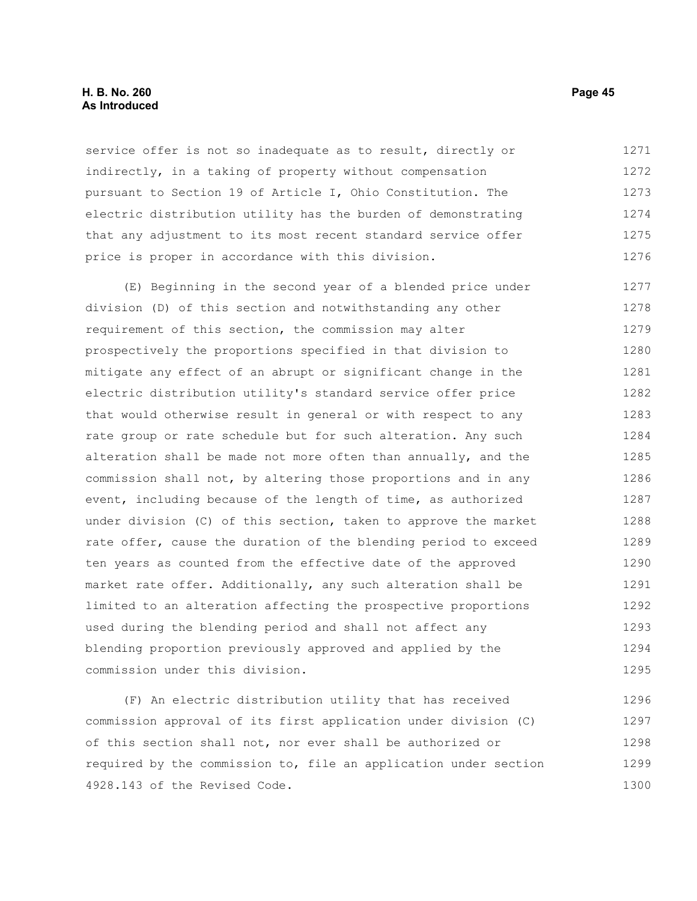service offer is not so inadequate as to result, directly or indirectly, in a taking of property without compensation pursuant to Section 19 of Article I, Ohio Constitution. The electric distribution utility has the burden of demonstrating that any adjustment to its most recent standard service offer price is proper in accordance with this division.

(E) Beginning in the second year of a blended price under division (D) of this section and notwithstanding any other requirement of this section, the commission may alter prospectively the proportions specified in that division to mitigate any effect of an abrupt or significant change in the electric distribution utility's standard service offer price that would otherwise result in general or with respect to any rate group or rate schedule but for such alteration. Any such alteration shall be made not more often than annually, and the commission shall not, by altering those proportions and in any event, including because of the length of time, as authorized under division (C) of this section, taken to approve the market rate offer, cause the duration of the blending period to exceed ten years as counted from the effective date of the approved market rate offer. Additionally, any such alteration shall be limited to an alteration affecting the prospective proportions used during the blending period and shall not affect any blending proportion previously approved and applied by the commission under this division.

(F) An electric distribution utility that has received commission approval of its first application under division (C) of this section shall not, nor ever shall be authorized or required by the commission to, file an application under section 4928.143 of the Revised Code.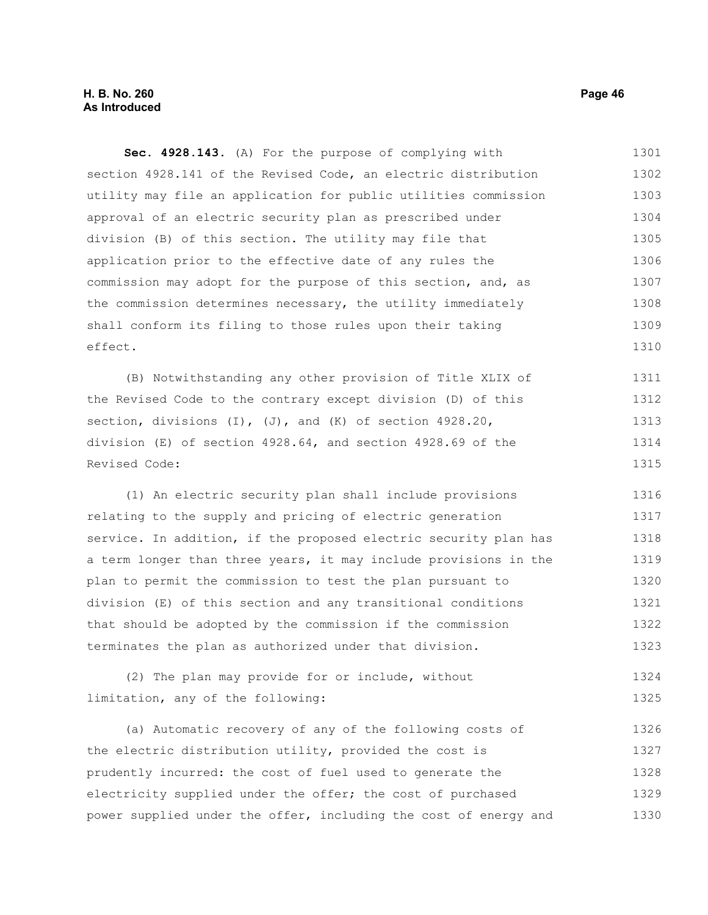**Sec. 4928.143.** (A) For the purpose of complying with section 4928.141 of the Revised Code, an electric distribution utility may file an application for public utilities commission approval of an electric security plan as prescribed under division (B) of this section. The utility may file that application prior to the effective date of any rules the commission may adopt for the purpose of this section, and, as the commission determines necessary, the utility immediately shall conform its filing to those rules upon their taking effect.

(B) Notwithstanding any other provision of Title XLIX of the Revised Code to the contrary except division (D) of this section, divisions (I), (J), and (K) of section 4928.20, division (E) of section 4928.64, and section 4928.69 of the Revised Code:

(1) An electric security plan shall include provisions relating to the supply and pricing of electric generation service. In addition, if the proposed electric security plan has a term longer than three years, it may include provisions in the plan to permit the commission to test the plan pursuant to division (E) of this section and any transitional conditions that should be adopted by the commission if the commission terminates the plan as authorized under that division.

(2) The plan may provide for or include, without limitation, any of the following:

(a) Automatic recovery of any of the following costs of the electric distribution utility, provided the cost is prudently incurred: the cost of fuel used to generate the electricity supplied under the offer; the cost of purchased power supplied under the offer, including the cost of energy and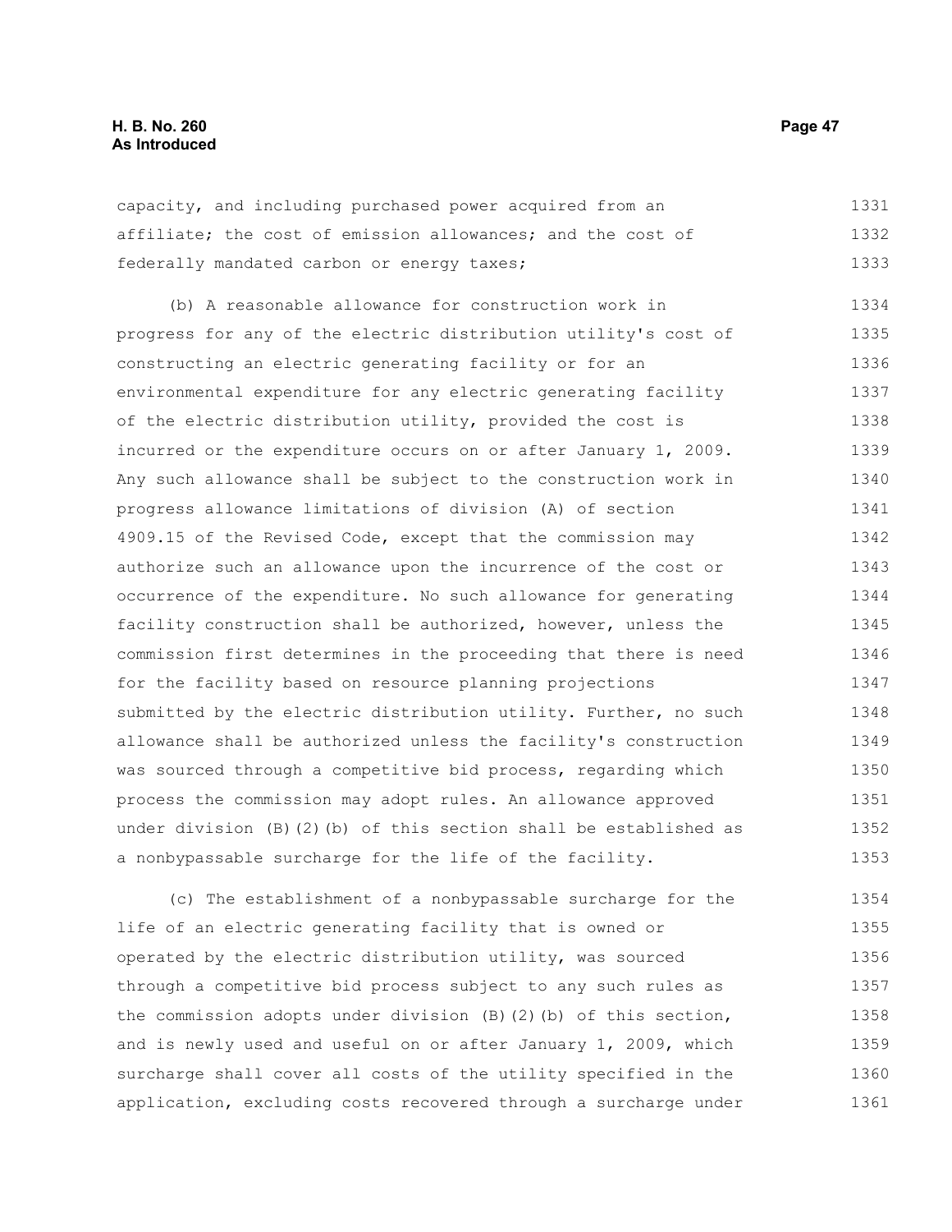capacity, and including purchased power acquired from an affiliate; the cost of emission allowances; and the cost of federally mandated carbon or energy taxes;

(b) A reasonable allowance for construction work in progress for any of the electric distribution utility's cost of constructing an electric generating facility or for an environmental expenditure for any electric generating facility of the electric distribution utility, provided the cost is incurred or the expenditure occurs on or after January 1, 2009. Any such allowance shall be subject to the construction work in progress allowance limitations of division (A) of section 4909.15 of the Revised Code, except that the commission may authorize such an allowance upon the incurrence of the cost or occurrence of the expenditure. No such allowance for generating facility construction shall be authorized, however, unless the commission first determines in the proceeding that there is need for the facility based on resource planning projections submitted by the electric distribution utility. Further, no such allowance shall be authorized unless the facility's construction was sourced through a competitive bid process, regarding which process the commission may adopt rules. An allowance approved under division (B)(2)(b) of this section shall be established as a nonbypassable surcharge for the life of the facility.

(c) The establishment of a nonbypassable surcharge for the life of an electric generating facility that is owned or operated by the electric distribution utility, was sourced through a competitive bid process subject to any such rules as the commission adopts under division (B)(2)(b) of this section, and is newly used and useful on or after January 1, 2009, which surcharge shall cover all costs of the utility specified in the application, excluding costs recovered through a surcharge under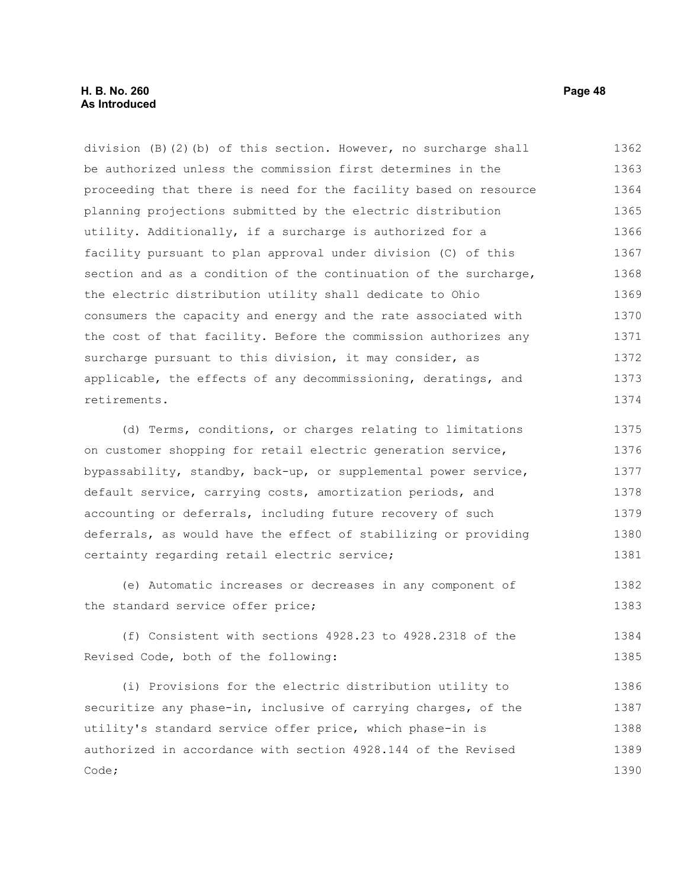division (B)(2)(b) of this section. However, no surcharge shall be authorized unless the commission first determines in the proceeding that there is need for the facility based on resource planning projections submitted by the electric distribution utility. Additionally, if a surcharge is authorized for a facility pursuant to plan approval under division (C) of this section and as a condition of the continuation of the surcharge, the electric distribution utility shall dedicate to Ohio consumers the capacity and energy and the rate associated with the cost of that facility. Before the commission authorizes any surcharge pursuant to this division, it may consider, as applicable, the effects of any decommissioning, deratings, and retirements.

(d) Terms, conditions, or charges relating to limitations on customer shopping for retail electric generation service, bypassability, standby, back-up, or supplemental power service, default service, carrying costs, amortization periods, and accounting or deferrals, including future recovery of such deferrals, as would have the effect of stabilizing or providing certainty regarding retail electric service;

(e) Automatic increases or decreases in any component of the standard service offer price;

(f) Consistent with sections 4928.23 to 4928.2318 of the Revised Code, both of the following:

(i) Provisions for the electric distribution utility to securitize any phase-in, inclusive of carrying charges, of the utility's standard service offer price, which phase-in is authorized in accordance with section 4928.144 of the Revised Code;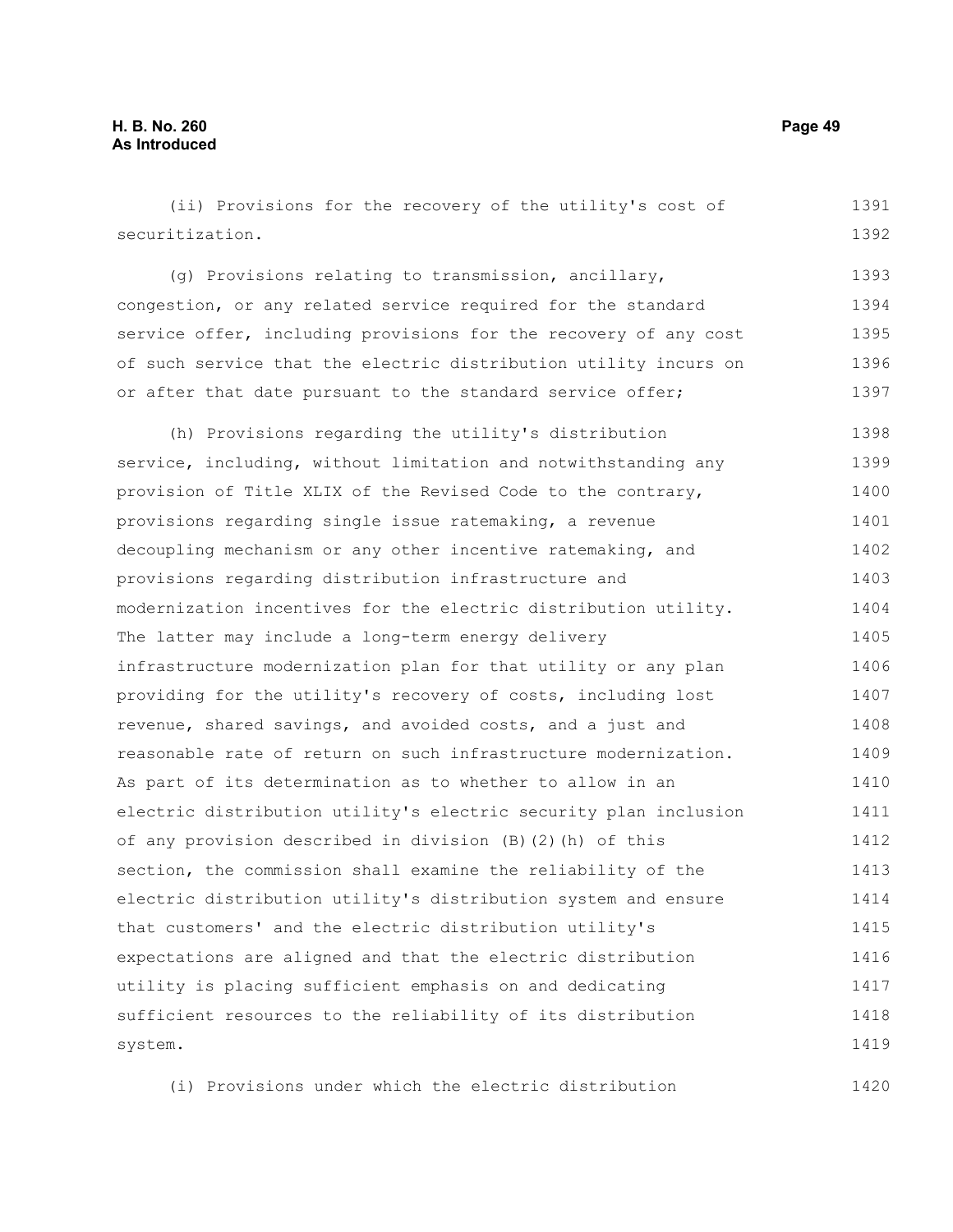(ii) Provisions for the recovery of the utility's cost of securitization.

(g) Provisions relating to transmission, ancillary, congestion, or any related service required for the standard service offer, including provisions for the recovery of any cost of such service that the electric distribution utility incurs on or after that date pursuant to the standard service offer;

(h) Provisions regarding the utility's distribution service, including, without limitation and notwithstanding any provision of Title XLIX of the Revised Code to the contrary, provisions regarding single issue ratemaking, a revenue decoupling mechanism or any other incentive ratemaking, and provisions regarding distribution infrastructure and modernization incentives for the electric distribution utility. The latter may include a long-term energy delivery infrastructure modernization plan for that utility or any plan providing for the utility's recovery of costs, including lost revenue, shared savings, and avoided costs, and a just and reasonable rate of return on such infrastructure modernization. As part of its determination as to whether to allow in an electric distribution utility's electric security plan inclusion of any provision described in division (B)(2)(h) of this section, the commission shall examine the reliability of the electric distribution utility's distribution system and ensure that customers' and the electric distribution utility's expectations are aligned and that the electric distribution utility is placing sufficient emphasis on and dedicating sufficient resources to the reliability of its distribution system.

(i) Provisions under which the electric distribution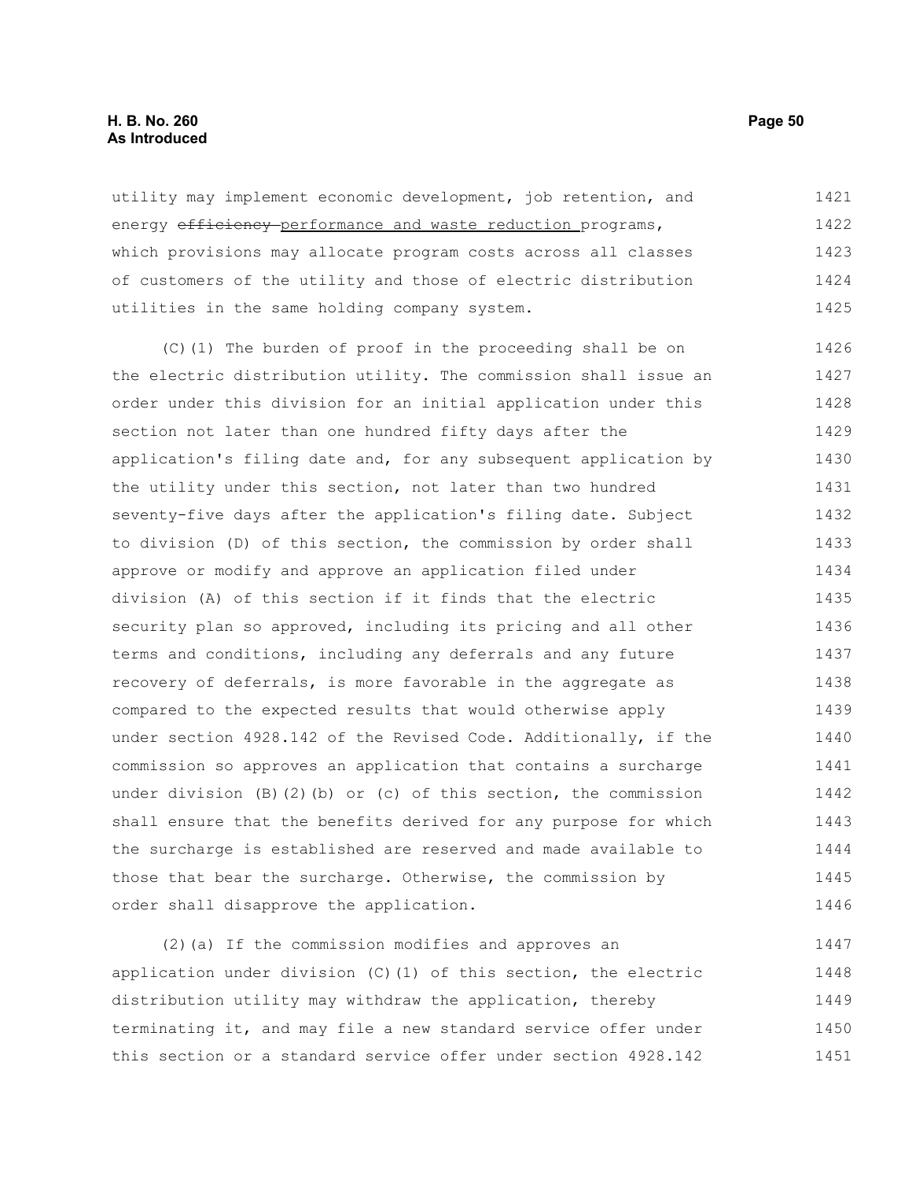utility may implement economic development, job retention, and energy ~~efficiency~~ performance and waste reduction programs, which provisions may allocate program costs across all classes of customers of the utility and those of electric distribution utilities in the same holding company system.

(C)(1) The burden of proof in the proceeding shall be on the electric distribution utility. The commission shall issue an order under this division for an initial application under this section not later than one hundred fifty days after the application's filing date and, for any subsequent application by the utility under this section, not later than two hundred seventy-five days after the application's filing date. Subject to division (D) of this section, the commission by order shall approve or modify and approve an application filed under division (A) of this section if it finds that the electric security plan so approved, including its pricing and all other terms and conditions, including any deferrals and any future recovery of deferrals, is more favorable in the aggregate as compared to the expected results that would otherwise apply under section 4928.142 of the Revised Code. Additionally, if the commission so approves an application that contains a surcharge under division (B)(2)(b) or (c) of this section, the commission shall ensure that the benefits derived for any purpose for which the surcharge is established are reserved and made available to those that bear the surcharge. Otherwise, the commission by order shall disapprove the application.

(2)(a) If the commission modifies and approves an application under division (C)(1) of this section, the electric distribution utility may withdraw the application, thereby terminating it, and may file a new standard service offer under this section or a standard service offer under section 4928.142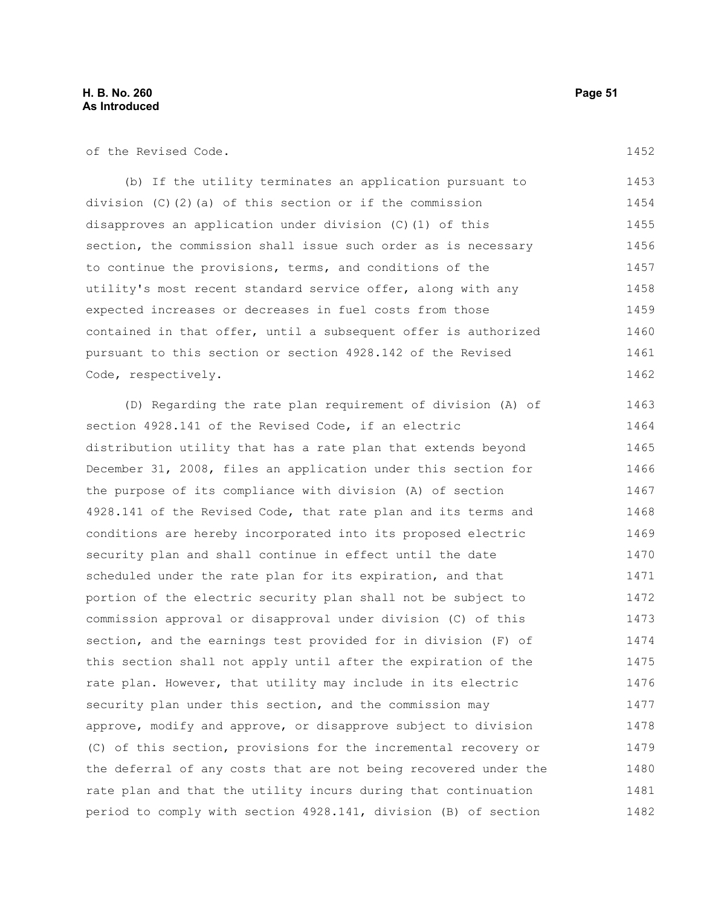of the Revised Code.

(b) If the utility terminates an application pursuant to division (C)(2)(a) of this section or if the commission disapproves an application under division (C)(1) of this section, the commission shall issue such order as is necessary to continue the provisions, terms, and conditions of the utility's most recent standard service offer, along with any expected increases or decreases in fuel costs from those contained in that offer, until a subsequent offer is authorized pursuant to this section or section 4928.142 of the Revised Code, respectively.

(D) Regarding the rate plan requirement of division (A) of section 4928.141 of the Revised Code, if an electric distribution utility that has a rate plan that extends beyond December 31, 2008, files an application under this section for the purpose of its compliance with division (A) of section 4928.141 of the Revised Code, that rate plan and its terms and conditions are hereby incorporated into its proposed electric security plan and shall continue in effect until the date scheduled under the rate plan for its expiration, and that portion of the electric security plan shall not be subject to commission approval or disapproval under division (C) of this section, and the earnings test provided for in division (F) of this section shall not apply until after the expiration of the rate plan. However, that utility may include in its electric security plan under this section, and the commission may approve, modify and approve, or disapprove subject to division (C) of this section, provisions for the incremental recovery or the deferral of any costs that are not being recovered under the rate plan and that the utility incurs during that continuation period to comply with section 4928.141, division (B) of section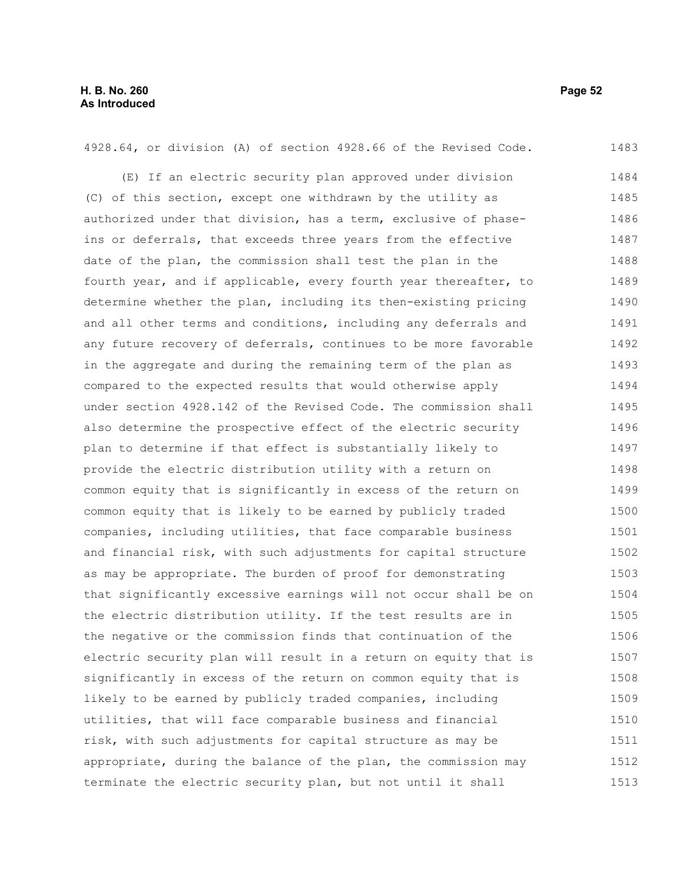4928.64, or division (A) of section 4928.66 of the Revised Code.

(E) If an electric security plan approved under division (C) of this section, except one withdrawn by the utility as authorized under that division, has a term, exclusive of phase-ins or deferrals, that exceeds three years from the effective date of the plan, the commission shall test the plan in the fourth year, and if applicable, every fourth year thereafter, to determine whether the plan, including its then-existing pricing and all other terms and conditions, including any deferrals and any future recovery of deferrals, continues to be more favorable in the aggregate and during the remaining term of the plan as compared to the expected results that would otherwise apply under section 4928.142 of the Revised Code. The commission shall also determine the prospective effect of the electric security plan to determine if that effect is substantially likely to provide the electric distribution utility with a return on common equity that is significantly in excess of the return on common equity that is likely to be earned by publicly traded companies, including utilities, that face comparable business and financial risk, with such adjustments for capital structure as may be appropriate. The burden of proof for demonstrating that significantly excessive earnings will not occur shall be on the electric distribution utility. If the test results are in the negative or the commission finds that continuation of the electric security plan will result in a return on equity that is significantly in excess of the return on common equity that is likely to be earned by publicly traded companies, including utilities, that will face comparable business and financial risk, with such adjustments for capital structure as may be appropriate, during the balance of the plan, the commission may terminate the electric security plan, but not until it shall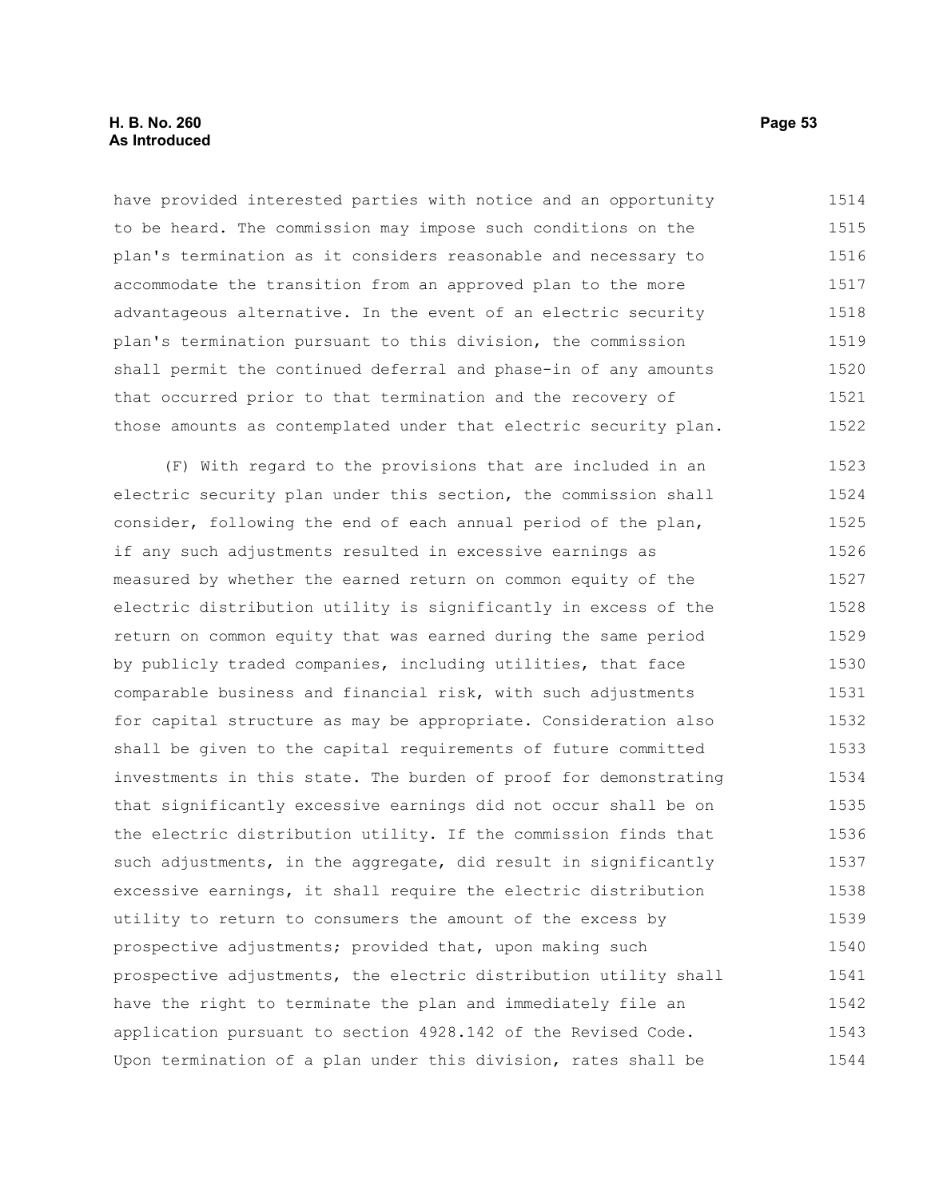have provided interested parties with notice and an opportunity to be heard. The commission may impose such conditions on the plan's termination as it considers reasonable and necessary to accommodate the transition from an approved plan to the more advantageous alternative. In the event of an electric security plan's termination pursuant to this division, the commission shall permit the continued deferral and phase-in of any amounts that occurred prior to that termination and the recovery of those amounts as contemplated under that electric security plan.

(F) With regard to the provisions that are included in an electric security plan under this section, the commission shall consider, following the end of each annual period of the plan, if any such adjustments resulted in excessive earnings as measured by whether the earned return on common equity of the electric distribution utility is significantly in excess of the return on common equity that was earned during the same period by publicly traded companies, including utilities, that face comparable business and financial risk, with such adjustments for capital structure as may be appropriate. Consideration also shall be given to the capital requirements of future committed investments in this state. The burden of proof for demonstrating that significantly excessive earnings did not occur shall be on the electric distribution utility. If the commission finds that such adjustments, in the aggregate, did result in significantly excessive earnings, it shall require the electric distribution utility to return to consumers the amount of the excess by prospective adjustments; provided that, upon making such prospective adjustments, the electric distribution utility shall have the right to terminate the plan and immediately file an application pursuant to section 4928.142 of the Revised Code. Upon termination of a plan under this division, rates shall be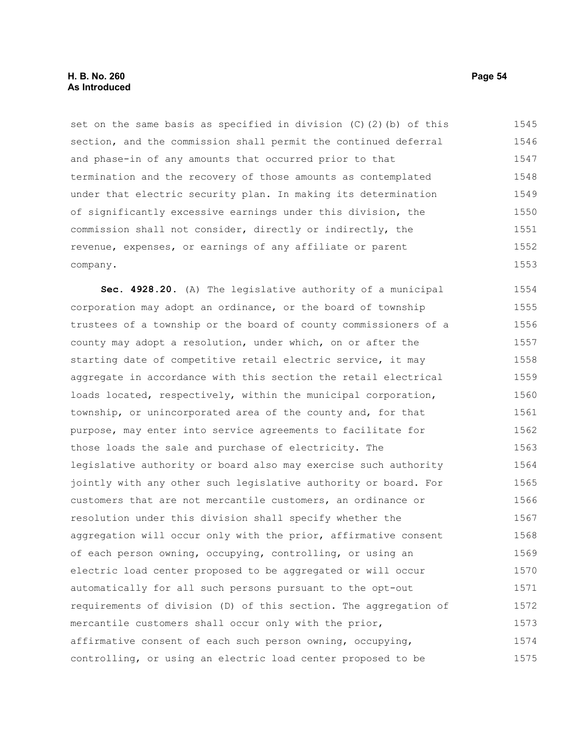set on the same basis as specified in division (C)(2)(b) of this section, and the commission shall permit the continued deferral and phase-in of any amounts that occurred prior to that termination and the recovery of those amounts as contemplated under that electric security plan. In making its determination of significantly excessive earnings under this division, the commission shall not consider, directly or indirectly, the revenue, expenses, or earnings of any affiliate or parent company.

**Sec. 4928.20.** (A) The legislative authority of a municipal corporation may adopt an ordinance, or the board of township trustees of a township or the board of county commissioners of a county may adopt a resolution, under which, on or after the starting date of competitive retail electric service, it may aggregate in accordance with this section the retail electrical loads located, respectively, within the municipal corporation, township, or unincorporated area of the county and, for that purpose, may enter into service agreements to facilitate for those loads the sale and purchase of electricity. The legislative authority or board also may exercise such authority jointly with any other such legislative authority or board. For customers that are not mercantile customers, an ordinance or resolution under this division shall specify whether the aggregation will occur only with the prior, affirmative consent of each person owning, occupying, controlling, or using an electric load center proposed to be aggregated or will occur automatically for all such persons pursuant to the opt-out requirements of division (D) of this section. The aggregation of mercantile customers shall occur only with the prior, affirmative consent of each such person owning, occupying, controlling, or using an electric load center proposed to be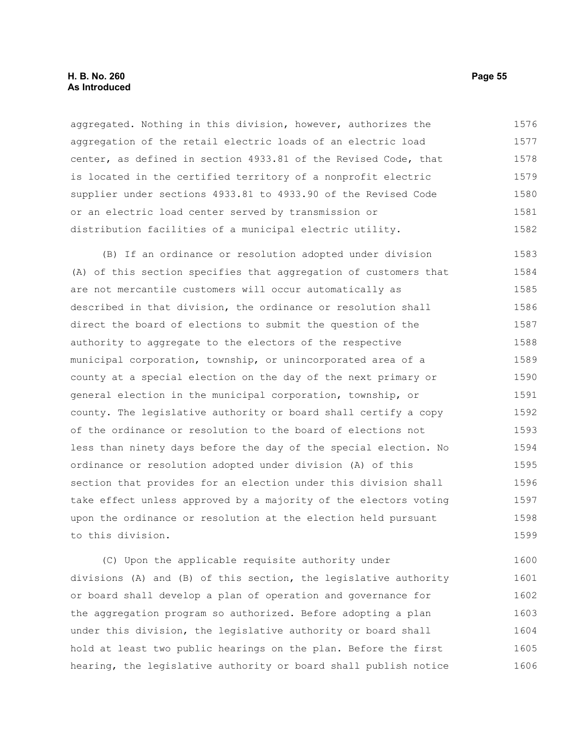aggregated. Nothing in this division, however, authorizes the aggregation of the retail electric loads of an electric load center, as defined in section 4933.81 of the Revised Code, that is located in the certified territory of a nonprofit electric supplier under sections 4933.81 to 4933.90 of the Revised Code or an electric load center served by transmission or distribution facilities of a municipal electric utility.

(B) If an ordinance or resolution adopted under division (A) of this section specifies that aggregation of customers that are not mercantile customers will occur automatically as described in that division, the ordinance or resolution shall direct the board of elections to submit the question of the authority to aggregate to the electors of the respective municipal corporation, township, or unincorporated area of a county at a special election on the day of the next primary or general election in the municipal corporation, township, or county. The legislative authority or board shall certify a copy of the ordinance or resolution to the board of elections not less than ninety days before the day of the special election. No ordinance or resolution adopted under division (A) of this section that provides for an election under this division shall take effect unless approved by a majority of the electors voting upon the ordinance or resolution at the election held pursuant to this division.

(C) Upon the applicable requisite authority under divisions (A) and (B) of this section, the legislative authority or board shall develop a plan of operation and governance for the aggregation program so authorized. Before adopting a plan under this division, the legislative authority or board shall hold at least two public hearings on the plan. Before the first hearing, the legislative authority or board shall publish notice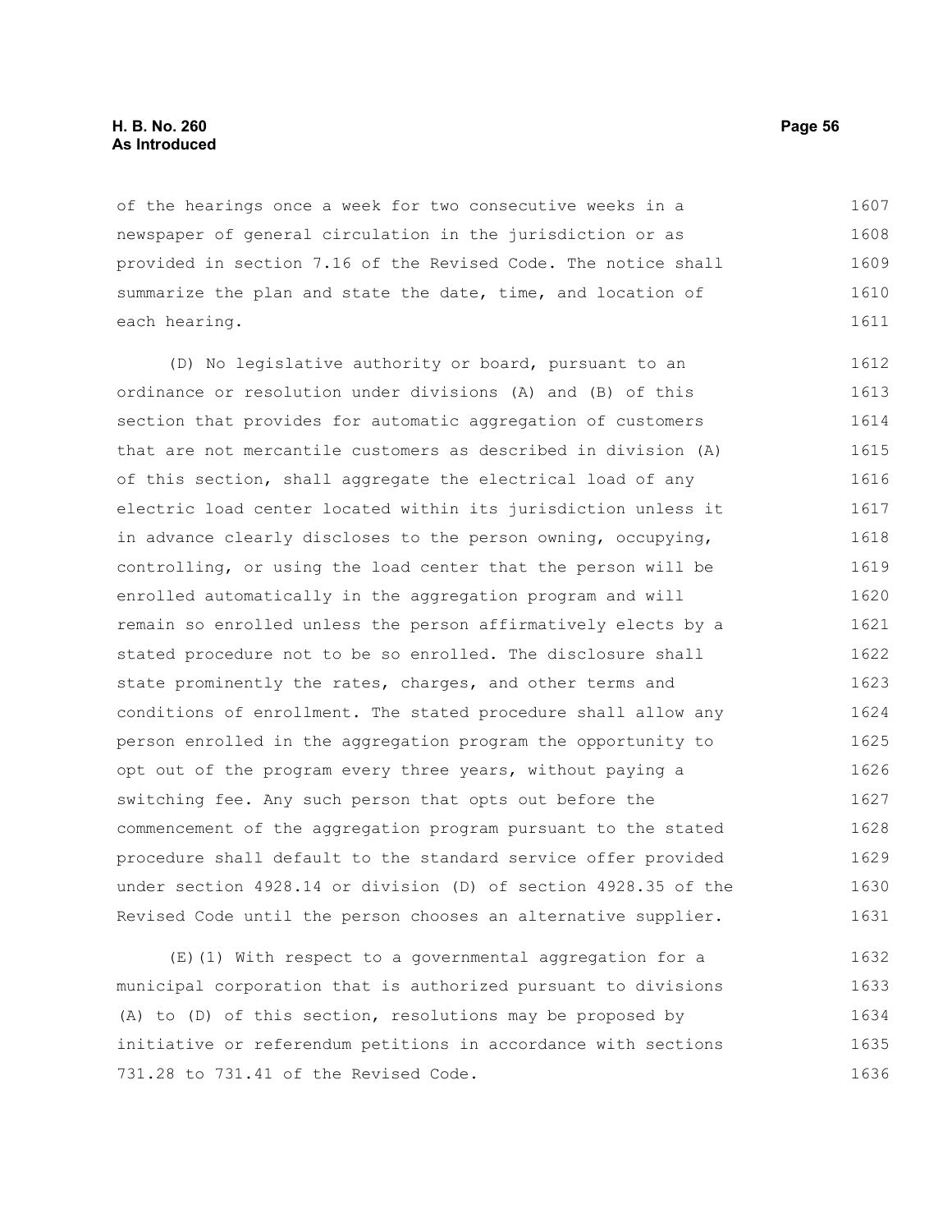of the hearings once a week for two consecutive weeks in a newspaper of general circulation in the jurisdiction or as provided in section 7.16 of the Revised Code. The notice shall summarize the plan and state the date, time, and location of each hearing.

(D) No legislative authority or board, pursuant to an ordinance or resolution under divisions (A) and (B) of this section that provides for automatic aggregation of customers that are not mercantile customers as described in division (A) of this section, shall aggregate the electrical load of any electric load center located within its jurisdiction unless it in advance clearly discloses to the person owning, occupying, controlling, or using the load center that the person will be enrolled automatically in the aggregation program and will remain so enrolled unless the person affirmatively elects by a stated procedure not to be so enrolled. The disclosure shall state prominently the rates, charges, and other terms and conditions of enrollment. The stated procedure shall allow any person enrolled in the aggregation program the opportunity to opt out of the program every three years, without paying a switching fee. Any such person that opts out before the commencement of the aggregation program pursuant to the stated procedure shall default to the standard service offer provided under section 4928.14 or division (D) of section 4928.35 of the Revised Code until the person chooses an alternative supplier.

(E)(1) With respect to a governmental aggregation for a municipal corporation that is authorized pursuant to divisions (A) to (D) of this section, resolutions may be proposed by initiative or referendum petitions in accordance with sections 731.28 to 731.41 of the Revised Code.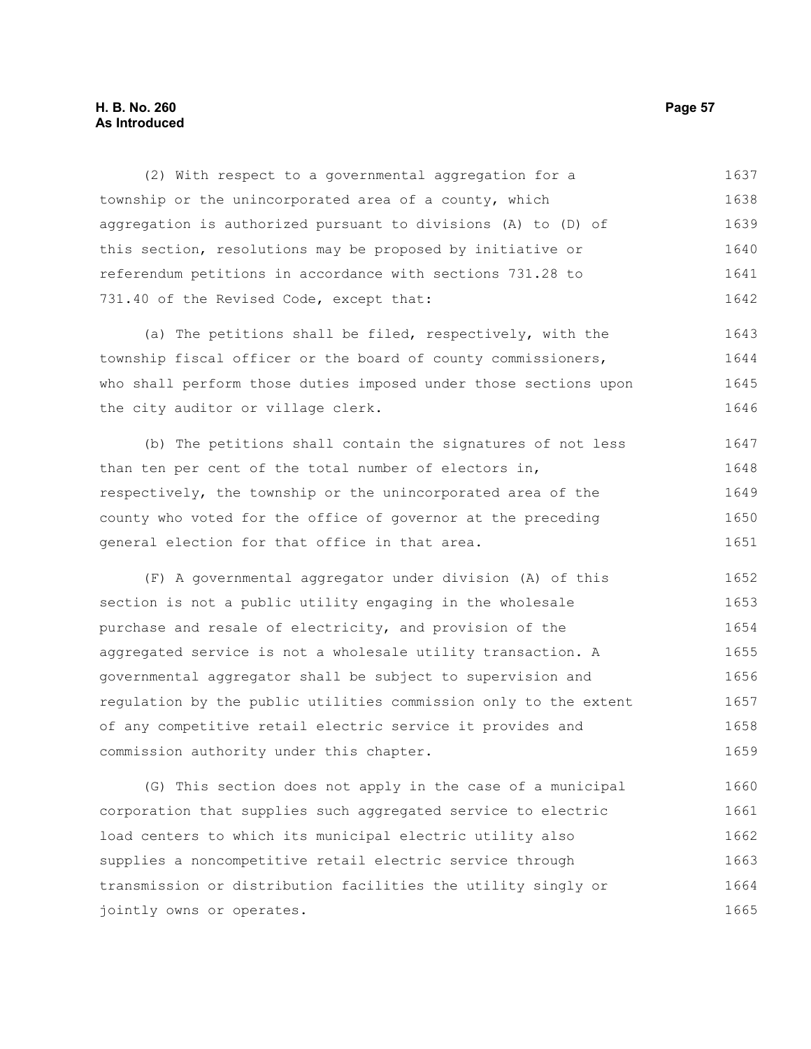(2) With respect to a governmental aggregation for a township or the unincorporated area of a county, which aggregation is authorized pursuant to divisions (A) to (D) of this section, resolutions may be proposed by initiative or referendum petitions in accordance with sections 731.28 to 731.40 of the Revised Code, except that:

(a) The petitions shall be filed, respectively, with the township fiscal officer or the board of county commissioners, who shall perform those duties imposed under those sections upon the city auditor or village clerk.

(b) The petitions shall contain the signatures of not less than ten per cent of the total number of electors in, respectively, the township or the unincorporated area of the county who voted for the office of governor at the preceding general election for that office in that area.

(F) A governmental aggregator under division (A) of this section is not a public utility engaging in the wholesale purchase and resale of electricity, and provision of the aggregated service is not a wholesale utility transaction. A governmental aggregator shall be subject to supervision and regulation by the public utilities commission only to the extent of any competitive retail electric service it provides and commission authority under this chapter.

(G) This section does not apply in the case of a municipal corporation that supplies such aggregated service to electric load centers to which its municipal electric utility also supplies a noncompetitive retail electric service through transmission or distribution facilities the utility singly or jointly owns or operates.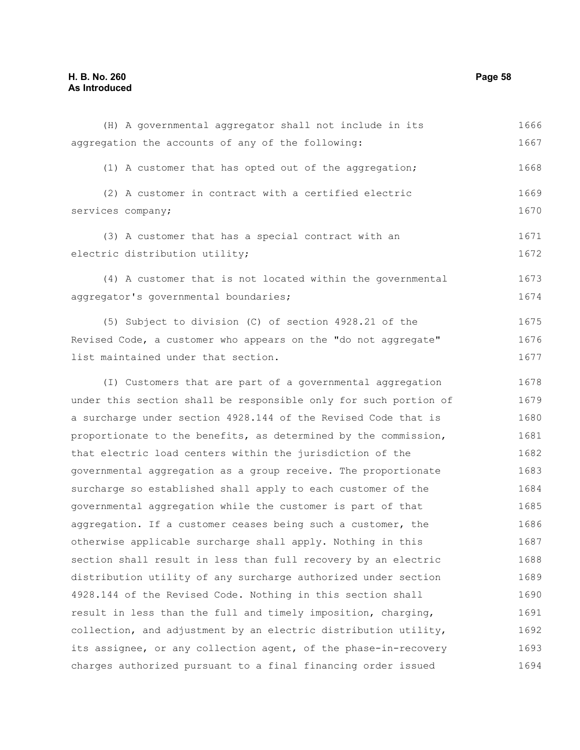(H) A governmental aggregator shall not include in its aggregation the accounts of any of the following:

(1) A customer that has opted out of the aggregation;

(2) A customer in contract with a certified electric services company;

(3) A customer that has a special contract with an electric distribution utility;

(4) A customer that is not located within the governmental aggregator's governmental boundaries;

(5) Subject to division (C) of section 4928.21 of the Revised Code, a customer who appears on the "do not aggregate" list maintained under that section.

(I) Customers that are part of a governmental aggregation under this section shall be responsible only for such portion of a surcharge under section 4928.144 of the Revised Code that is proportionate to the benefits, as determined by the commission, that electric load centers within the jurisdiction of the governmental aggregation as a group receive. The proportionate surcharge so established shall apply to each customer of the governmental aggregation while the customer is part of that aggregation. If a customer ceases being such a customer, the otherwise applicable surcharge shall apply. Nothing in this section shall result in less than full recovery by an electric distribution utility of any surcharge authorized under section 4928.144 of the Revised Code. Nothing in this section shall result in less than the full and timely imposition, charging, collection, and adjustment by an electric distribution utility, its assignee, or any collection agent, of the phase-in-recovery charges authorized pursuant to a final financing order issued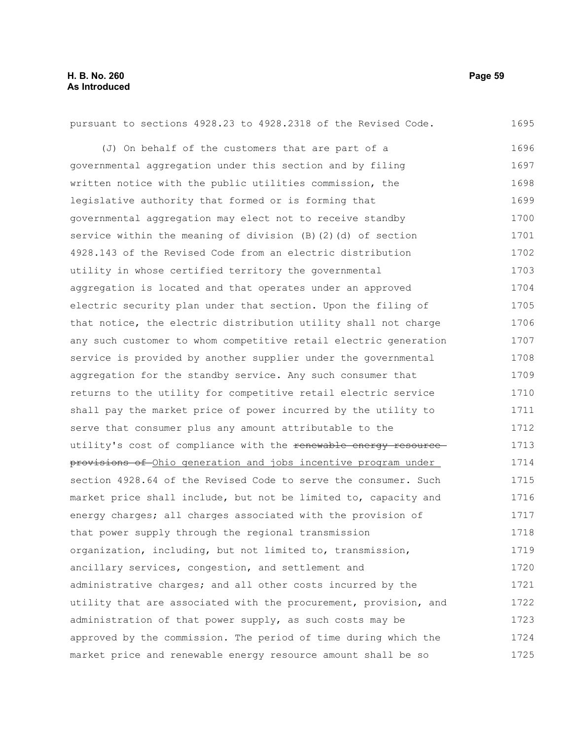pursuant to sections 4928.23 to 4928.2318 of the Revised Code.

(J) On behalf of the customers that are part of a governmental aggregation under this section and by filing written notice with the public utilities commission, the legislative authority that formed or is forming that governmental aggregation may elect not to receive standby service within the meaning of division (B)(2)(d) of section 4928.143 of the Revised Code from an electric distribution utility in whose certified territory the governmental aggregation is located and that operates under an approved electric security plan under that section. Upon the filing of that notice, the electric distribution utility shall not charge any such customer to whom competitive retail electric generation service is provided by another supplier under the governmental aggregation for the standby service. Any such consumer that returns to the utility for competitive retail electric service shall pay the market price of power incurred by the utility to serve that consumer plus any amount attributable to the utility's cost of compliance with the ~~renewable energy resource provisions of~~ Ohio generation and jobs incentive program under section 4928.64 of the Revised Code to serve the consumer. Such market price shall include, but not be limited to, capacity and energy charges; all charges associated with the provision of that power supply through the regional transmission organization, including, but not limited to, transmission, ancillary services, congestion, and settlement and administrative charges; and all other costs incurred by the utility that are associated with the procurement, provision, and administration of that power supply, as such costs may be approved by the commission. The period of time during which the market price and renewable energy resource amount shall be so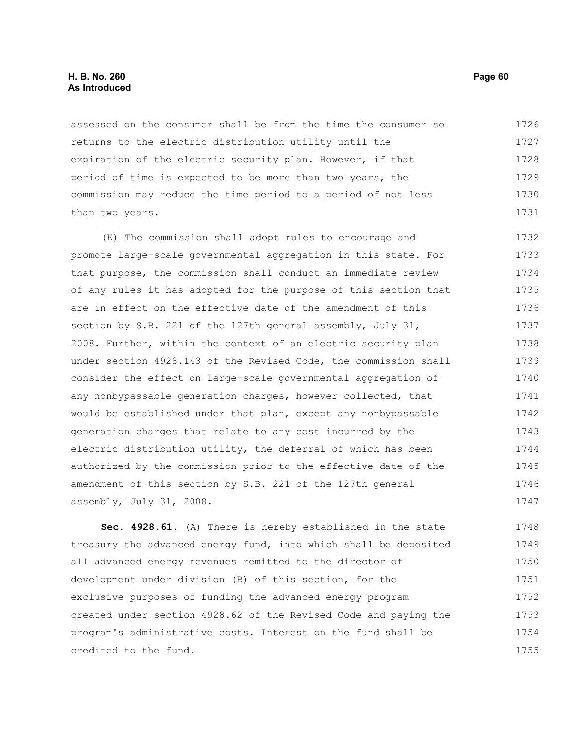assessed on the consumer shall be from the time the consumer so returns to the electric distribution utility until the expiration of the electric security plan. However, if that period of time is expected to be more than two years, the commission may reduce the time period to a period of not less than two years.

(K) The commission shall adopt rules to encourage and promote large-scale governmental aggregation in this state. For that purpose, the commission shall conduct an immediate review of any rules it has adopted for the purpose of this section that are in effect on the effective date of the amendment of this section by S.B. 221 of the 127th general assembly, July 31, 2008. Further, within the context of an electric security plan under section 4928.143 of the Revised Code, the commission shall consider the effect on large-scale governmental aggregation of any nonbypassable generation charges, however collected, that would be established under that plan, except any nonbypassable generation charges that relate to any cost incurred by the electric distribution utility, the deferral of which has been authorized by the commission prior to the effective date of the amendment of this section by S.B. 221 of the 127th general assembly, July 31, 2008.

**Sec. 4928.61.** (A) There is hereby established in the state treasury the advanced energy fund, into which shall be deposited all advanced energy revenues remitted to the director of development under division (B) of this section, for the exclusive purposes of funding the advanced energy program created under section 4928.62 of the Revised Code and paying the program's administrative costs. Interest on the fund shall be credited to the fund.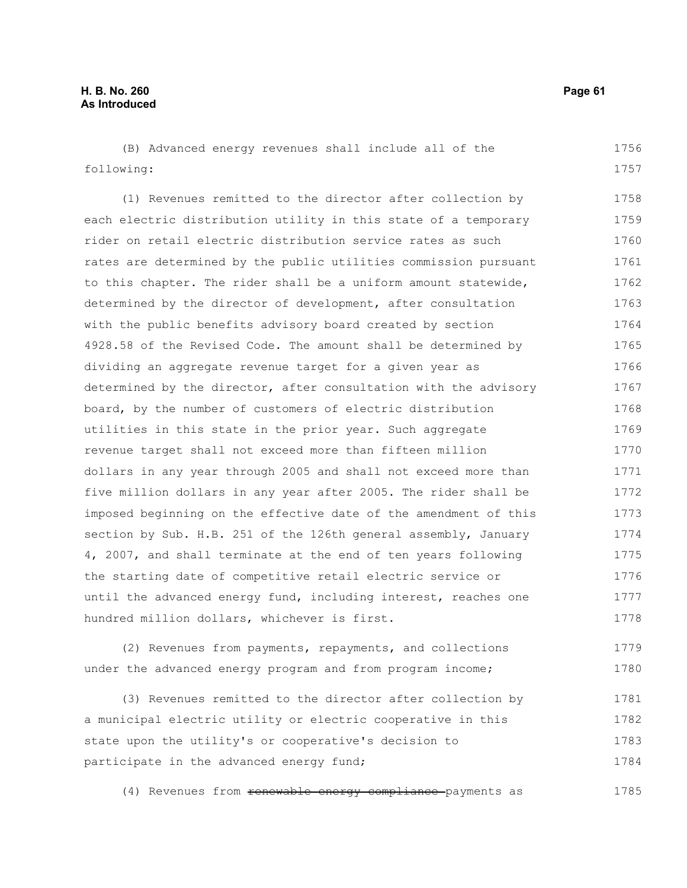(B) Advanced energy revenues shall include all of the following:

(1) Revenues remitted to the director after collection by each electric distribution utility in this state of a temporary rider on retail electric distribution service rates as such rates are determined by the public utilities commission pursuant to this chapter. The rider shall be a uniform amount statewide, determined by the director of development, after consultation with the public benefits advisory board created by section 4928.58 of the Revised Code. The amount shall be determined by dividing an aggregate revenue target for a given year as determined by the director, after consultation with the advisory board, by the number of customers of electric distribution utilities in this state in the prior year. Such aggregate revenue target shall not exceed more than fifteen million dollars in any year through 2005 and shall not exceed more than five million dollars in any year after 2005. The rider shall be imposed beginning on the effective date of the amendment of this section by Sub. H.B. 251 of the 126th general assembly, January 4, 2007, and shall terminate at the end of ten years following the starting date of competitive retail electric service or until the advanced energy fund, including interest, reaches one hundred million dollars, whichever is first.

(2) Revenues from payments, repayments, and collections under the advanced energy program and from program income;

(3) Revenues remitted to the director after collection by a municipal electric utility or electric cooperative in this state upon the utility's or cooperative's decision to participate in the advanced energy fund;

(4) Revenues from ~~renewable energy compliance~~ payments as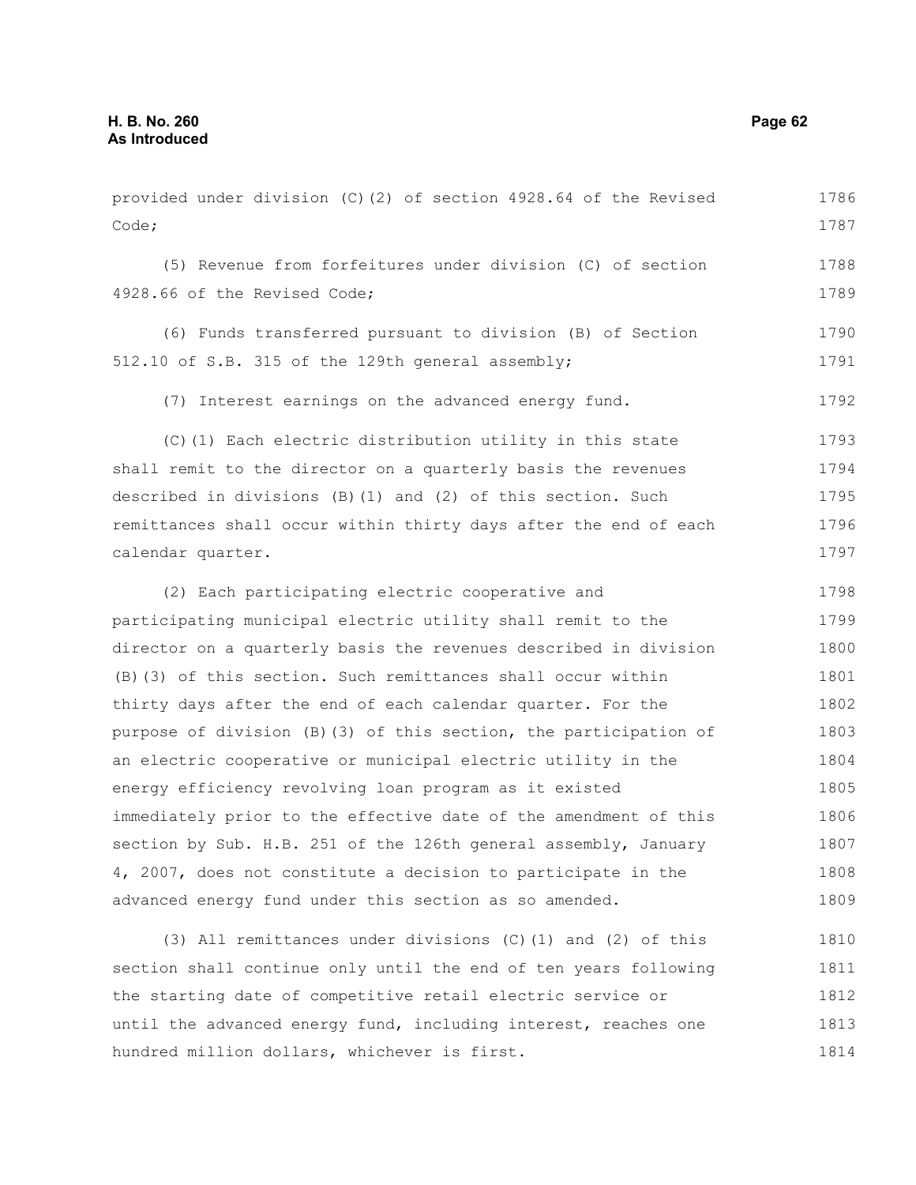provided under division (C)(2) of section 4928.64 of the Revised Code;

(5) Revenue from forfeitures under division (C) of section 4928.66 of the Revised Code;

(6) Funds transferred pursuant to division (B) of Section 512.10 of S.B. 315 of the 129th general assembly;

(7) Interest earnings on the advanced energy fund.

(C)(1) Each electric distribution utility in this state shall remit to the director on a quarterly basis the revenues described in divisions (B)(1) and (2) of this section. Such remittances shall occur within thirty days after the end of each calendar quarter.

(2) Each participating electric cooperative and participating municipal electric utility shall remit to the director on a quarterly basis the revenues described in division (B)(3) of this section. Such remittances shall occur within thirty days after the end of each calendar quarter. For the purpose of division (B)(3) of this section, the participation of an electric cooperative or municipal electric utility in the energy efficiency revolving loan program as it existed immediately prior to the effective date of the amendment of this section by Sub. H.B. 251 of the 126th general assembly, January 4, 2007, does not constitute a decision to participate in the advanced energy fund under this section as so amended.

(3) All remittances under divisions (C)(1) and (2) of this section shall continue only until the end of ten years following the starting date of competitive retail electric service or until the advanced energy fund, including interest, reaches one hundred million dollars, whichever is first.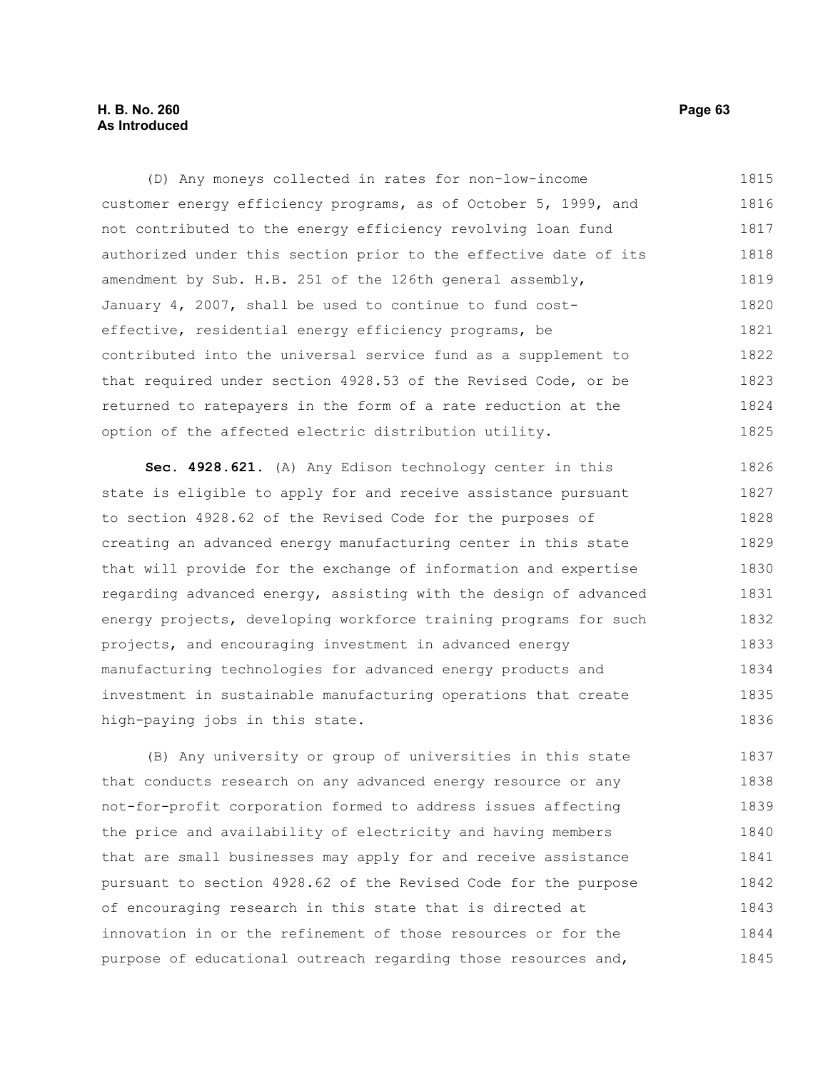(D) Any moneys collected in rates for non-low-income customer energy efficiency programs, as of October 5, 1999, and not contributed to the energy efficiency revolving loan fund authorized under this section prior to the effective date of its amendment by Sub. H.B. 251 of the 126th general assembly, January 4, 2007, shall be used to continue to fund cost-effective, residential energy efficiency programs, be contributed into the universal service fund as a supplement to that required under section 4928.53 of the Revised Code, or be returned to ratepayers in the form of a rate reduction at the option of the affected electric distribution utility.

**Sec. 4928.621.** (A) Any Edison technology center in this state is eligible to apply for and receive assistance pursuant to section 4928.62 of the Revised Code for the purposes of creating an advanced energy manufacturing center in this state that will provide for the exchange of information and expertise regarding advanced energy, assisting with the design of advanced energy projects, developing workforce training programs for such projects, and encouraging investment in advanced energy manufacturing technologies for advanced energy products and investment in sustainable manufacturing operations that create high-paying jobs in this state.

(B) Any university or group of universities in this state that conducts research on any advanced energy resource or any not-for-profit corporation formed to address issues affecting the price and availability of electricity and having members that are small businesses may apply for and receive assistance pursuant to section 4928.62 of the Revised Code for the purpose of encouraging research in this state that is directed at innovation in or the refinement of those resources or for the purpose of educational outreach regarding those resources and,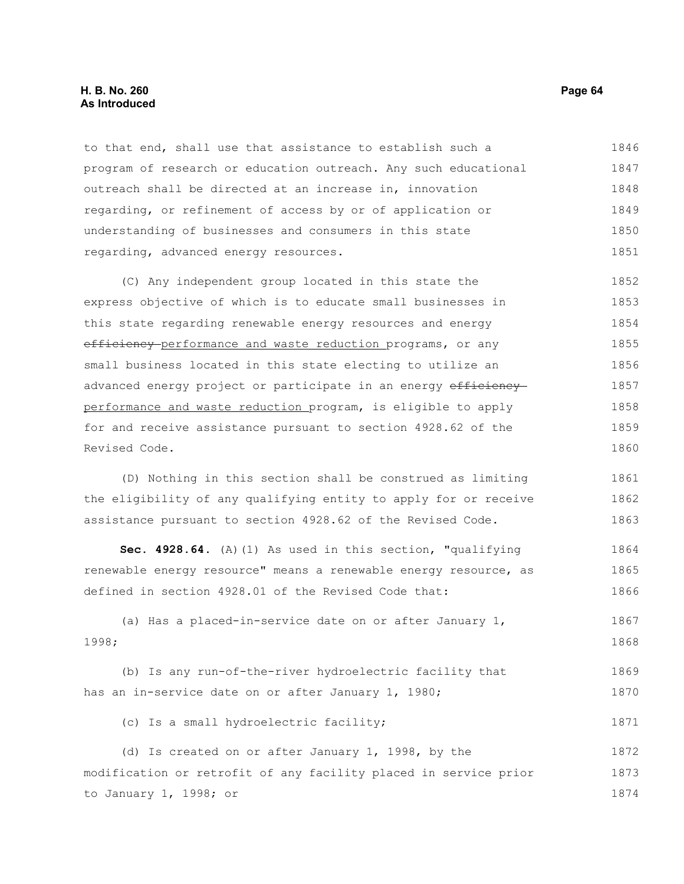to that end, shall use that assistance to establish such a program of research or education outreach. Any such educational outreach shall be directed at an increase in, innovation regarding, or refinement of access by or of application or understanding of businesses and consumers in this state regarding, advanced energy resources.

(C) Any independent group located in this state the express objective of which is to educate small businesses in this state regarding renewable energy resources and energy ~~efficiency~~ performance and waste reduction programs, or any small business located in this state electing to utilize an advanced energy project or participate in an energy ~~efficiency~~ performance and waste reduction program, is eligible to apply for and receive assistance pursuant to section 4928.62 of the Revised Code.

(D) Nothing in this section shall be construed as limiting the eligibility of any qualifying entity to apply for or receive assistance pursuant to section 4928.62 of the Revised Code.

**Sec. 4928.64.** (A)(1) As used in this section, "qualifying renewable energy resource" means a renewable energy resource, as defined in section 4928.01 of the Revised Code that:

(a) Has a placed-in-service date on or after January 1, 1998;

(b) Is any run-of-the-river hydroelectric facility that has an in-service date on or after January 1, 1980;

(c) Is a small hydroelectric facility;

(d) Is created on or after January 1, 1998, by the modification or retrofit of any facility placed in service prior to January 1, 1998; or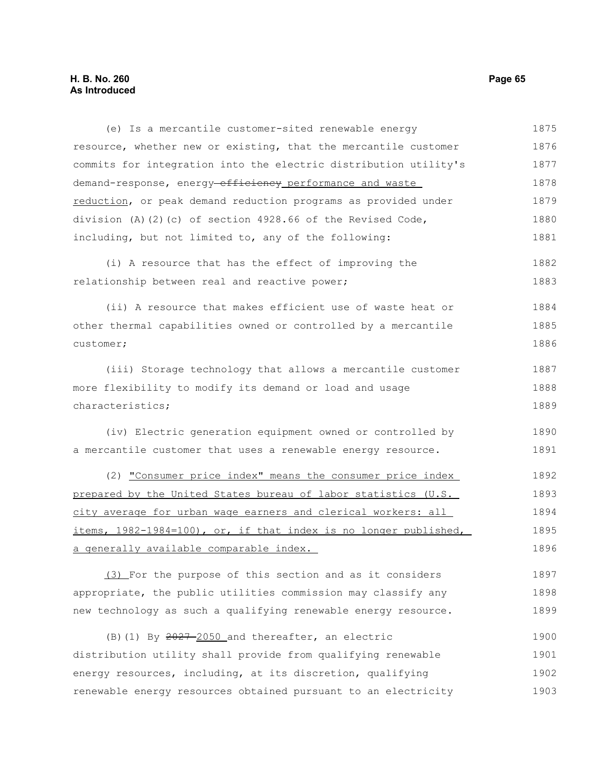(e) Is a mercantile customer-sited renewable energy resource, whether new or existing, that the mercantile customer commits for integration into the electric distribution utility's demand-response, energy ~~efficiency~~ performance and waste reduction, or peak demand reduction programs as provided under division (A)(2)(c) of section 4928.66 of the Revised Code, including, but not limited to, any of the following:

(i) A resource that has the effect of improving the relationship between real and reactive power;

(ii) A resource that makes efficient use of waste heat or other thermal capabilities owned or controlled by a mercantile customer;

(iii) Storage technology that allows a mercantile customer more flexibility to modify its demand or load and usage characteristics;

(iv) Electric generation equipment owned or controlled by a mercantile customer that uses a renewable energy resource.

(2) "Consumer price index" means the consumer price index prepared by the United States bureau of labor statistics (U.S. city average for urban wage earners and clerical workers: all items, 1982-1984=100), or, if that index is no longer published, a generally available comparable index.

(3) For the purpose of this section and as it considers appropriate, the public utilities commission may classify any new technology as such a qualifying renewable energy resource.

(B)(1) By ~~2027~~ 2050 and thereafter, an electric distribution utility shall provide from qualifying renewable energy resources, including, at its discretion, qualifying renewable energy resources obtained pursuant to an electricity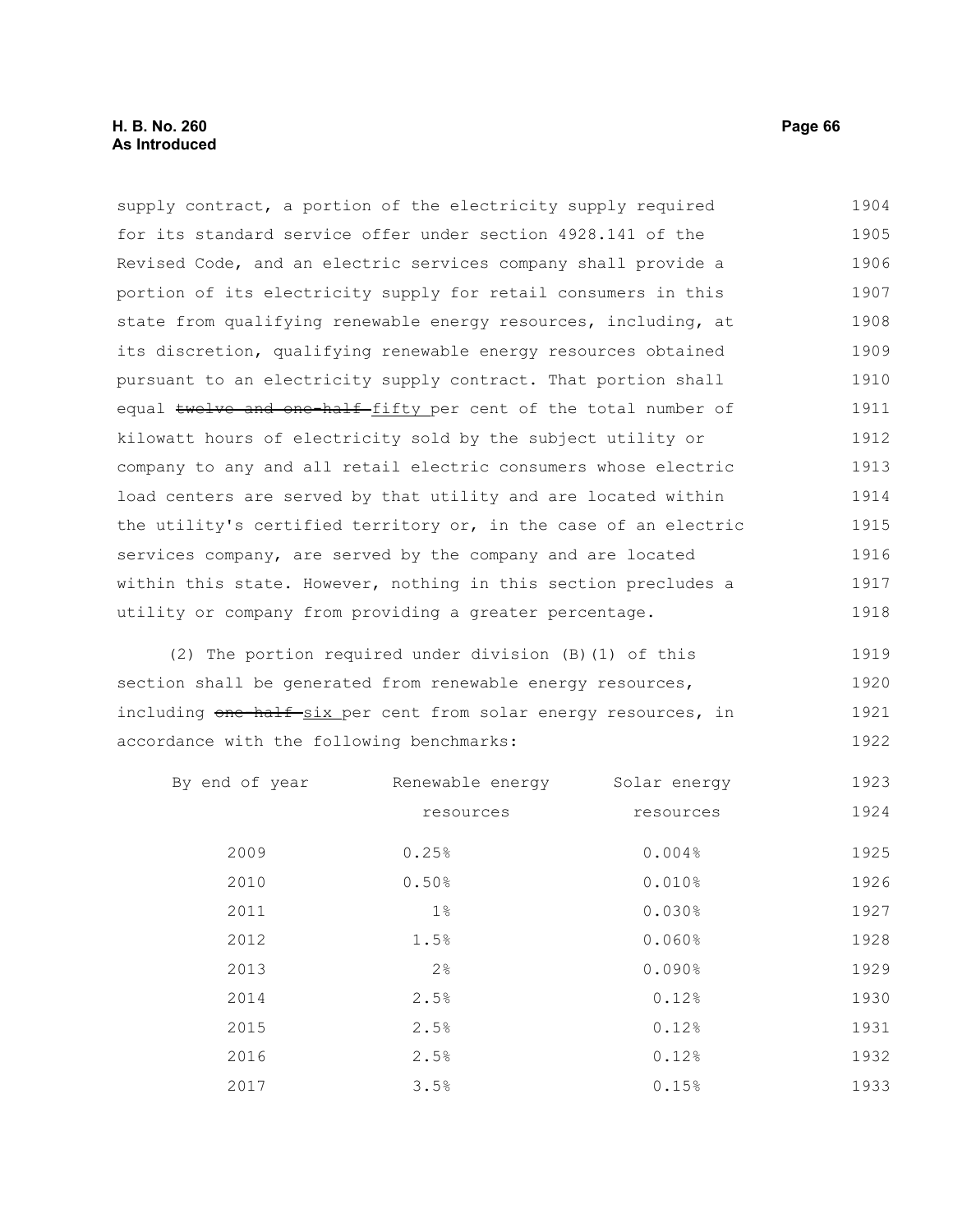supply contract, a portion of the electricity supply required for its standard service offer under section 4928.141 of the Revised Code, and an electric services company shall provide a portion of its electricity supply for retail consumers in this state from qualifying renewable energy resources, including, at its discretion, qualifying renewable energy resources obtained pursuant to an electricity supply contract. That portion shall equal ~~twelve and one-half~~ fifty per cent of the total number of kilowatt hours of electricity sold by the subject utility or company to any and all retail electric consumers whose electric load centers are served by that utility and are located within the utility's certified territory or, in the case of an electric services company, are served by the company and are located within this state. However, nothing in this section precludes a utility or company from providing a greater percentage.

(2) The portion required under division (B)(1) of this section shall be generated from renewable energy resources, including ~~one-half~~ six per cent from solar energy resources, in accordance with the following benchmarks:

| By end of year | Renewable energy resources | Solar energy resources |
|---|---|---|
| 2009 | 0.25% | 0.004% |
| 2010 | 0.50% | 0.010% |
| 2011 | 1% | 0.030% |
| 2012 | 1.5% | 0.060% |
| 2013 | 2% | 0.090% |
| 2014 | 2.5% | 0.12% |
| 2015 | 2.5% | 0.12% |
| 2016 | 2.5% | 0.12% |
| 2017 | 3.5% | 0.15% |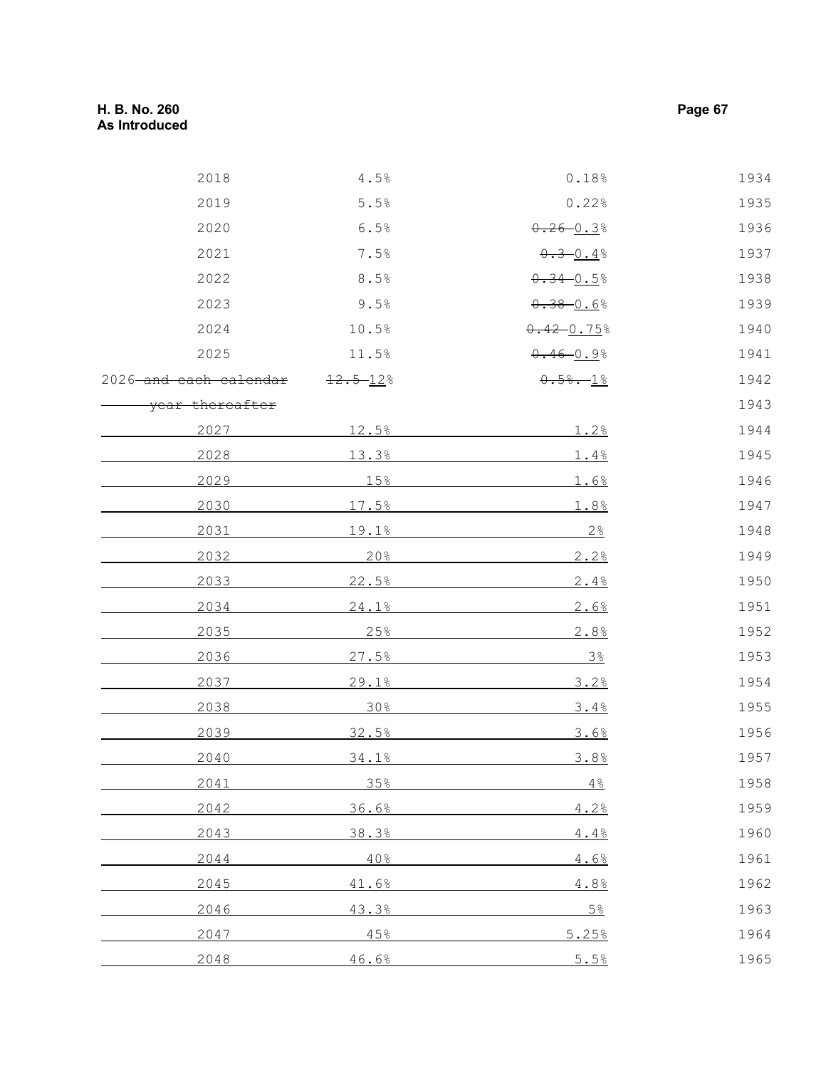| | | | |
|---|---|---|---|
| 2018 | 4.5% | 0.18% | 1934 |
| 2019 | 5.5% | 0.22% | 1935 |
| 2020 | 6.5% | ~~0.26~~ 0.3% | 1936 |
| 2021 | 7.5% | ~~0.3~~ 0.4% | 1937 |
| 2022 | 8.5% | ~~0.34~~ 0.5% | 1938 |
| 2023 | 9.5% | ~~0.38~~ 0.6% | 1939 |
| 2024 | 10.5% | ~~0.42~~ 0.75% | 1940 |
| 2025 | 11.5% | ~~0.46~~ 0.9% | 1941 |
| 2026 ~~and each calendar year thereafter~~ | ~~12.5~~ 12% | ~~0.5%.~~ 1% | 1942-1943 |
| 2027 | 12.5% | 1.2% | 1944 |
| 2028 | 13.3% | 1.4% | 1945 |
| 2029 | 15% | 1.6% | 1946 |
| 2030 | 17.5% | 1.8% | 1947 |
| 2031 | 19.1% | 2% | 1948 |
| 2032 | 20% | 2.2% | 1949 |
| 2033 | 22.5% | 2.4% | 1950 |
| 2034 | 24.1% | 2.6% | 1951 |
| 2035 | 25% | 2.8% | 1952 |
| 2036 | 27.5% | 3% | 1953 |
| 2037 | 29.1% | 3.2% | 1954 |
| 2038 | 30% | 3.4% | 1955 |
| 2039 | 32.5% | 3.6% | 1956 |
| 2040 | 34.1% | 3.8% | 1957 |
| 2041 | 35% | 4% | 1958 |
| 2042 | 36.6% | 4.2% | 1959 |
| 2043 | 38.3% | 4.4% | 1960 |
| 2044 | 40% | 4.6% | 1961 |
| 2045 | 41.6% | 4.8% | 1962 |
| 2046 | 43.3% | 5% | 1963 |
| 2047 | 45% | 5.25% | 1964 |
| 2048 | 46.6% | 5.5% | 1965 |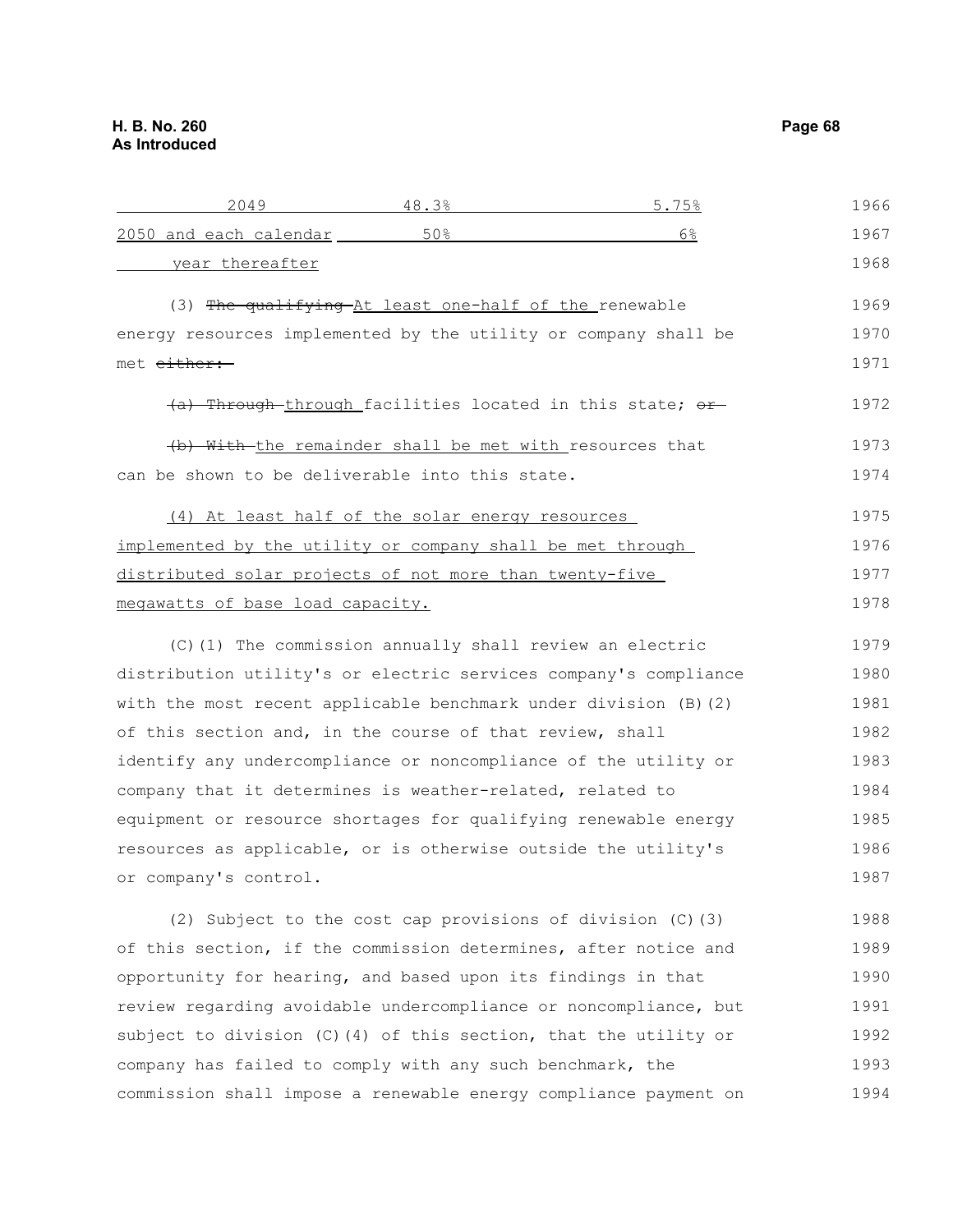| | | |
|---|---|---|
| 2049 | 48.3% | 5.75% |
| 2050 and each calendar year thereafter | 50% | 6% |

(3) ~~The qualifying~~ At least one-half of the renewable energy resources implemented by the utility or company shall be met ~~either:~~

~~(a) Through~~ through facilities located in this state; ~~or~~

~~(b) With~~ the remainder shall be met with resources that can be shown to be deliverable into this state.

(4) At least half of the solar energy resources implemented by the utility or company shall be met through distributed solar projects of not more than twenty-five megawatts of base load capacity.

(C)(1) The commission annually shall review an electric distribution utility's or electric services company's compliance with the most recent applicable benchmark under division (B)(2) of this section and, in the course of that review, shall identify any undercompliance or noncompliance of the utility or company that it determines is weather-related, related to equipment or resource shortages for qualifying renewable energy resources as applicable, or is otherwise outside the utility's or company's control.

(2) Subject to the cost cap provisions of division (C)(3) of this section, if the commission determines, after notice and opportunity for hearing, and based upon its findings in that review regarding avoidable undercompliance or noncompliance, but subject to division (C)(4) of this section, that the utility or company has failed to comply with any such benchmark, the commission shall impose a renewable energy compliance payment on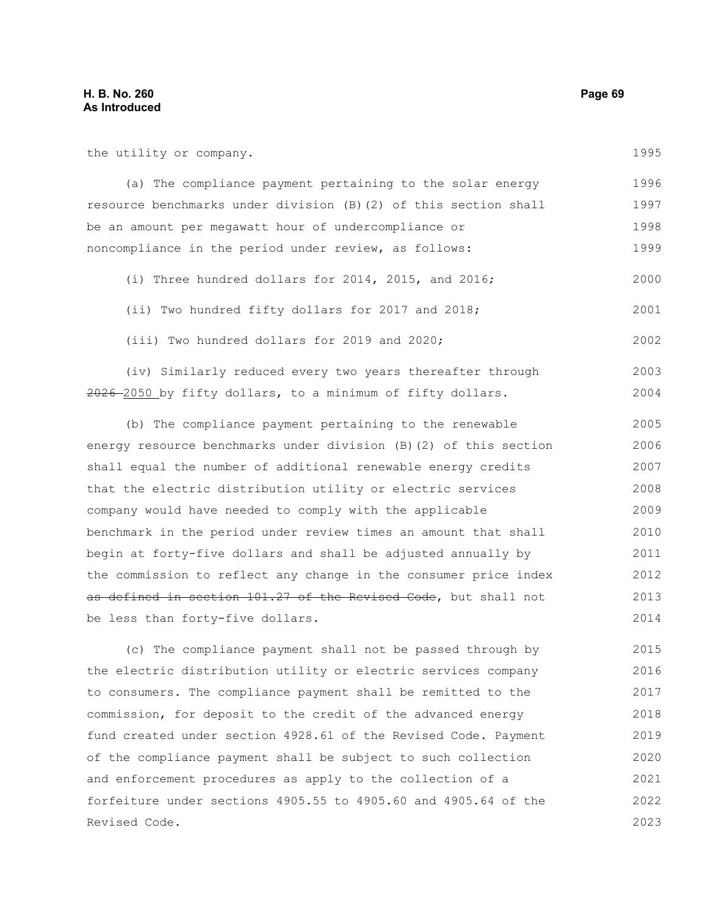the utility or company.

(a) The compliance payment pertaining to the solar energy resource benchmarks under division (B)(2) of this section shall be an amount per megawatt hour of undercompliance or noncompliance in the period under review, as follows:

(i) Three hundred dollars for 2014, 2015, and 2016;

(ii) Two hundred fifty dollars for 2017 and 2018;

(iii) Two hundred dollars for 2019 and 2020;

(iv) Similarly reduced every two years thereafter through ~~2026~~ 2050 by fifty dollars, to a minimum of fifty dollars.

(b) The compliance payment pertaining to the renewable energy resource benchmarks under division (B)(2) of this section shall equal the number of additional renewable energy credits that the electric distribution utility or electric services company would have needed to comply with the applicable benchmark in the period under review times an amount that shall begin at forty-five dollars and shall be adjusted annually by the commission to reflect any change in the consumer price index ~~as defined in section 101.27 of the Revised Code~~, but shall not be less than forty-five dollars.

(c) The compliance payment shall not be passed through by the electric distribution utility or electric services company to consumers. The compliance payment shall be remitted to the commission, for deposit to the credit of the advanced energy fund created under section 4928.61 of the Revised Code. Payment of the compliance payment shall be subject to such collection and enforcement procedures as apply to the collection of a forfeiture under sections 4905.55 to 4905.60 and 4905.64 of the Revised Code.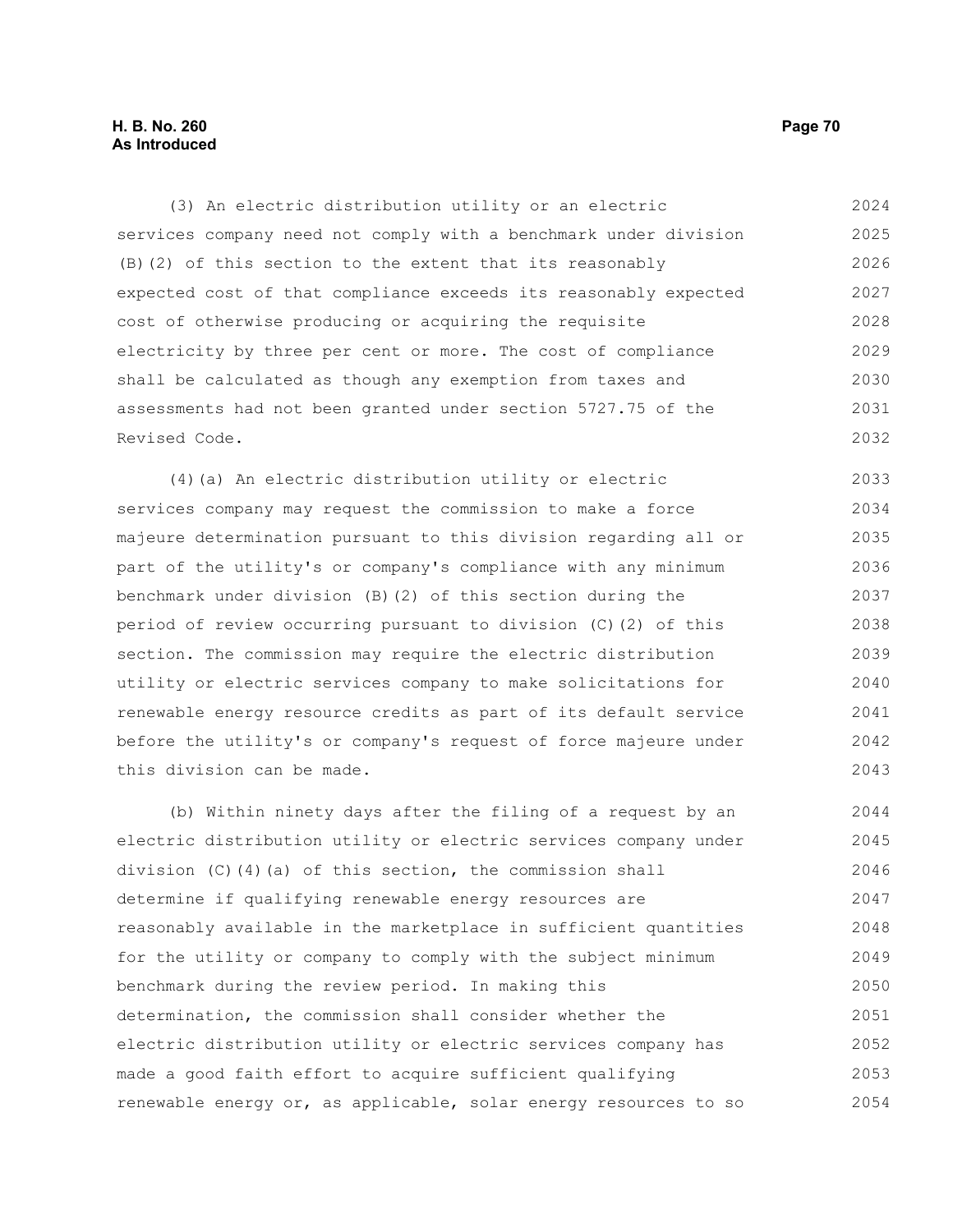(3) An electric distribution utility or an electric services company need not comply with a benchmark under division (B)(2) of this section to the extent that its reasonably expected cost of that compliance exceeds its reasonably expected cost of otherwise producing or acquiring the requisite electricity by three per cent or more. The cost of compliance shall be calculated as though any exemption from taxes and assessments had not been granted under section 5727.75 of the Revised Code.

(4)(a) An electric distribution utility or electric services company may request the commission to make a force majeure determination pursuant to this division regarding all or part of the utility's or company's compliance with any minimum benchmark under division (B)(2) of this section during the period of review occurring pursuant to division (C)(2) of this section. The commission may require the electric distribution utility or electric services company to make solicitations for renewable energy resource credits as part of its default service before the utility's or company's request of force majeure under this division can be made.

(b) Within ninety days after the filing of a request by an electric distribution utility or electric services company under division (C)(4)(a) of this section, the commission shall determine if qualifying renewable energy resources are reasonably available in the marketplace in sufficient quantities for the utility or company to comply with the subject minimum benchmark during the review period. In making this determination, the commission shall consider whether the electric distribution utility or electric services company has made a good faith effort to acquire sufficient qualifying renewable energy or, as applicable, solar energy resources to so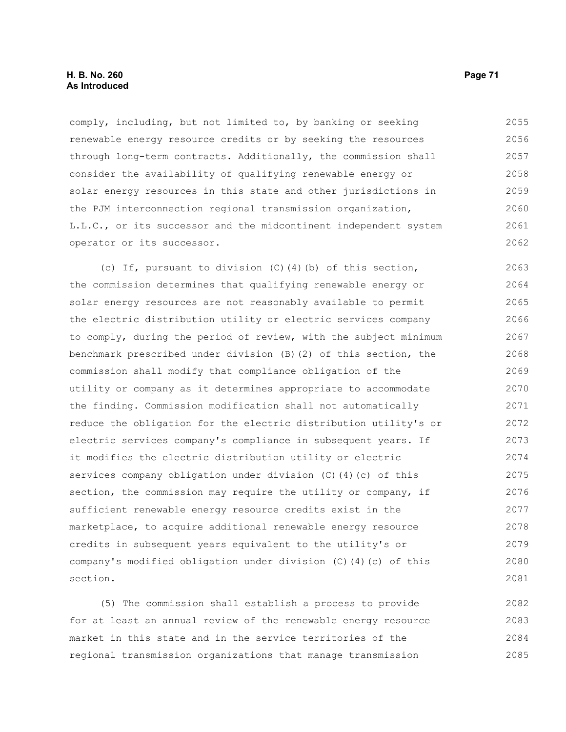comply, including, but not limited to, by banking or seeking renewable energy resource credits or by seeking the resources through long-term contracts. Additionally, the commission shall consider the availability of qualifying renewable energy or solar energy resources in this state and other jurisdictions in the PJM interconnection regional transmission organization, L.L.C., or its successor and the midcontinent independent system operator or its successor.

(c) If, pursuant to division (C)(4)(b) of this section, the commission determines that qualifying renewable energy or solar energy resources are not reasonably available to permit the electric distribution utility or electric services company to comply, during the period of review, with the subject minimum benchmark prescribed under division (B)(2) of this section, the commission shall modify that compliance obligation of the utility or company as it determines appropriate to accommodate the finding. Commission modification shall not automatically reduce the obligation for the electric distribution utility's or electric services company's compliance in subsequent years. If it modifies the electric distribution utility or electric services company obligation under division (C)(4)(c) of this section, the commission may require the utility or company, if sufficient renewable energy resource credits exist in the marketplace, to acquire additional renewable energy resource credits in subsequent years equivalent to the utility's or company's modified obligation under division (C)(4)(c) of this section.

(5) The commission shall establish a process to provide for at least an annual review of the renewable energy resource market in this state and in the service territories of the regional transmission organizations that manage transmission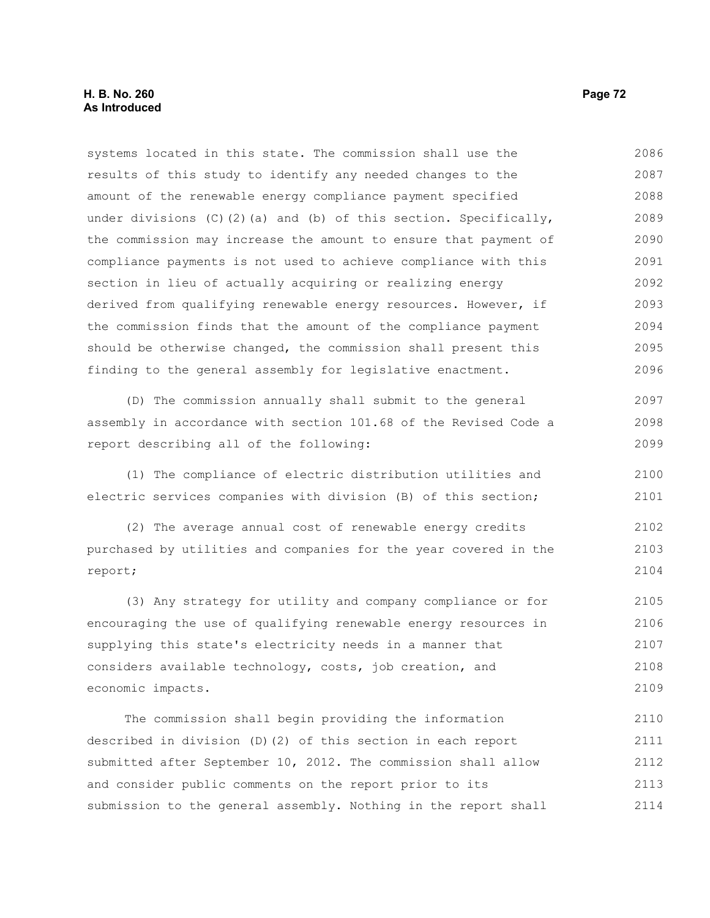systems located in this state. The commission shall use the results of this study to identify any needed changes to the amount of the renewable energy compliance payment specified under divisions (C)(2)(a) and (b) of this section. Specifically, the commission may increase the amount to ensure that payment of compliance payments is not used to achieve compliance with this section in lieu of actually acquiring or realizing energy derived from qualifying renewable energy resources. However, if the commission finds that the amount of the compliance payment should be otherwise changed, the commission shall present this finding to the general assembly for legislative enactment.

(D) The commission annually shall submit to the general assembly in accordance with section 101.68 of the Revised Code a report describing all of the following:

(1) The compliance of electric distribution utilities and electric services companies with division (B) of this section;

(2) The average annual cost of renewable energy credits purchased by utilities and companies for the year covered in the report;

(3) Any strategy for utility and company compliance or for encouraging the use of qualifying renewable energy resources in supplying this state's electricity needs in a manner that considers available technology, costs, job creation, and economic impacts.

The commission shall begin providing the information described in division (D)(2) of this section in each report submitted after September 10, 2012. The commission shall allow and consider public comments on the report prior to its submission to the general assembly. Nothing in the report shall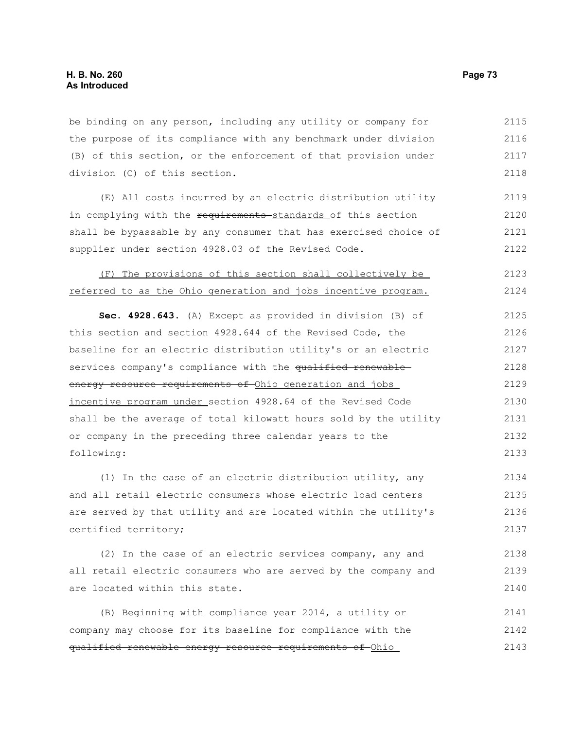be binding on any person, including any utility or company for the purpose of its compliance with any benchmark under division (B) of this section, or the enforcement of that provision under division (C) of this section.

(E) All costs incurred by an electric distribution utility in complying with the ~~requirements~~ <u>standards</u> of this section shall be bypassable by any consumer that has exercised choice of supplier under section 4928.03 of the Revised Code.

<u>(F) The provisions of this section shall collectively be referred to as the Ohio generation and jobs incentive program.</u>

**Sec. 4928.643.** (A) Except as provided in division (B) of this section and section 4928.644 of the Revised Code, the baseline for an electric distribution utility's or an electric services company's compliance with the ~~qualified renewable energy resource requirements of~~ <u>Ohio generation and jobs incentive program under</u> section 4928.64 of the Revised Code shall be the average of total kilowatt hours sold by the utility or company in the preceding three calendar years to the following:

(1) In the case of an electric distribution utility, any and all retail electric consumers whose electric load centers are served by that utility and are located within the utility's certified territory;

(2) In the case of an electric services company, any and all retail electric consumers who are served by the company and are located within this state.

(B) Beginning with compliance year 2014, a utility or company may choose for its baseline for compliance with the ~~qualified renewable energy resource requirements of~~ <u>Ohio</u>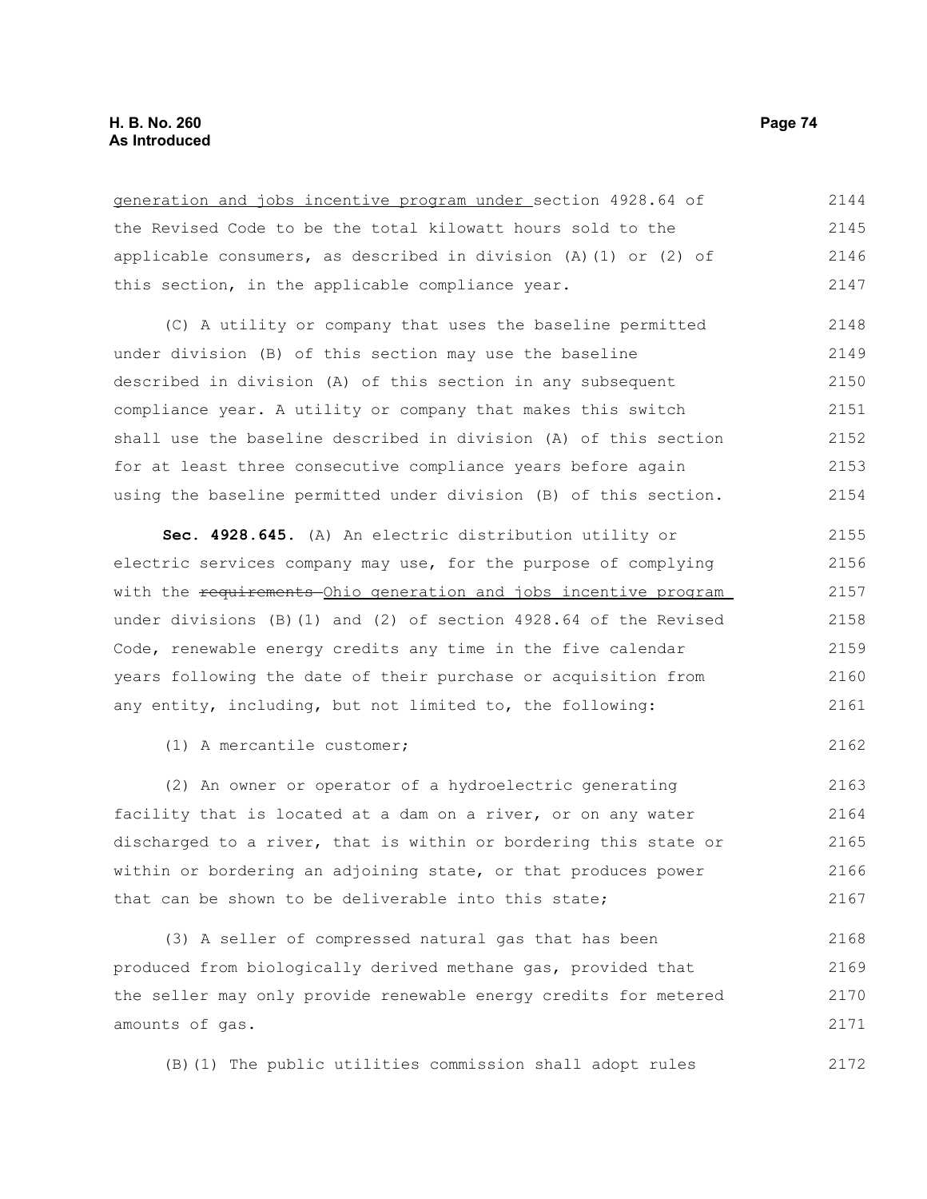generation and jobs incentive program under section 4928.64 of the Revised Code to be the total kilowatt hours sold to the applicable consumers, as described in division (A)(1) or (2) of this section, in the applicable compliance year.

(C) A utility or company that uses the baseline permitted under division (B) of this section may use the baseline described in division (A) of this section in any subsequent compliance year. A utility or company that makes this switch shall use the baseline described in division (A) of this section for at least three consecutive compliance years before again using the baseline permitted under division (B) of this section.

**Sec. 4928.645.** (A) An electric distribution utility or electric services company may use, for the purpose of complying with the ~~requirements~~ Ohio generation and jobs incentive program under divisions (B)(1) and (2) of section 4928.64 of the Revised Code, renewable energy credits any time in the five calendar years following the date of their purchase or acquisition from any entity, including, but not limited to, the following:

(1) A mercantile customer;

(2) An owner or operator of a hydroelectric generating facility that is located at a dam on a river, or on any water discharged to a river, that is within or bordering this state or within or bordering an adjoining state, or that produces power that can be shown to be deliverable into this state;

(3) A seller of compressed natural gas that has been produced from biologically derived methane gas, provided that the seller may only provide renewable energy credits for metered amounts of gas.

(B)(1) The public utilities commission shall adopt rules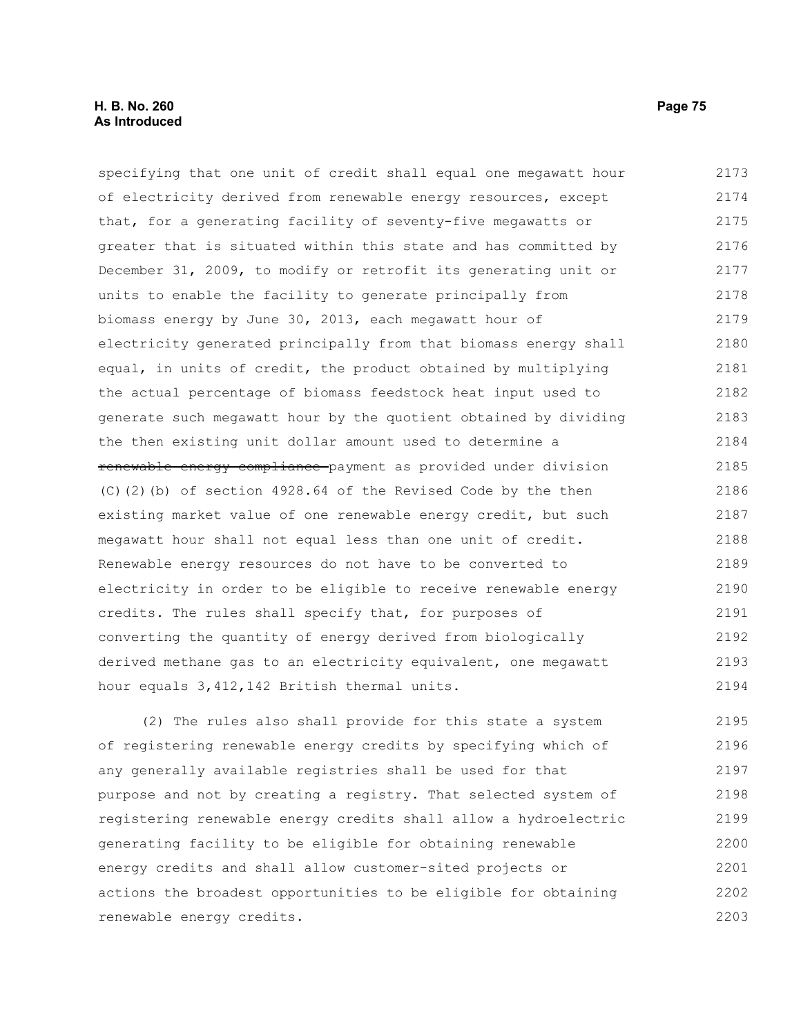specifying that one unit of credit shall equal one megawatt hour of electricity derived from renewable energy resources, except that, for a generating facility of seventy-five megawatts or greater that is situated within this state and has committed by December 31, 2009, to modify or retrofit its generating unit or units to enable the facility to generate principally from biomass energy by June 30, 2013, each megawatt hour of electricity generated principally from that biomass energy shall equal, in units of credit, the product obtained by multiplying the actual percentage of biomass feedstock heat input used to generate such megawatt hour by the quotient obtained by dividing the then existing unit dollar amount used to determine a ~~renewable energy compliance~~ payment as provided under division (C)(2)(b) of section 4928.64 of the Revised Code by the then existing market value of one renewable energy credit, but such megawatt hour shall not equal less than one unit of credit. Renewable energy resources do not have to be converted to electricity in order to be eligible to receive renewable energy credits. The rules shall specify that, for purposes of converting the quantity of energy derived from biologically derived methane gas to an electricity equivalent, one megawatt hour equals 3,412,142 British thermal units.

(2) The rules also shall provide for this state a system of registering renewable energy credits by specifying which of any generally available registries shall be used for that purpose and not by creating a registry. That selected system of registering renewable energy credits shall allow a hydroelectric generating facility to be eligible for obtaining renewable energy credits and shall allow customer-sited projects or actions the broadest opportunities to be eligible for obtaining renewable energy credits.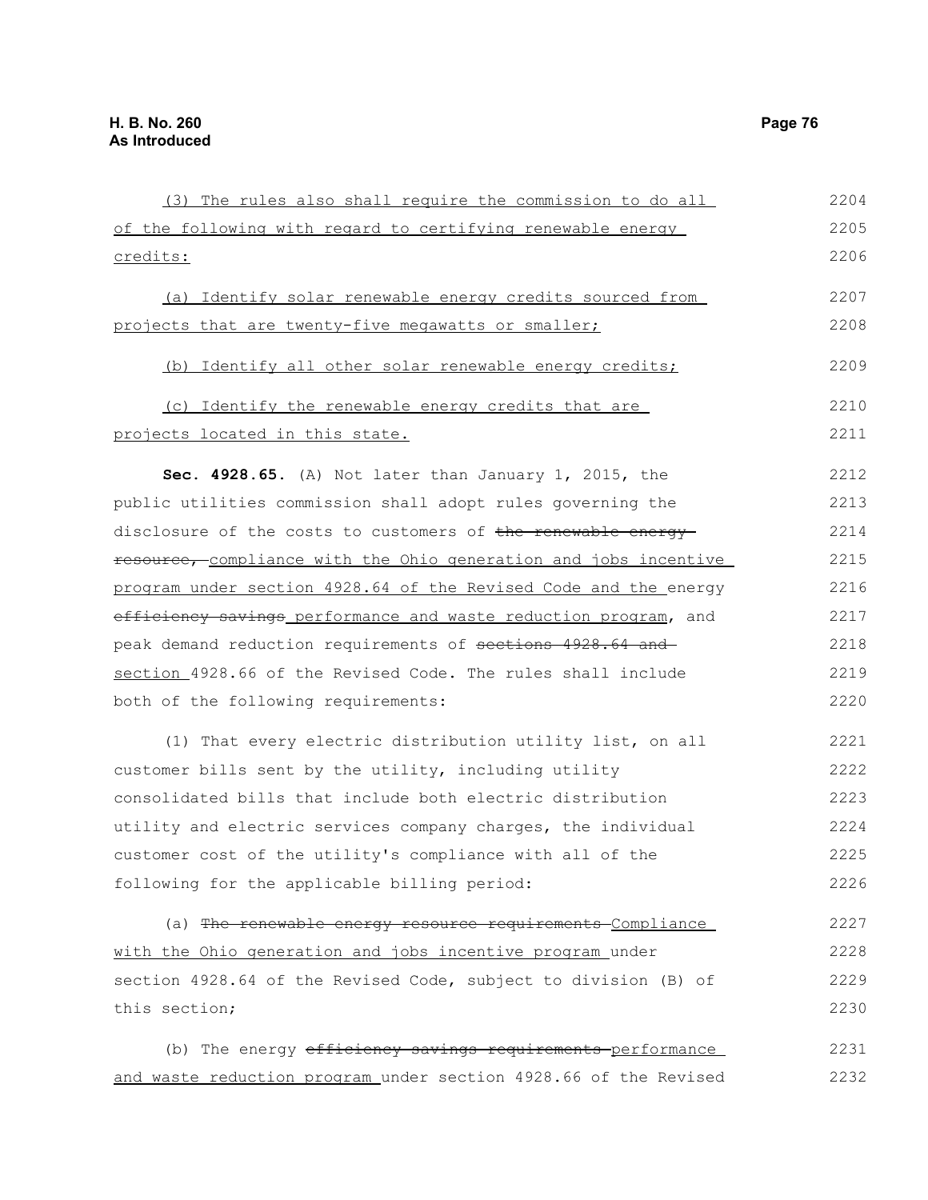(3) The rules also shall require the commission to do all of the following with regard to certifying renewable energy credits:

(a) Identify solar renewable energy credits sourced from projects that are twenty-five megawatts or smaller;

(b) Identify all other solar renewable energy credits;

(c) Identify the renewable energy credits that are projects located in this state.

**Sec. 4928.65.** (A) Not later than January 1, 2015, the public utilities commission shall adopt rules governing the disclosure of the costs to customers of ~~the renewable energy resource,~~ compliance with the Ohio generation and jobs incentive program under section 4928.64 of the Revised Code and the energy ~~efficiency savings~~ performance and waste reduction program, and peak demand reduction requirements of ~~sections 4928.64 and~~ section 4928.66 of the Revised Code. The rules shall include both of the following requirements:

(1) That every electric distribution utility list, on all customer bills sent by the utility, including utility consolidated bills that include both electric distribution utility and electric services company charges, the individual customer cost of the utility's compliance with all of the following for the applicable billing period:

(a) ~~The renewable energy resource requirements~~ Compliance with the Ohio generation and jobs incentive program under section 4928.64 of the Revised Code, subject to division (B) of this section;

(b) The energy ~~efficiency savings requirements~~ performance and waste reduction program under section 4928.66 of the Revised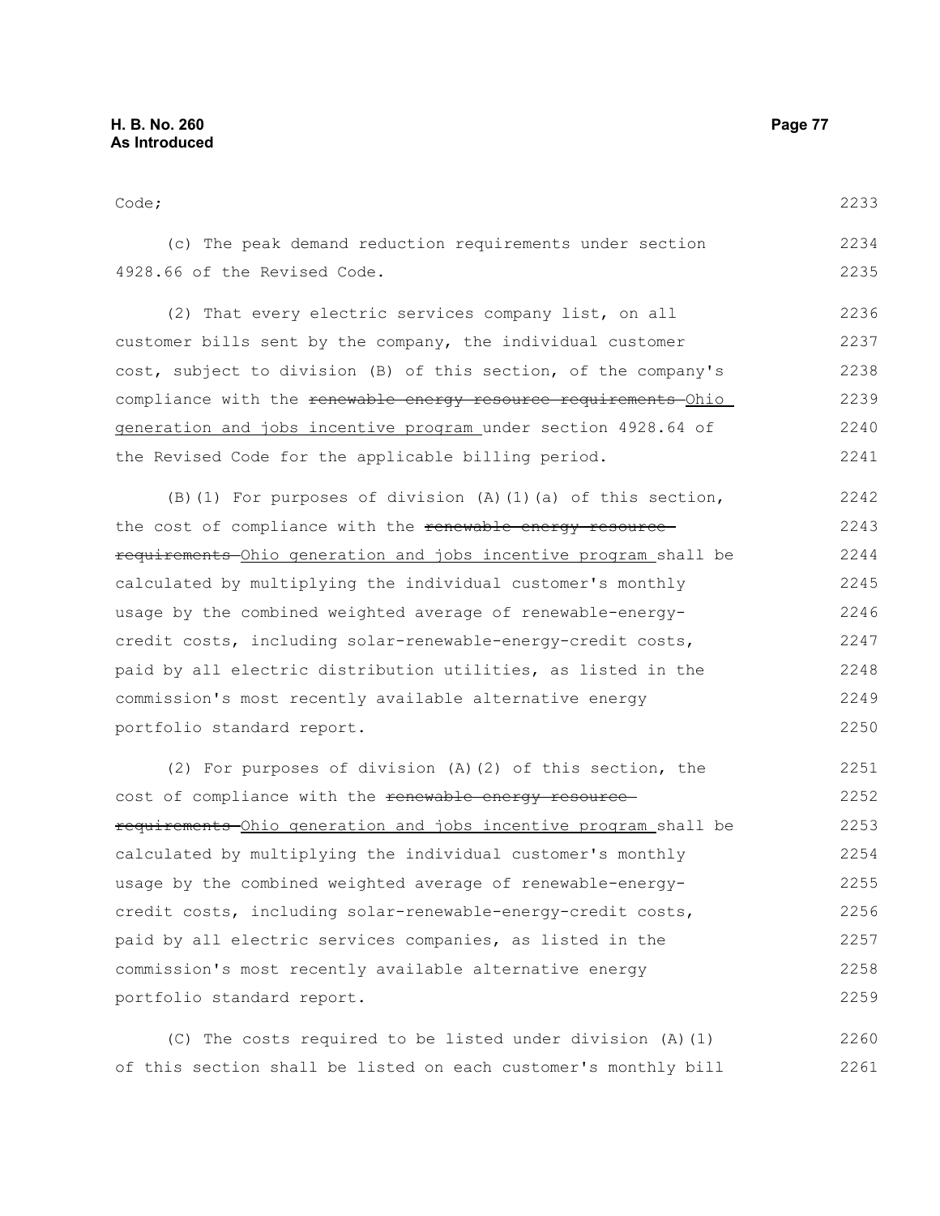Code;

(c) The peak demand reduction requirements under section 4928.66 of the Revised Code.

(2) That every electric services company list, on all customer bills sent by the company, the individual customer cost, subject to division (B) of this section, of the company's compliance with the ~~renewable energy resource requirements~~ Ohio generation and jobs incentive program under section 4928.64 of the Revised Code for the applicable billing period.

(B)(1) For purposes of division (A)(1)(a) of this section, the cost of compliance with the ~~renewable energy resource requirements~~ Ohio generation and jobs incentive program shall be calculated by multiplying the individual customer's monthly usage by the combined weighted average of renewable-energy-credit costs, including solar-renewable-energy-credit costs, paid by all electric distribution utilities, as listed in the commission's most recently available alternative energy portfolio standard report.

(2) For purposes of division (A)(2) of this section, the cost of compliance with the ~~renewable energy resource requirements~~ Ohio generation and jobs incentive program shall be calculated by multiplying the individual customer's monthly usage by the combined weighted average of renewable-energy-credit costs, including solar-renewable-energy-credit costs, paid by all electric services companies, as listed in the commission's most recently available alternative energy portfolio standard report.

(C) The costs required to be listed under division (A)(1) of this section shall be listed on each customer's monthly bill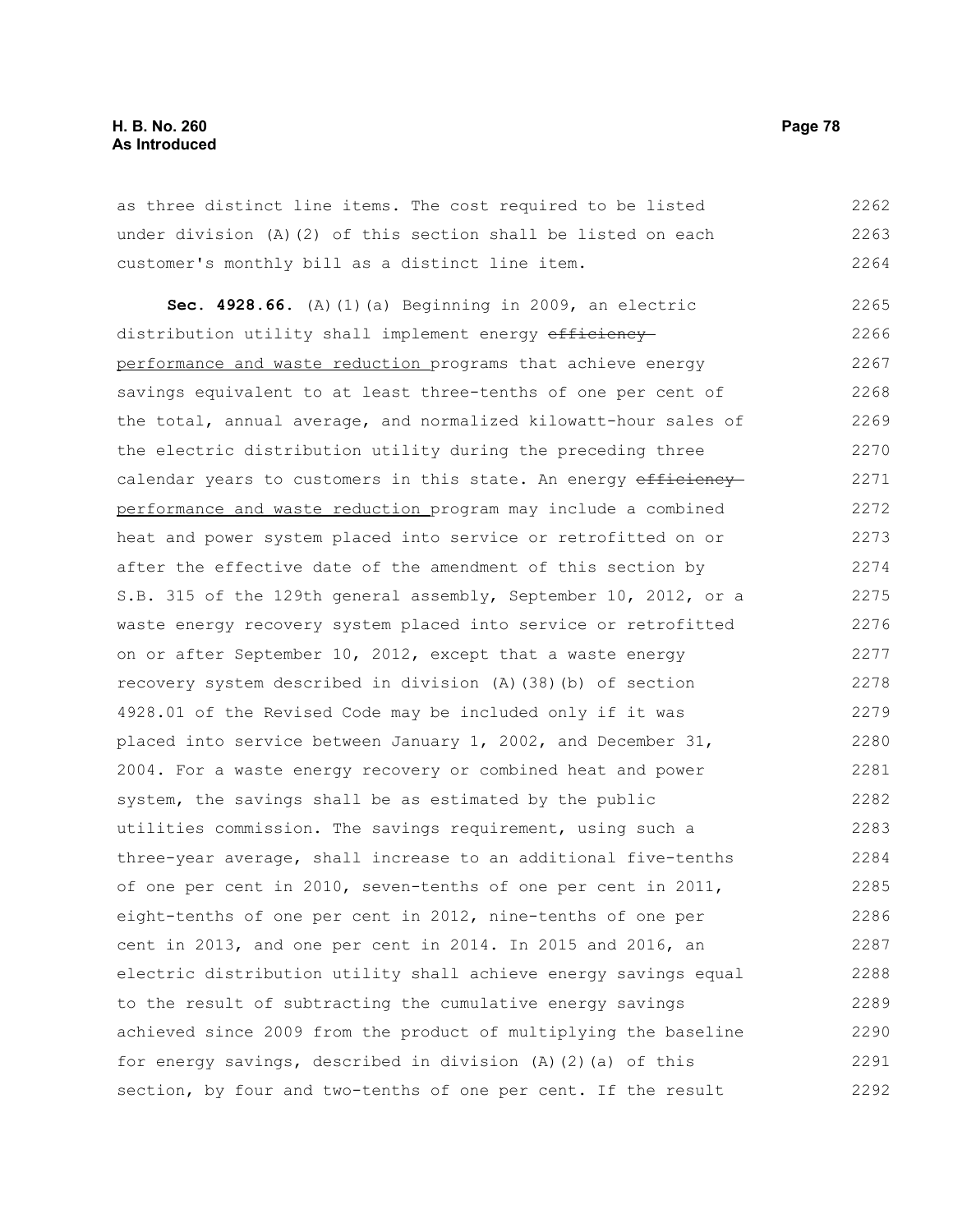as three distinct line items. The cost required to be listed under division (A)(2) of this section shall be listed on each customer's monthly bill as a distinct line item.

**Sec. 4928.66.** (A)(1)(a) Beginning in 2009, an electric distribution utility shall implement energy ~~efficiency~~ performance and waste reduction programs that achieve energy savings equivalent to at least three-tenths of one per cent of the total, annual average, and normalized kilowatt-hour sales of the electric distribution utility during the preceding three calendar years to customers in this state. An energy ~~efficiency~~ performance and waste reduction program may include a combined heat and power system placed into service or retrofitted on or after the effective date of the amendment of this section by S.B. 315 of the 129th general assembly, September 10, 2012, or a waste energy recovery system placed into service or retrofitted on or after September 10, 2012, except that a waste energy recovery system described in division (A)(38)(b) of section 4928.01 of the Revised Code may be included only if it was placed into service between January 1, 2002, and December 31, 2004. For a waste energy recovery or combined heat and power system, the savings shall be as estimated by the public utilities commission. The savings requirement, using such a three-year average, shall increase to an additional five-tenths of one per cent in 2010, seven-tenths of one per cent in 2011, eight-tenths of one per cent in 2012, nine-tenths of one per cent in 2013, and one per cent in 2014. In 2015 and 2016, an electric distribution utility shall achieve energy savings equal to the result of subtracting the cumulative energy savings achieved since 2009 from the product of multiplying the baseline for energy savings, described in division (A)(2)(a) of this section, by four and two-tenths of one per cent. If the result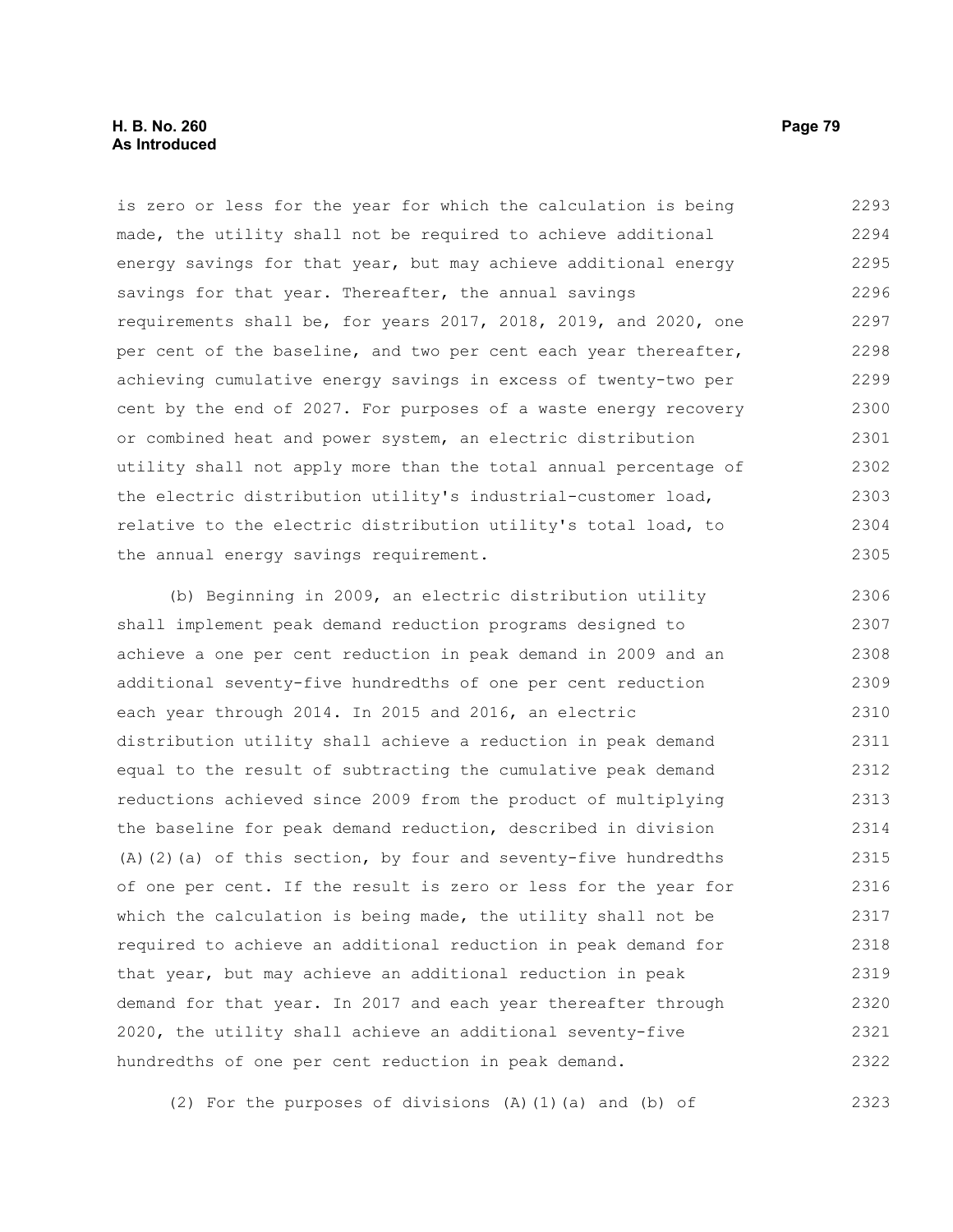is zero or less for the year for which the calculation is being made, the utility shall not be required to achieve additional energy savings for that year, but may achieve additional energy savings for that year. Thereafter, the annual savings requirements shall be, for years 2017, 2018, 2019, and 2020, one per cent of the baseline, and two per cent each year thereafter, achieving cumulative energy savings in excess of twenty-two per cent by the end of 2027. For purposes of a waste energy recovery or combined heat and power system, an electric distribution utility shall not apply more than the total annual percentage of the electric distribution utility's industrial-customer load, relative to the electric distribution utility's total load, to the annual energy savings requirement.

(b) Beginning in 2009, an electric distribution utility shall implement peak demand reduction programs designed to achieve a one per cent reduction in peak demand in 2009 and an additional seventy-five hundredths of one per cent reduction each year through 2014. In 2015 and 2016, an electric distribution utility shall achieve a reduction in peak demand equal to the result of subtracting the cumulative peak demand reductions achieved since 2009 from the product of multiplying the baseline for peak demand reduction, described in division (A)(2)(a) of this section, by four and seventy-five hundredths of one per cent. If the result is zero or less for the year for which the calculation is being made, the utility shall not be required to achieve an additional reduction in peak demand for that year, but may achieve an additional reduction in peak demand for that year. In 2017 and each year thereafter through 2020, the utility shall achieve an additional seventy-five hundredths of one per cent reduction in peak demand.

(2) For the purposes of divisions (A)(1)(a) and (b) of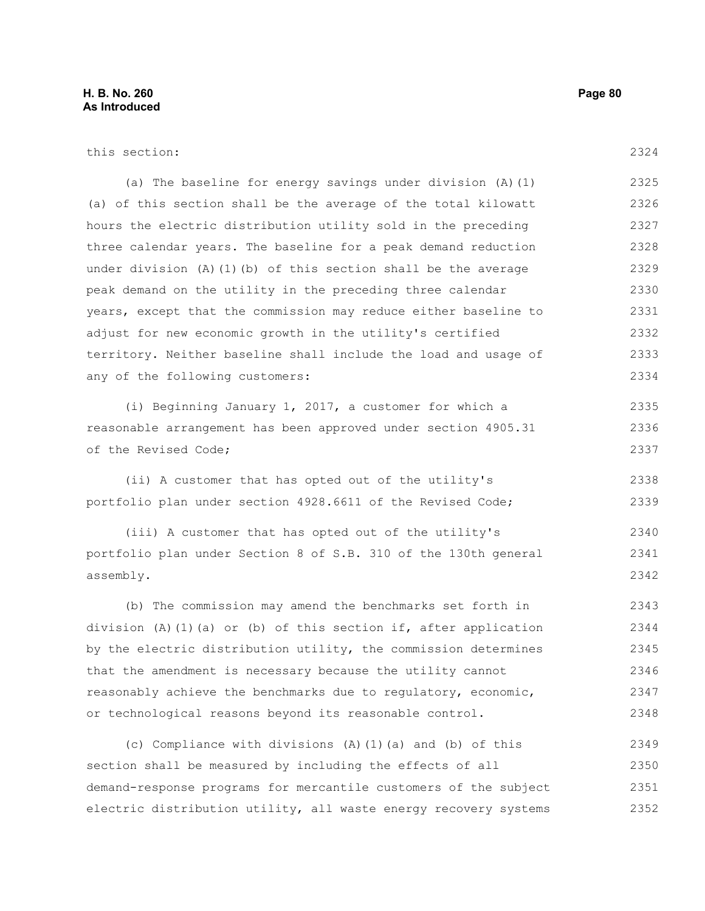this section:

(a) The baseline for energy savings under division (A)(1)(a) of this section shall be the average of the total kilowatt hours the electric distribution utility sold in the preceding three calendar years. The baseline for a peak demand reduction under division (A)(1)(b) of this section shall be the average peak demand on the utility in the preceding three calendar years, except that the commission may reduce either baseline to adjust for new economic growth in the utility's certified territory. Neither baseline shall include the load and usage of any of the following customers:

(i) Beginning January 1, 2017, a customer for which a reasonable arrangement has been approved under section 4905.31 of the Revised Code;

(ii) A customer that has opted out of the utility's portfolio plan under section 4928.6611 of the Revised Code;

(iii) A customer that has opted out of the utility's portfolio plan under Section 8 of S.B. 310 of the 130th general assembly.

(b) The commission may amend the benchmarks set forth in division (A)(1)(a) or (b) of this section if, after application by the electric distribution utility, the commission determines that the amendment is necessary because the utility cannot reasonably achieve the benchmarks due to regulatory, economic, or technological reasons beyond its reasonable control.

(c) Compliance with divisions (A)(1)(a) and (b) of this section shall be measured by including the effects of all demand-response programs for mercantile customers of the subject electric distribution utility, all waste energy recovery systems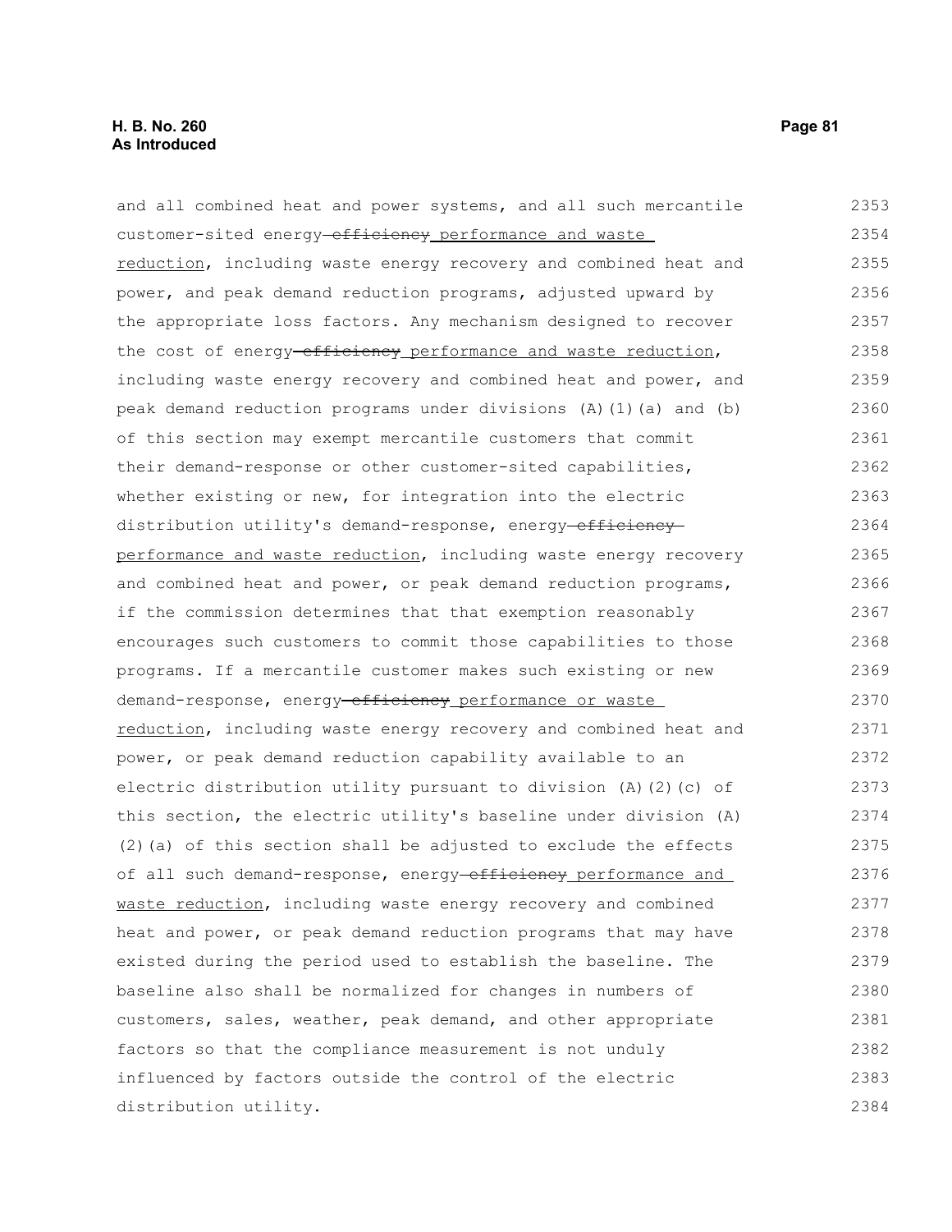and all combined heat and power systems, and all such mercantile customer-sited energy ~~efficiency~~ performance and waste reduction, including waste energy recovery and combined heat and power, and peak demand reduction programs, adjusted upward by the appropriate loss factors. Any mechanism designed to recover the cost of energy ~~efficiency~~ performance and waste reduction, including waste energy recovery and combined heat and power, and peak demand reduction programs under divisions (A)(1)(a) and (b) of this section may exempt mercantile customers that commit their demand-response or other customer-sited capabilities, whether existing or new, for integration into the electric distribution utility's demand-response, energy ~~efficiency~~ performance and waste reduction, including waste energy recovery and combined heat and power, or peak demand reduction programs, if the commission determines that that exemption reasonably encourages such customers to commit those capabilities to those programs. If a mercantile customer makes such existing or new demand-response, energy ~~efficiency~~ performance or waste reduction, including waste energy recovery and combined heat and power, or peak demand reduction capability available to an electric distribution utility pursuant to division (A)(2)(c) of this section, the electric utility's baseline under division (A)(2)(a) of this section shall be adjusted to exclude the effects of all such demand-response, energy ~~efficiency~~ performance and waste reduction, including waste energy recovery and combined heat and power, or peak demand reduction programs that may have existed during the period used to establish the baseline. The baseline also shall be normalized for changes in numbers of customers, sales, weather, peak demand, and other appropriate factors so that the compliance measurement is not unduly influenced by factors outside the control of the electric distribution utility.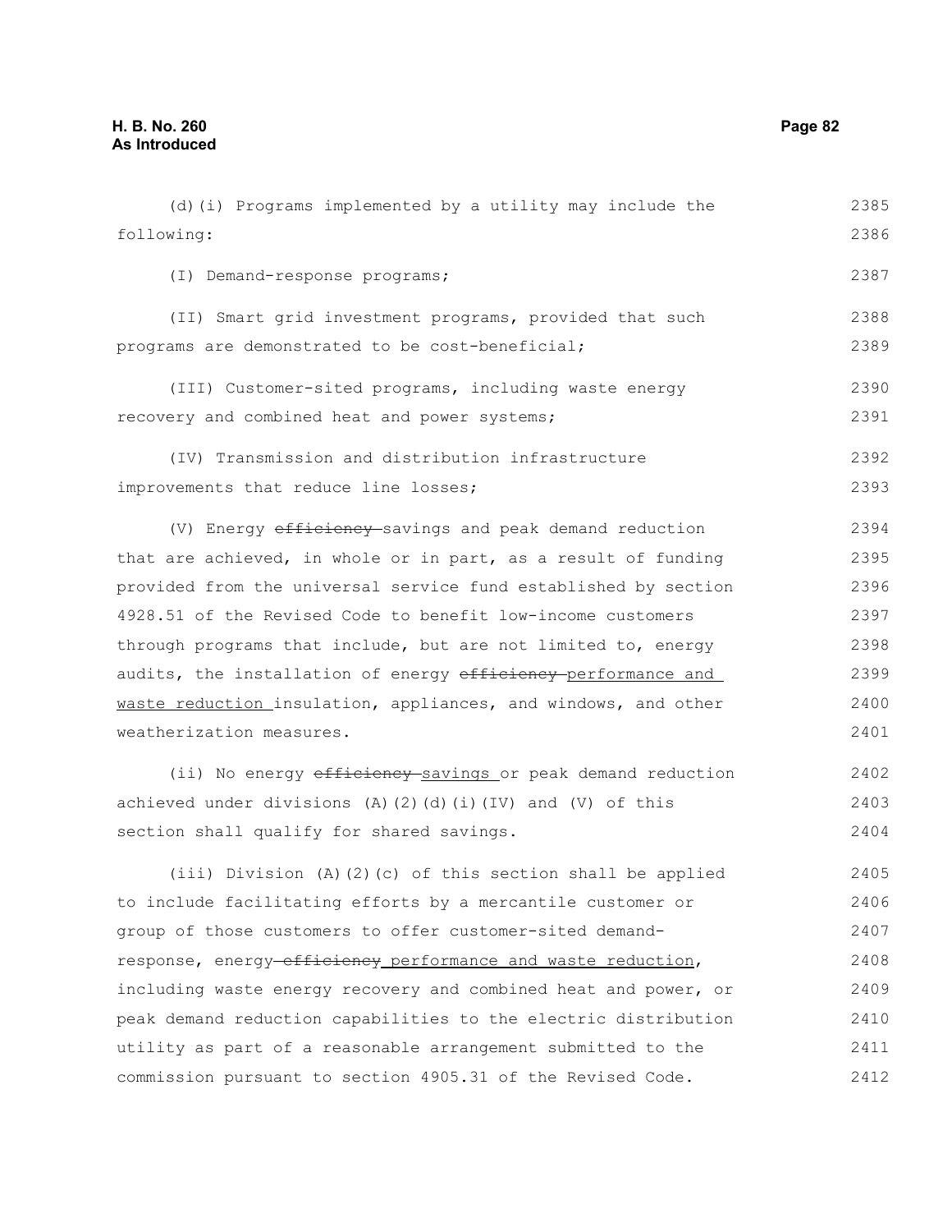(d)(i) Programs implemented by a utility may include the following:

(I) Demand-response programs;

(II) Smart grid investment programs, provided that such programs are demonstrated to be cost-beneficial;

(III) Customer-sited programs, including waste energy recovery and combined heat and power systems;

(IV) Transmission and distribution infrastructure improvements that reduce line losses;

(V) Energy ~~efficiency~~ savings and peak demand reduction that are achieved, in whole or in part, as a result of funding provided from the universal service fund established by section 4928.51 of the Revised Code to benefit low-income customers through programs that include, but are not limited to, energy audits, the installation of energy ~~efficiency~~ performance and waste reduction insulation, appliances, and windows, and other weatherization measures.

(ii) No energy ~~efficiency~~ savings or peak demand reduction achieved under divisions (A)(2)(d)(i)(IV) and (V) of this section shall qualify for shared savings.

(iii) Division (A)(2)(c) of this section shall be applied to include facilitating efforts by a mercantile customer or group of those customers to offer customer-sited demand-response, energy ~~efficiency~~ performance and waste reduction, including waste energy recovery and combined heat and power, or peak demand reduction capabilities to the electric distribution utility as part of a reasonable arrangement submitted to the commission pursuant to section 4905.31 of the Revised Code.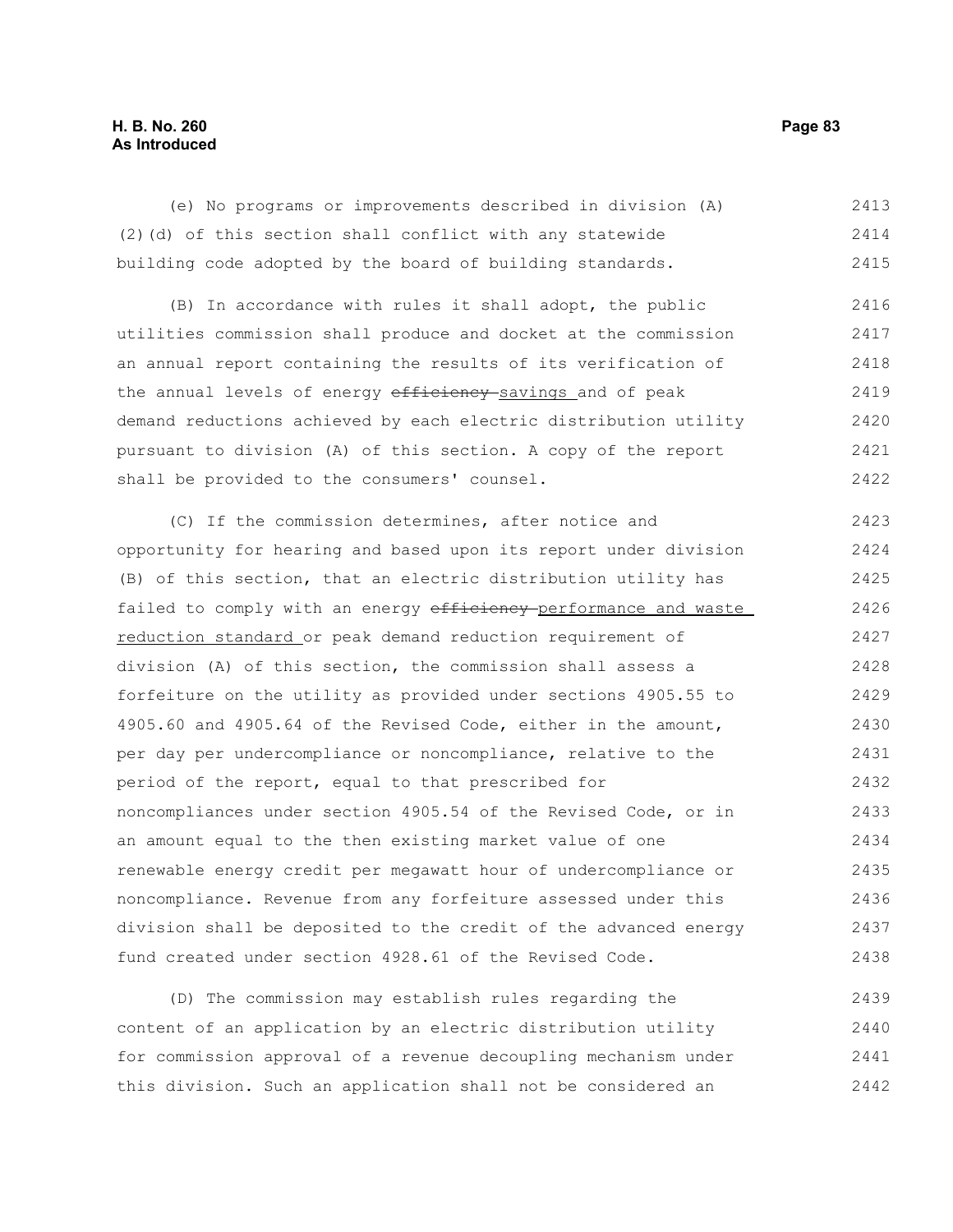(e) No programs or improvements described in division (A)(2)(d) of this section shall conflict with any statewide building code adopted by the board of building standards.

(B) In accordance with rules it shall adopt, the public utilities commission shall produce and docket at the commission an annual report containing the results of its verification of the annual levels of energy ~~efficiency~~ savings and of peak demand reductions achieved by each electric distribution utility pursuant to division (A) of this section. A copy of the report shall be provided to the consumers' counsel.

(C) If the commission determines, after notice and opportunity for hearing and based upon its report under division (B) of this section, that an electric distribution utility has failed to comply with an energy ~~efficiency~~ performance and waste reduction standard or peak demand reduction requirement of division (A) of this section, the commission shall assess a forfeiture on the utility as provided under sections 4905.55 to 4905.60 and 4905.64 of the Revised Code, either in the amount, per day per undercompliance or noncompliance, relative to the period of the report, equal to that prescribed for noncompliances under section 4905.54 of the Revised Code, or in an amount equal to the then existing market value of one renewable energy credit per megawatt hour of undercompliance or noncompliance. Revenue from any forfeiture assessed under this division shall be deposited to the credit of the advanced energy fund created under section 4928.61 of the Revised Code.

(D) The commission may establish rules regarding the content of an application by an electric distribution utility for commission approval of a revenue decoupling mechanism under this division. Such an application shall not be considered an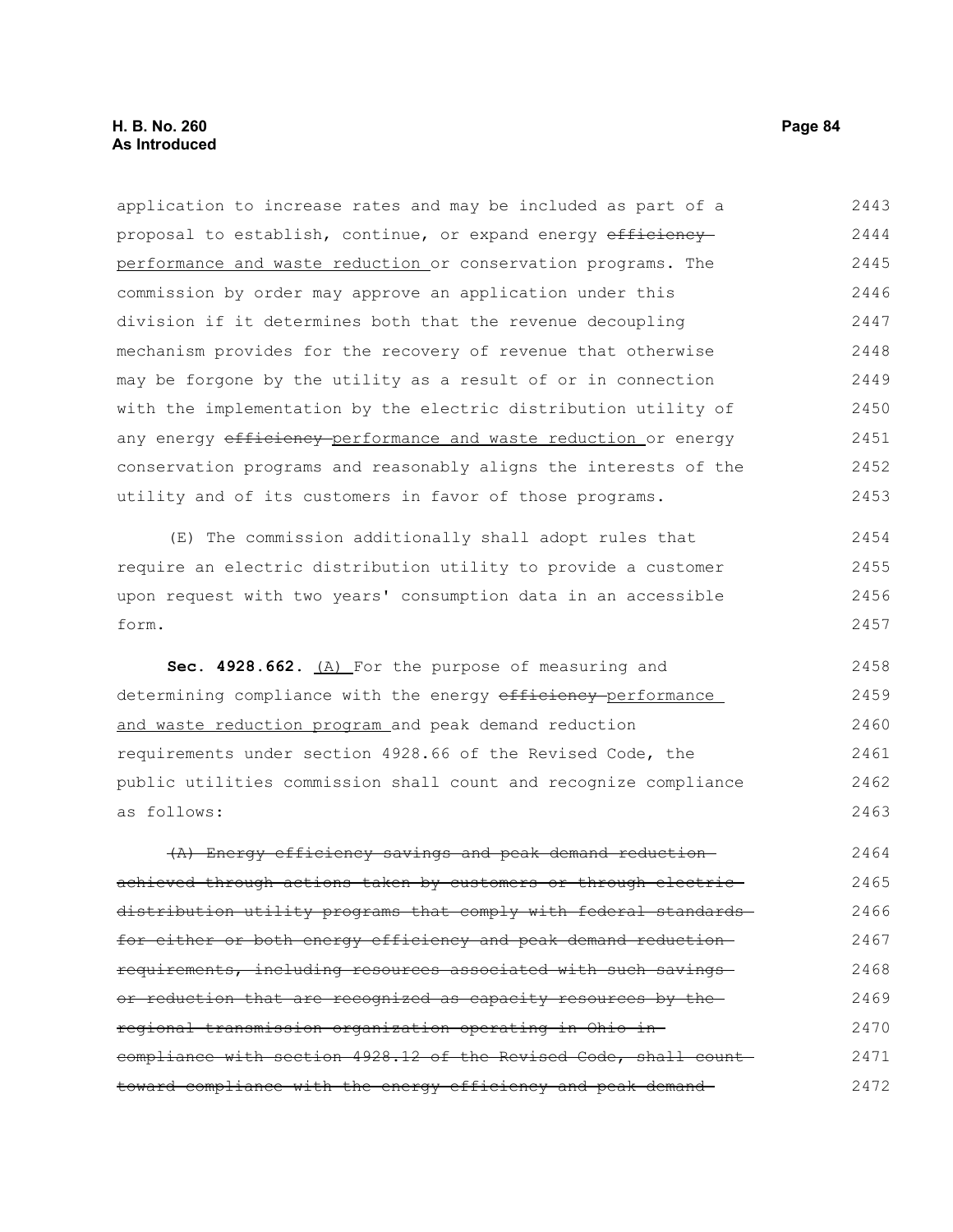application to increase rates and may be included as part of a proposal to establish, continue, or expand energy ~~efficiency~~ performance and waste reduction or conservation programs. The commission by order may approve an application under this division if it determines both that the revenue decoupling mechanism provides for the recovery of revenue that otherwise may be forgone by the utility as a result of or in connection with the implementation by the electric distribution utility of any energy ~~efficiency~~ performance and waste reduction or energy conservation programs and reasonably aligns the interests of the utility and of its customers in favor of those programs.

(E) The commission additionally shall adopt rules that require an electric distribution utility to provide a customer upon request with two years' consumption data in an accessible form.

**Sec. 4928.662.** (A) For the purpose of measuring and determining compliance with the energy ~~efficiency~~ performance and waste reduction program and peak demand reduction requirements under section 4928.66 of the Revised Code, the public utilities commission shall count and recognize compliance as follows:

~~(A) Energy efficiency savings and peak demand reduction achieved through actions taken by customers or through electric distribution utility programs that comply with federal standards for either or both energy efficiency and peak demand reduction requirements, including resources associated with such savings or reduction that are recognized as capacity resources by the regional transmission organization operating in Ohio in compliance with section 4928.12 of the Revised Code, shall count toward compliance with the energy efficiency and peak demand~~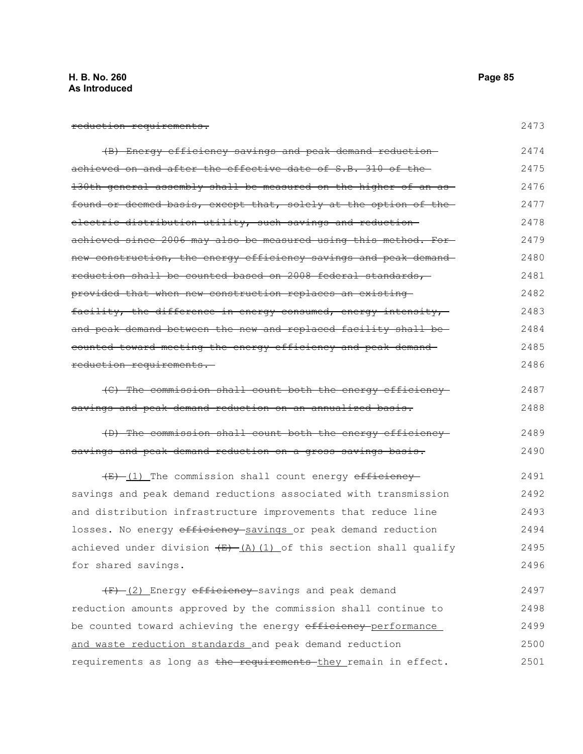~~reduction requirements.~~

~~(B) Energy efficiency savings and peak demand reduction achieved on and after the effective date of S.B. 310 of the 130th general assembly shall be measured on the higher of an as found or deemed basis, except that, solely at the option of the electric distribution utility, such savings and reduction achieved since 2006 may also be measured using this method. For new construction, the energy efficiency savings and peak demand reduction shall be counted based on 2008 federal standards, provided that when new construction replaces an existing facility, the difference in energy consumed, energy intensity, and peak demand between the new and replaced facility shall be counted toward meeting the energy efficiency and peak demand reduction requirements.~~

~~(C) The commission shall count both the energy efficiency savings and peak demand reduction on an annualized basis.~~

~~(D) The commission shall count both the energy efficiency savings and peak demand reduction on a gross savings basis.~~

~~(E)~~ <u>(1)</u> The commission shall count energy ~~efficiency~~ savings and peak demand reductions associated with transmission and distribution infrastructure improvements that reduce line losses. No energy ~~efficiency~~ <u>savings</u> or peak demand reduction achieved under division ~~(E)~~ <u>(A)(1)</u> of this section shall qualify for shared savings.

~~(F)~~ <u>(2)</u> Energy ~~efficiency~~ savings and peak demand reduction amounts approved by the commission shall continue to be counted toward achieving the energy ~~efficiency~~ <u>performance and waste reduction standards</u> and peak demand reduction requirements as long as ~~the requirements~~ <u>they</u> remain in effect.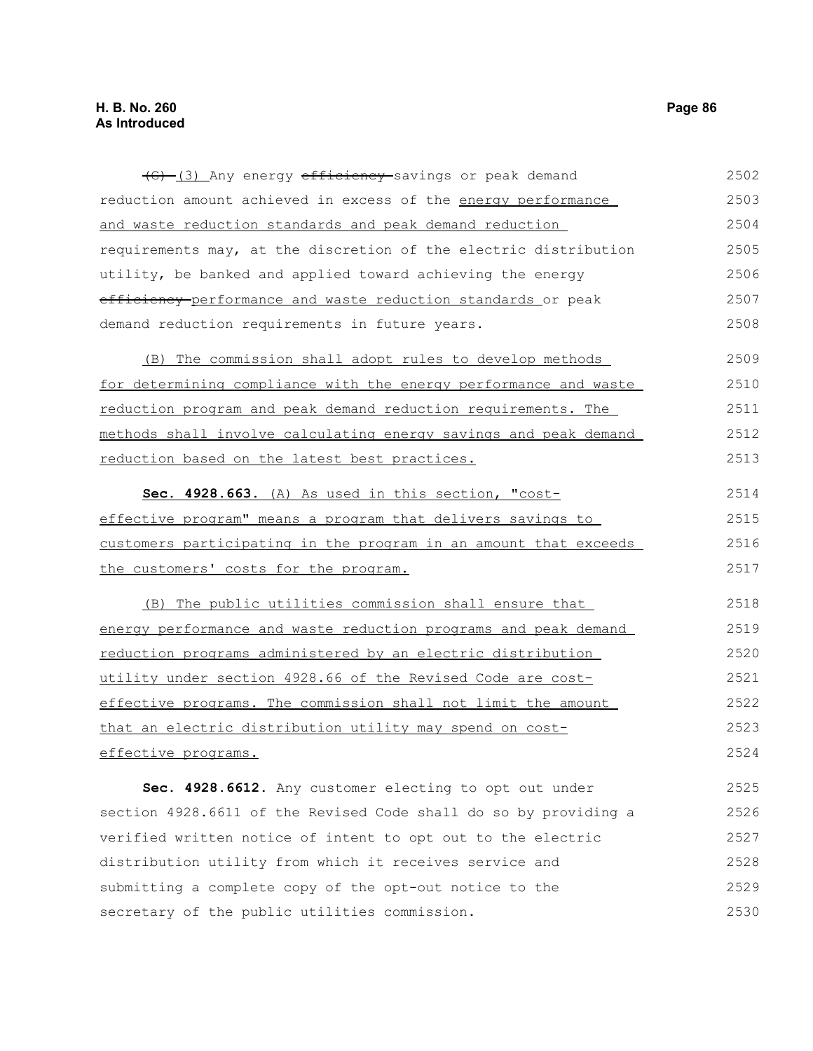~~(G)~~ (3) Any energy ~~efficiency~~ savings or peak demand reduction amount achieved in excess of the <u>energy performance and waste reduction standards and peak demand reduction</u> requirements may, at the discretion of the electric distribution utility, be banked and applied toward achieving the energy ~~efficiency~~ <u>performance and waste reduction standards</u> or peak demand reduction requirements in future years.

<u>(B) The commission shall adopt rules to develop methods for determining compliance with the energy performance and waste reduction program and peak demand reduction requirements. The methods shall involve calculating energy savings and peak demand reduction based on the latest best practices.</u>

<u>**Sec. 4928.663.** (A) As used in this section, "cost-effective program" means a program that delivers savings to customers participating in the program in an amount that exceeds the customers' costs for the program.</u>

<u>(B) The public utilities commission shall ensure that energy performance and waste reduction programs and peak demand reduction programs administered by an electric distribution utility under section 4928.66 of the Revised Code are cost-effective programs. The commission shall not limit the amount that an electric distribution utility may spend on cost-effective programs.</u>

**Sec. 4928.6612.** Any customer electing to opt out under section 4928.6611 of the Revised Code shall do so by providing a verified written notice of intent to opt out to the electric distribution utility from which it receives service and submitting a complete copy of the opt-out notice to the secretary of the public utilities commission.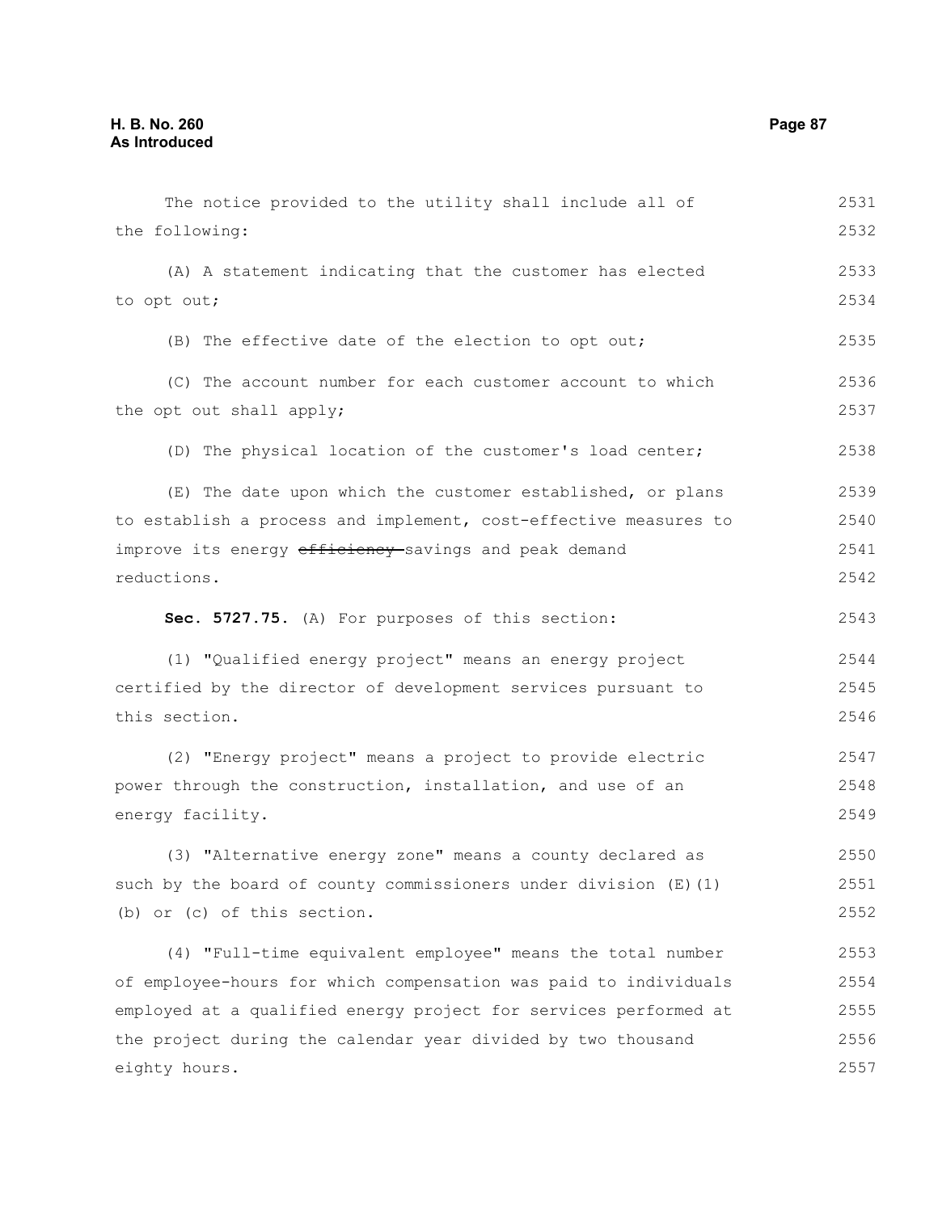The notice provided to the utility shall include all of the following:

(A) A statement indicating that the customer has elected to opt out;

(B) The effective date of the election to opt out;

(C) The account number for each customer account to which the opt out shall apply;

(D) The physical location of the customer's load center;

(E) The date upon which the customer established, or plans to establish a process and implement, cost-effective measures to improve its energy ~~efficiency~~ savings and peak demand reductions.

**Sec. 5727.75.** (A) For purposes of this section:

(1) "Qualified energy project" means an energy project certified by the director of development services pursuant to this section.

(2) "Energy project" means a project to provide electric power through the construction, installation, and use of an energy facility.

(3) "Alternative energy zone" means a county declared as such by the board of county commissioners under division (E)(1)(b) or (c) of this section.

(4) "Full-time equivalent employee" means the total number of employee-hours for which compensation was paid to individuals employed at a qualified energy project for services performed at the project during the calendar year divided by two thousand eighty hours.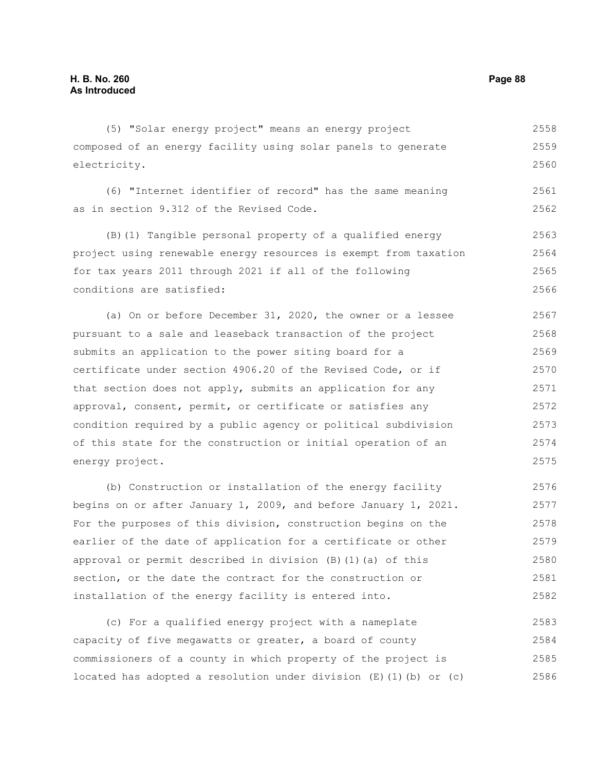(5) "Solar energy project" means an energy project composed of an energy facility using solar panels to generate electricity.

(6) "Internet identifier of record" has the same meaning as in section 9.312 of the Revised Code.

(B)(1) Tangible personal property of a qualified energy project using renewable energy resources is exempt from taxation for tax years 2011 through 2021 if all of the following conditions are satisfied:

(a) On or before December 31, 2020, the owner or a lessee pursuant to a sale and leaseback transaction of the project submits an application to the power siting board for a certificate under section 4906.20 of the Revised Code, or if that section does not apply, submits an application for any approval, consent, permit, or certificate or satisfies any condition required by a public agency or political subdivision of this state for the construction or initial operation of an energy project.

(b) Construction or installation of the energy facility begins on or after January 1, 2009, and before January 1, 2021. For the purposes of this division, construction begins on the earlier of the date of application for a certificate or other approval or permit described in division (B)(1)(a) of this section, or the date the contract for the construction or installation of the energy facility is entered into.

(c) For a qualified energy project with a nameplate capacity of five megawatts or greater, a board of county commissioners of a county in which property of the project is located has adopted a resolution under division (E)(1)(b) or (c)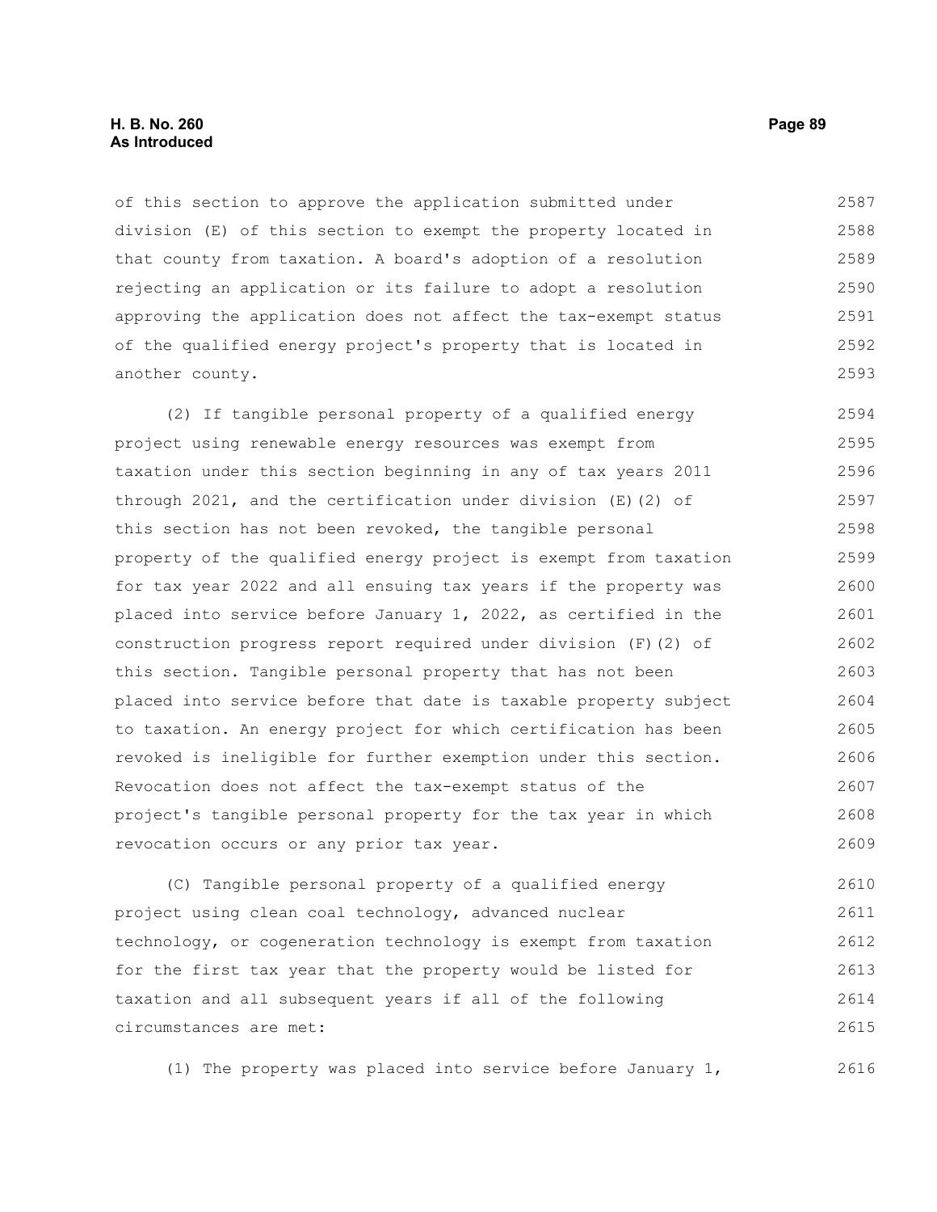of this section to approve the application submitted under division (E) of this section to exempt the property located in that county from taxation. A board's adoption of a resolution rejecting an application or its failure to adopt a resolution approving the application does not affect the tax-exempt status of the qualified energy project's property that is located in another county.

(2) If tangible personal property of a qualified energy project using renewable energy resources was exempt from taxation under this section beginning in any of tax years 2011 through 2021, and the certification under division (E)(2) of this section has not been revoked, the tangible personal property of the qualified energy project is exempt from taxation for tax year 2022 and all ensuing tax years if the property was placed into service before January 1, 2022, as certified in the construction progress report required under division (F)(2) of this section. Tangible personal property that has not been placed into service before that date is taxable property subject to taxation. An energy project for which certification has been revoked is ineligible for further exemption under this section. Revocation does not affect the tax-exempt status of the project's tangible personal property for the tax year in which revocation occurs or any prior tax year.

(C) Tangible personal property of a qualified energy project using clean coal technology, advanced nuclear technology, or cogeneration technology is exempt from taxation for the first tax year that the property would be listed for taxation and all subsequent years if all of the following circumstances are met:

(1) The property was placed into service before January 1,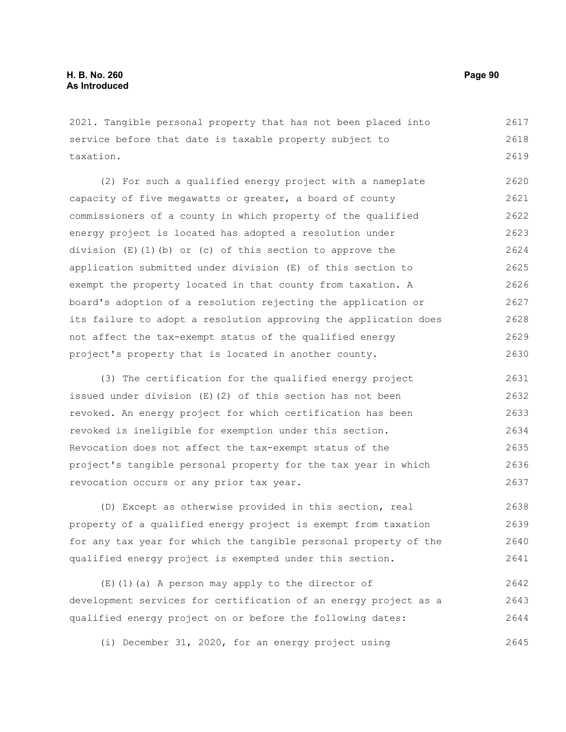2021. Tangible personal property that has not been placed into service before that date is taxable property subject to taxation.

(2) For such a qualified energy project with a nameplate capacity of five megawatts or greater, a board of county commissioners of a county in which property of the qualified energy project is located has adopted a resolution under division (E)(1)(b) or (c) of this section to approve the application submitted under division (E) of this section to exempt the property located in that county from taxation. A board's adoption of a resolution rejecting the application or its failure to adopt a resolution approving the application does not affect the tax-exempt status of the qualified energy project's property that is located in another county.

(3) The certification for the qualified energy project issued under division (E)(2) of this section has not been revoked. An energy project for which certification has been revoked is ineligible for exemption under this section. Revocation does not affect the tax-exempt status of the project's tangible personal property for the tax year in which revocation occurs or any prior tax year.

(D) Except as otherwise provided in this section, real property of a qualified energy project is exempt from taxation for any tax year for which the tangible personal property of the qualified energy project is exempted under this section.

(E)(1)(a) A person may apply to the director of development services for certification of an energy project as a qualified energy project on or before the following dates:

(i) December 31, 2020, for an energy project using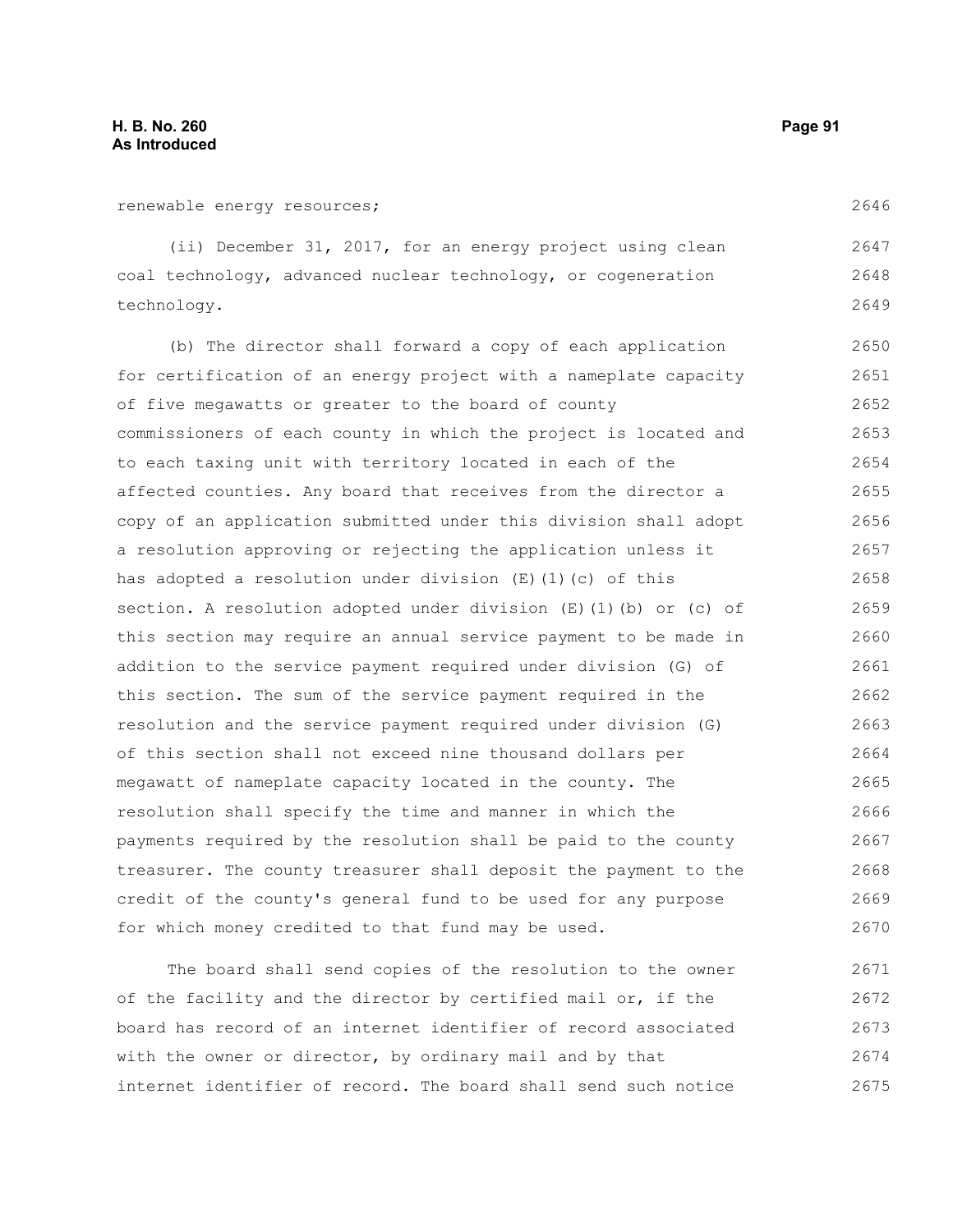renewable energy resources;

(ii) December 31, 2017, for an energy project using clean coal technology, advanced nuclear technology, or cogeneration technology.

(b) The director shall forward a copy of each application for certification of an energy project with a nameplate capacity of five megawatts or greater to the board of county commissioners of each county in which the project is located and to each taxing unit with territory located in each of the affected counties. Any board that receives from the director a copy of an application submitted under this division shall adopt a resolution approving or rejecting the application unless it has adopted a resolution under division (E)(1)(c) of this section. A resolution adopted under division (E)(1)(b) or (c) of this section may require an annual service payment to be made in addition to the service payment required under division (G) of this section. The sum of the service payment required in the resolution and the service payment required under division (G) of this section shall not exceed nine thousand dollars per megawatt of nameplate capacity located in the county. The resolution shall specify the time and manner in which the payments required by the resolution shall be paid to the county treasurer. The county treasurer shall deposit the payment to the credit of the county's general fund to be used for any purpose for which money credited to that fund may be used.

The board shall send copies of the resolution to the owner of the facility and the director by certified mail or, if the board has record of an internet identifier of record associated with the owner or director, by ordinary mail and by that internet identifier of record. The board shall send such notice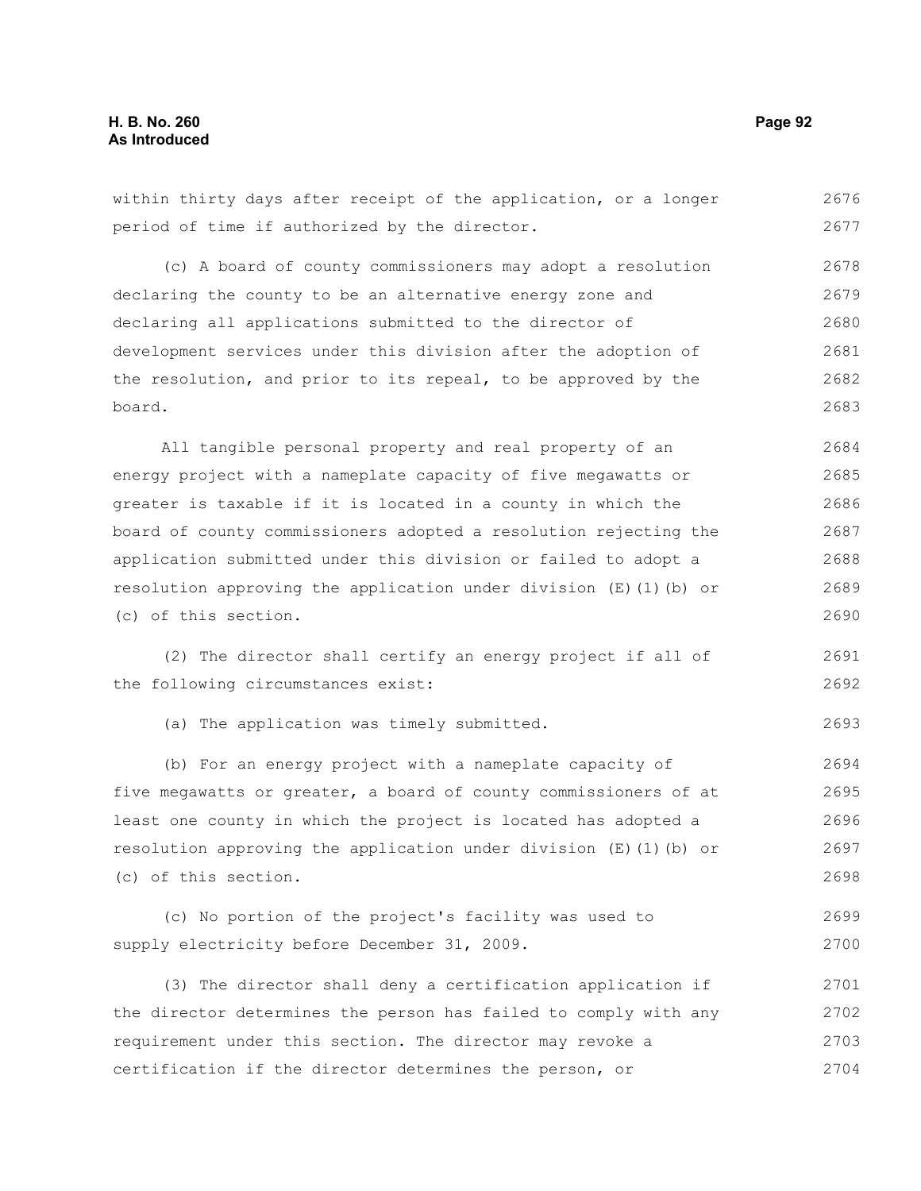within thirty days after receipt of the application, or a longer period of time if authorized by the director.

(c) A board of county commissioners may adopt a resolution declaring the county to be an alternative energy zone and declaring all applications submitted to the director of development services under this division after the adoption of the resolution, and prior to its repeal, to be approved by the board.

All tangible personal property and real property of an energy project with a nameplate capacity of five megawatts or greater is taxable if it is located in a county in which the board of county commissioners adopted a resolution rejecting the application submitted under this division or failed to adopt a resolution approving the application under division (E)(1)(b) or (c) of this section.

(2) The director shall certify an energy project if all of the following circumstances exist:

(a) The application was timely submitted.

(b) For an energy project with a nameplate capacity of five megawatts or greater, a board of county commissioners of at least one county in which the project is located has adopted a resolution approving the application under division (E)(1)(b) or (c) of this section.

(c) No portion of the project's facility was used to supply electricity before December 31, 2009.

(3) The director shall deny a certification application if the director determines the person has failed to comply with any requirement under this section. The director may revoke a certification if the director determines the person, or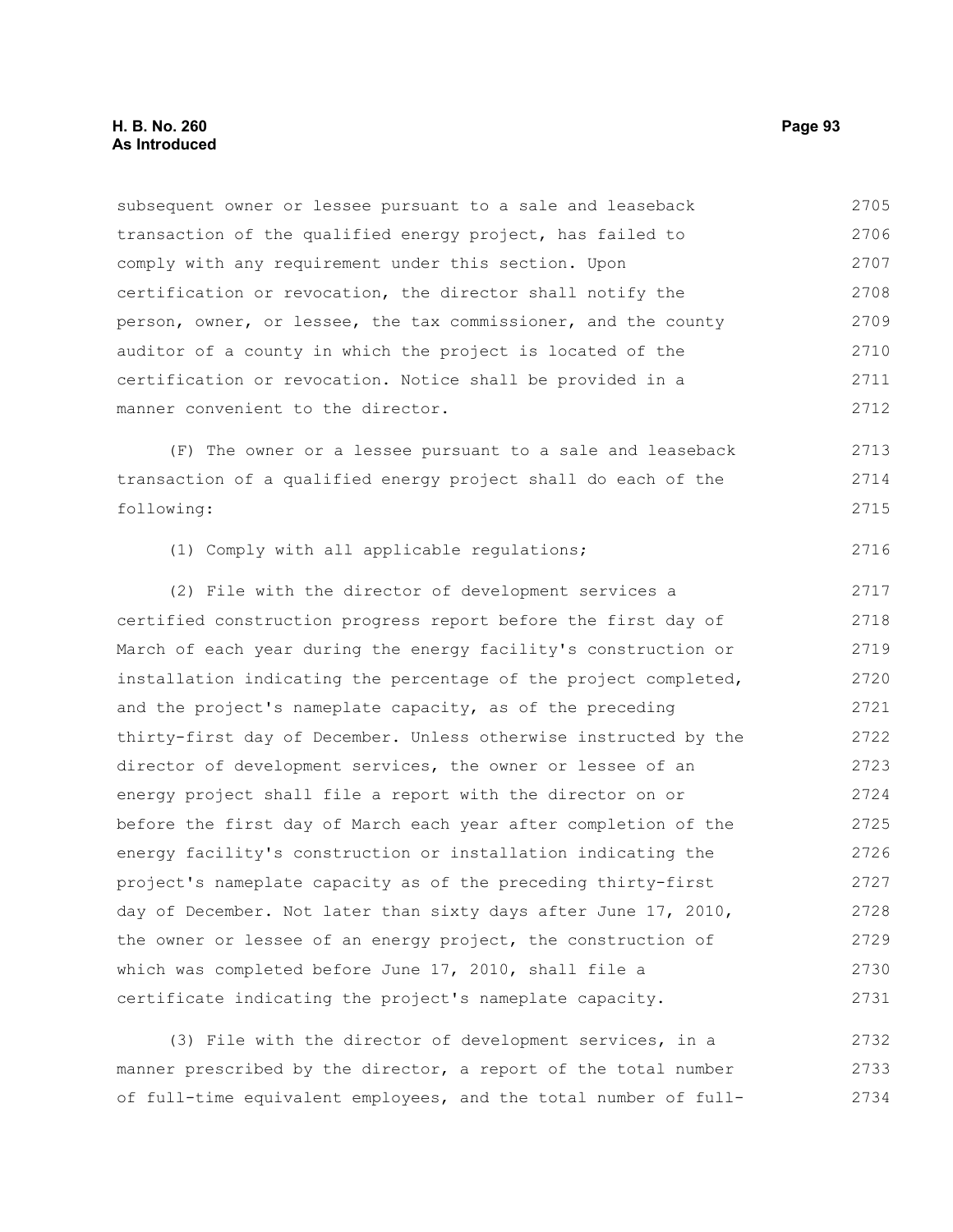subsequent owner or lessee pursuant to a sale and leaseback transaction of the qualified energy project, has failed to comply with any requirement under this section. Upon certification or revocation, the director shall notify the person, owner, or lessee, the tax commissioner, and the county auditor of a county in which the project is located of the certification or revocation. Notice shall be provided in a manner convenient to the director.

(F) The owner or a lessee pursuant to a sale and leaseback transaction of a qualified energy project shall do each of the following:

(1) Comply with all applicable regulations;

(2) File with the director of development services a certified construction progress report before the first day of March of each year during the energy facility's construction or installation indicating the percentage of the project completed, and the project's nameplate capacity, as of the preceding thirty-first day of December. Unless otherwise instructed by the director of development services, the owner or lessee of an energy project shall file a report with the director on or before the first day of March each year after completion of the energy facility's construction or installation indicating the project's nameplate capacity as of the preceding thirty-first day of December. Not later than sixty days after June 17, 2010, the owner or lessee of an energy project, the construction of which was completed before June 17, 2010, shall file a certificate indicating the project's nameplate capacity.

(3) File with the director of development services, in a manner prescribed by the director, a report of the total number of full-time equivalent employees, and the total number of full-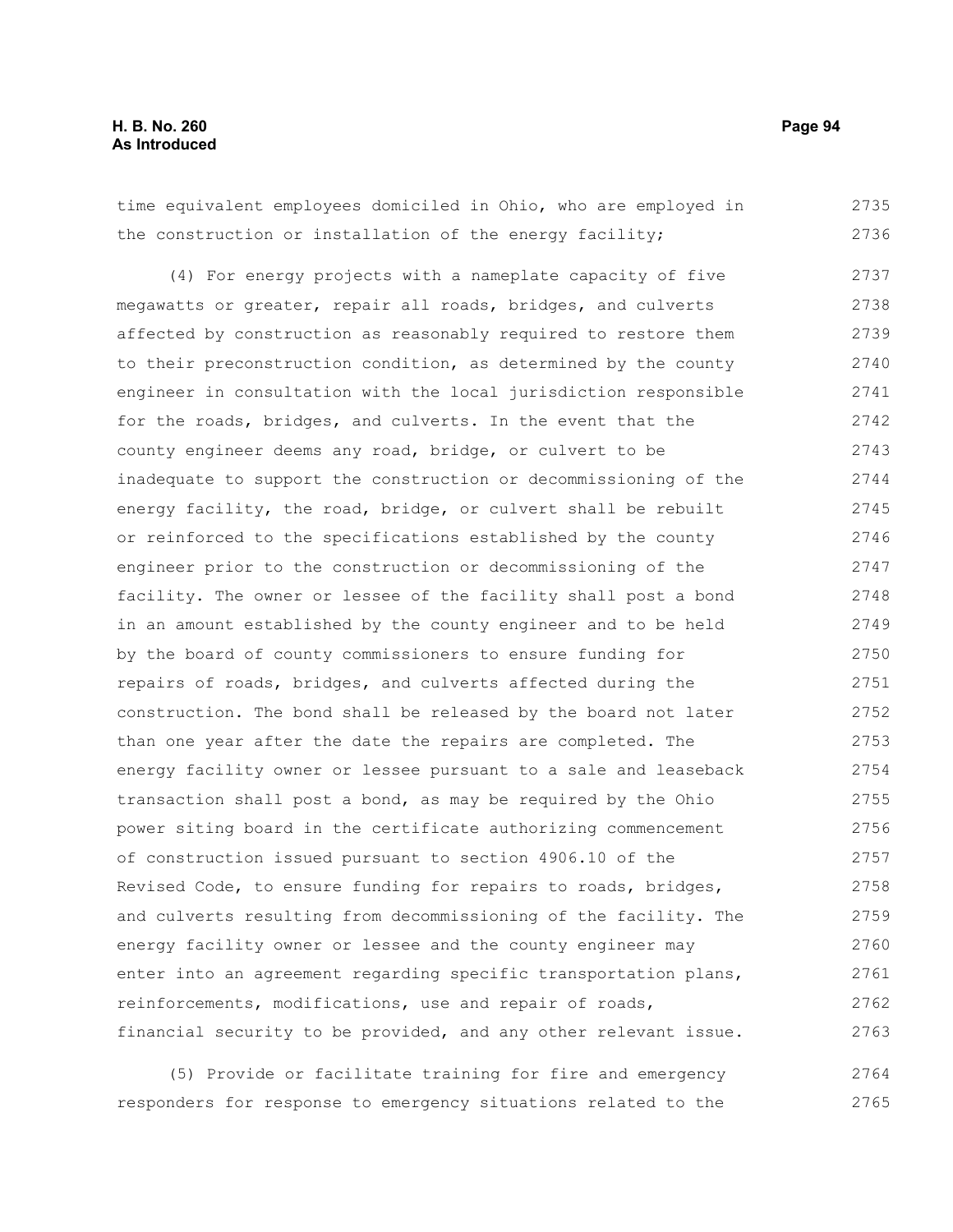time equivalent employees domiciled in Ohio, who are employed in the construction or installation of the energy facility;

(4) For energy projects with a nameplate capacity of five megawatts or greater, repair all roads, bridges, and culverts affected by construction as reasonably required to restore them to their preconstruction condition, as determined by the county engineer in consultation with the local jurisdiction responsible for the roads, bridges, and culverts. In the event that the county engineer deems any road, bridge, or culvert to be inadequate to support the construction or decommissioning of the energy facility, the road, bridge, or culvert shall be rebuilt or reinforced to the specifications established by the county engineer prior to the construction or decommissioning of the facility. The owner or lessee of the facility shall post a bond in an amount established by the county engineer and to be held by the board of county commissioners to ensure funding for repairs of roads, bridges, and culverts affected during the construction. The bond shall be released by the board not later than one year after the date the repairs are completed. The energy facility owner or lessee pursuant to a sale and leaseback transaction shall post a bond, as may be required by the Ohio power siting board in the certificate authorizing commencement of construction issued pursuant to section 4906.10 of the Revised Code, to ensure funding for repairs to roads, bridges, and culverts resulting from decommissioning of the facility. The energy facility owner or lessee and the county engineer may enter into an agreement regarding specific transportation plans, reinforcements, modifications, use and repair of roads, financial security to be provided, and any other relevant issue.

(5) Provide or facilitate training for fire and emergency responders for response to emergency situations related to the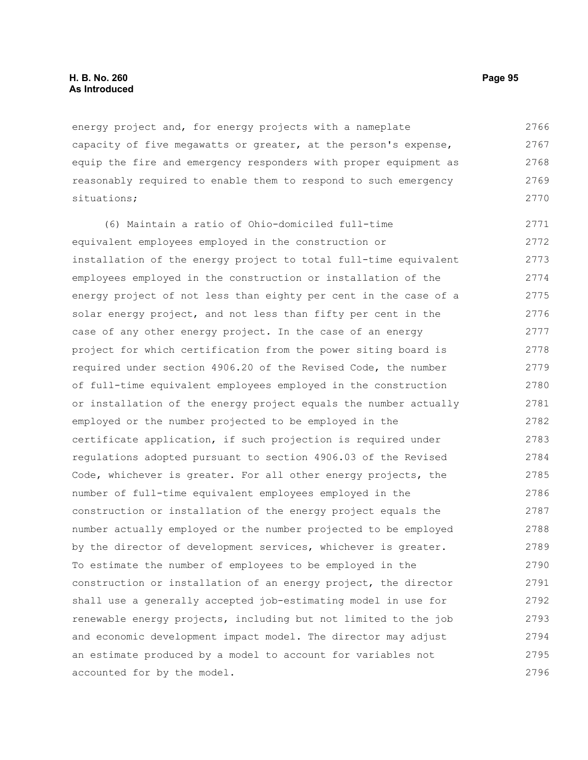energy project and, for energy projects with a nameplate capacity of five megawatts or greater, at the person's expense, equip the fire and emergency responders with proper equipment as reasonably required to enable them to respond to such emergency situations;

(6) Maintain a ratio of Ohio-domiciled full-time equivalent employees employed in the construction or installation of the energy project to total full-time equivalent employees employed in the construction or installation of the energy project of not less than eighty per cent in the case of a solar energy project, and not less than fifty per cent in the case of any other energy project. In the case of an energy project for which certification from the power siting board is required under section 4906.20 of the Revised Code, the number of full-time equivalent employees employed in the construction or installation of the energy project equals the number actually employed or the number projected to be employed in the certificate application, if such projection is required under regulations adopted pursuant to section 4906.03 of the Revised Code, whichever is greater. For all other energy projects, the number of full-time equivalent employees employed in the construction or installation of the energy project equals the number actually employed or the number projected to be employed by the director of development services, whichever is greater. To estimate the number of employees to be employed in the construction or installation of an energy project, the director shall use a generally accepted job-estimating model in use for renewable energy projects, including but not limited to the job and economic development impact model. The director may adjust an estimate produced by a model to account for variables not accounted for by the model.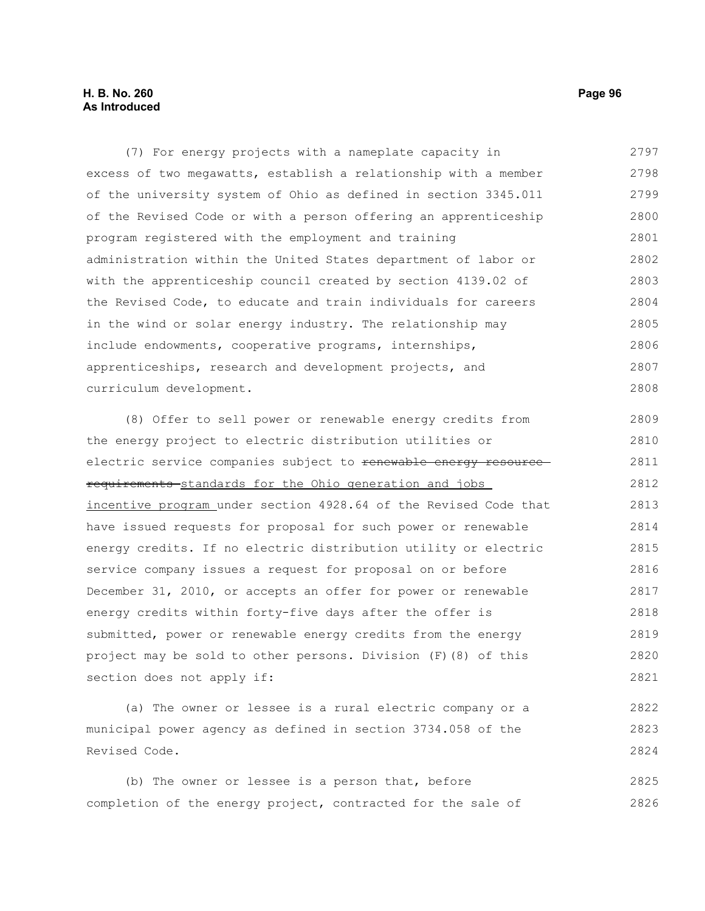(7) For energy projects with a nameplate capacity in excess of two megawatts, establish a relationship with a member of the university system of Ohio as defined in section 3345.011 of the Revised Code or with a person offering an apprenticeship program registered with the employment and training administration within the United States department of labor or with the apprenticeship council created by section 4139.02 of the Revised Code, to educate and train individuals for careers in the wind or solar energy industry. The relationship may include endowments, cooperative programs, internships, apprenticeships, research and development projects, and curriculum development.

(8) Offer to sell power or renewable energy credits from the energy project to electric distribution utilities or electric service companies subject to ~~renewable energy resource requirements~~ standards for the Ohio generation and jobs incentive program under section 4928.64 of the Revised Code that have issued requests for proposal for such power or renewable energy credits. If no electric distribution utility or electric service company issues a request for proposal on or before December 31, 2010, or accepts an offer for power or renewable energy credits within forty-five days after the offer is submitted, power or renewable energy credits from the energy project may be sold to other persons. Division (F)(8) of this section does not apply if:

(a) The owner or lessee is a rural electric company or a municipal power agency as defined in section 3734.058 of the Revised Code.

(b) The owner or lessee is a person that, before completion of the energy project, contracted for the sale of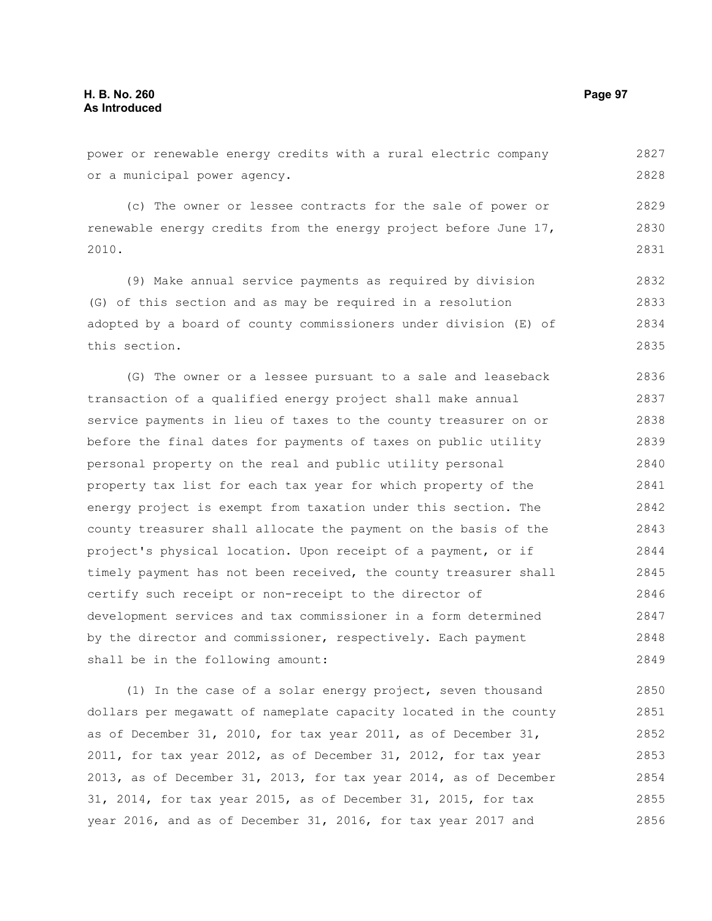power or renewable energy credits with a rural electric company or a municipal power agency.

(c) The owner or lessee contracts for the sale of power or renewable energy credits from the energy project before June 17, 2010.

(9) Make annual service payments as required by division (G) of this section and as may be required in a resolution adopted by a board of county commissioners under division (E) of this section.

(G) The owner or a lessee pursuant to a sale and leaseback transaction of a qualified energy project shall make annual service payments in lieu of taxes to the county treasurer on or before the final dates for payments of taxes on public utility personal property on the real and public utility personal property tax list for each tax year for which property of the energy project is exempt from taxation under this section. The county treasurer shall allocate the payment on the basis of the project's physical location. Upon receipt of a payment, or if timely payment has not been received, the county treasurer shall certify such receipt or non-receipt to the director of development services and tax commissioner in a form determined by the director and commissioner, respectively. Each payment shall be in the following amount:

(1) In the case of a solar energy project, seven thousand dollars per megawatt of nameplate capacity located in the county as of December 31, 2010, for tax year 2011, as of December 31, 2011, for tax year 2012, as of December 31, 2012, for tax year 2013, as of December 31, 2013, for tax year 2014, as of December 31, 2014, for tax year 2015, as of December 31, 2015, for tax year 2016, and as of December 31, 2016, for tax year 2017 and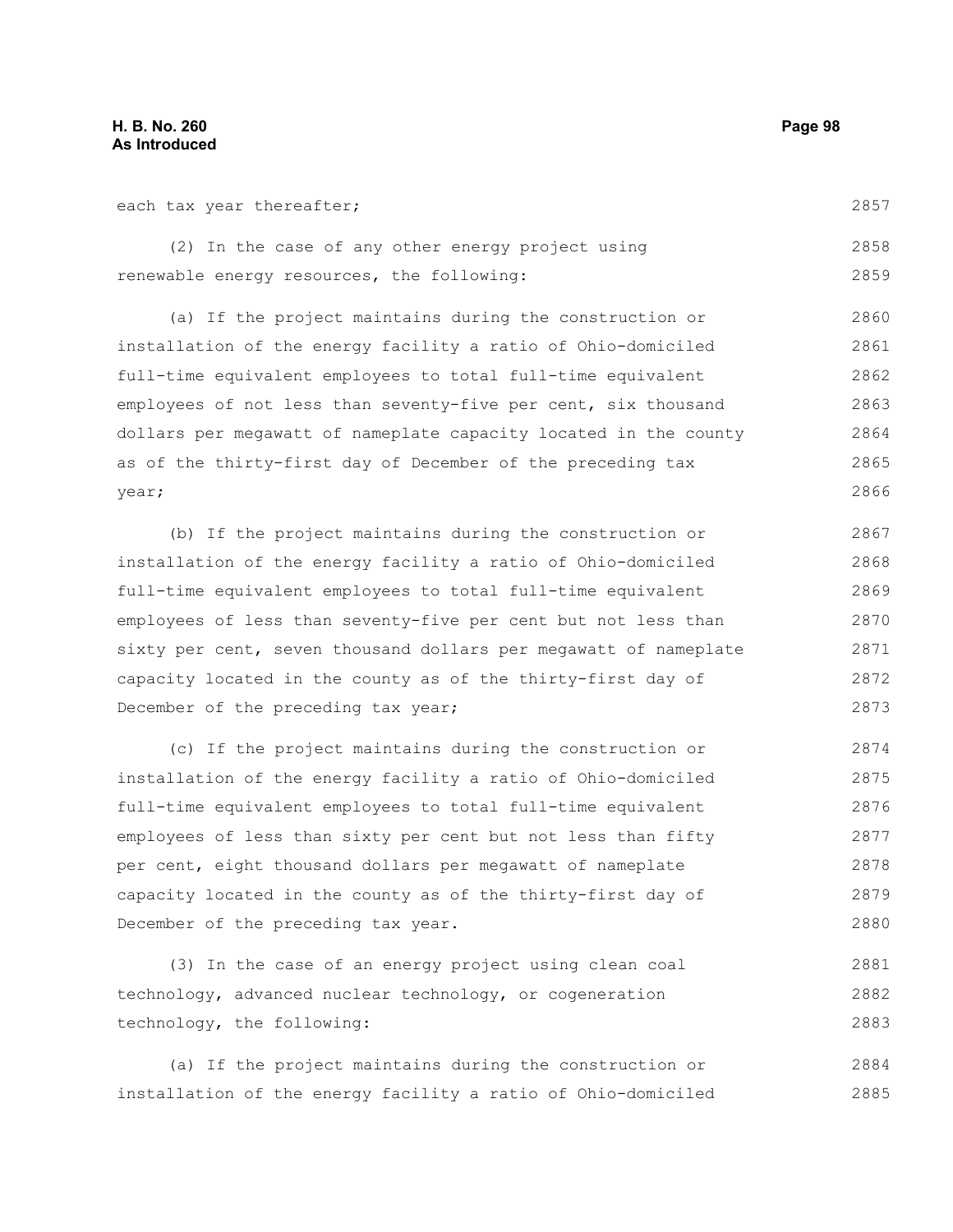each tax year thereafter;

(2) In the case of any other energy project using renewable energy resources, the following:

(a) If the project maintains during the construction or installation of the energy facility a ratio of Ohio-domiciled full-time equivalent employees to total full-time equivalent employees of not less than seventy-five per cent, six thousand dollars per megawatt of nameplate capacity located in the county as of the thirty-first day of December of the preceding tax year;

(b) If the project maintains during the construction or installation of the energy facility a ratio of Ohio-domiciled full-time equivalent employees to total full-time equivalent employees of less than seventy-five per cent but not less than sixty per cent, seven thousand dollars per megawatt of nameplate capacity located in the county as of the thirty-first day of December of the preceding tax year;

(c) If the project maintains during the construction or installation of the energy facility a ratio of Ohio-domiciled full-time equivalent employees to total full-time equivalent employees of less than sixty per cent but not less than fifty per cent, eight thousand dollars per megawatt of nameplate capacity located in the county as of the thirty-first day of December of the preceding tax year.

(3) In the case of an energy project using clean coal technology, advanced nuclear technology, or cogeneration technology, the following:

(a) If the project maintains during the construction or installation of the energy facility a ratio of Ohio-domiciled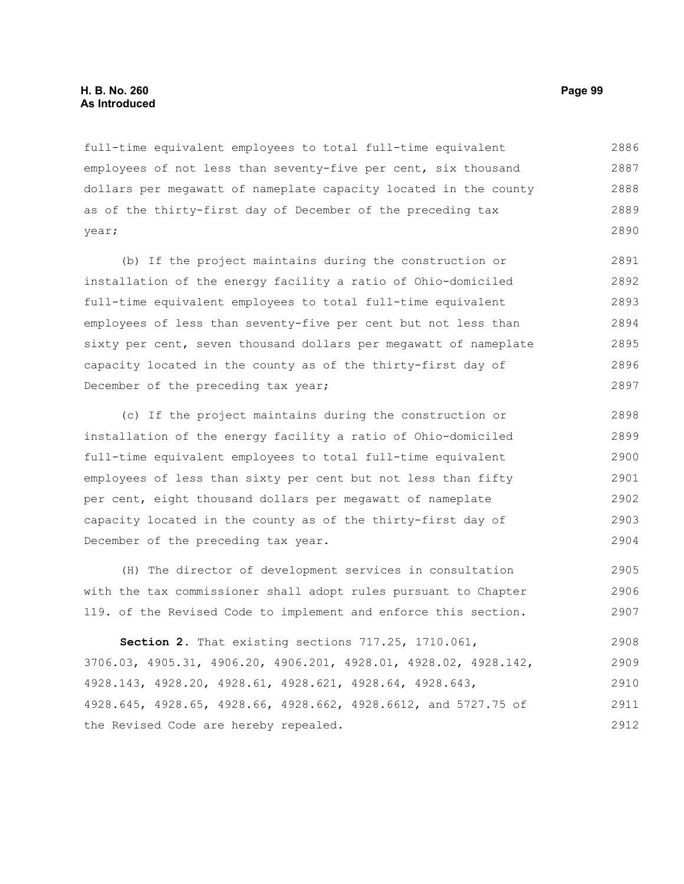full-time equivalent employees to total full-time equivalent employees of not less than seventy-five per cent, six thousand dollars per megawatt of nameplate capacity located in the county as of the thirty-first day of December of the preceding tax year;

(b) If the project maintains during the construction or installation of the energy facility a ratio of Ohio-domiciled full-time equivalent employees to total full-time equivalent employees of less than seventy-five per cent but not less than sixty per cent, seven thousand dollars per megawatt of nameplate capacity located in the county as of the thirty-first day of December of the preceding tax year;

(c) If the project maintains during the construction or installation of the energy facility a ratio of Ohio-domiciled full-time equivalent employees to total full-time equivalent employees of less than sixty per cent but not less than fifty per cent, eight thousand dollars per megawatt of nameplate capacity located in the county as of the thirty-first day of December of the preceding tax year.

(H) The director of development services in consultation with the tax commissioner shall adopt rules pursuant to Chapter 119. of the Revised Code to implement and enforce this section.

**Section 2.** That existing sections 717.25, 1710.061, 3706.03, 4905.31, 4906.20, 4906.201, 4928.01, 4928.02, 4928.142, 4928.143, 4928.20, 4928.61, 4928.621, 4928.64, 4928.643, 4928.645, 4928.65, 4928.66, 4928.662, 4928.6612, and 5727.75 of the Revised Code are hereby repealed.